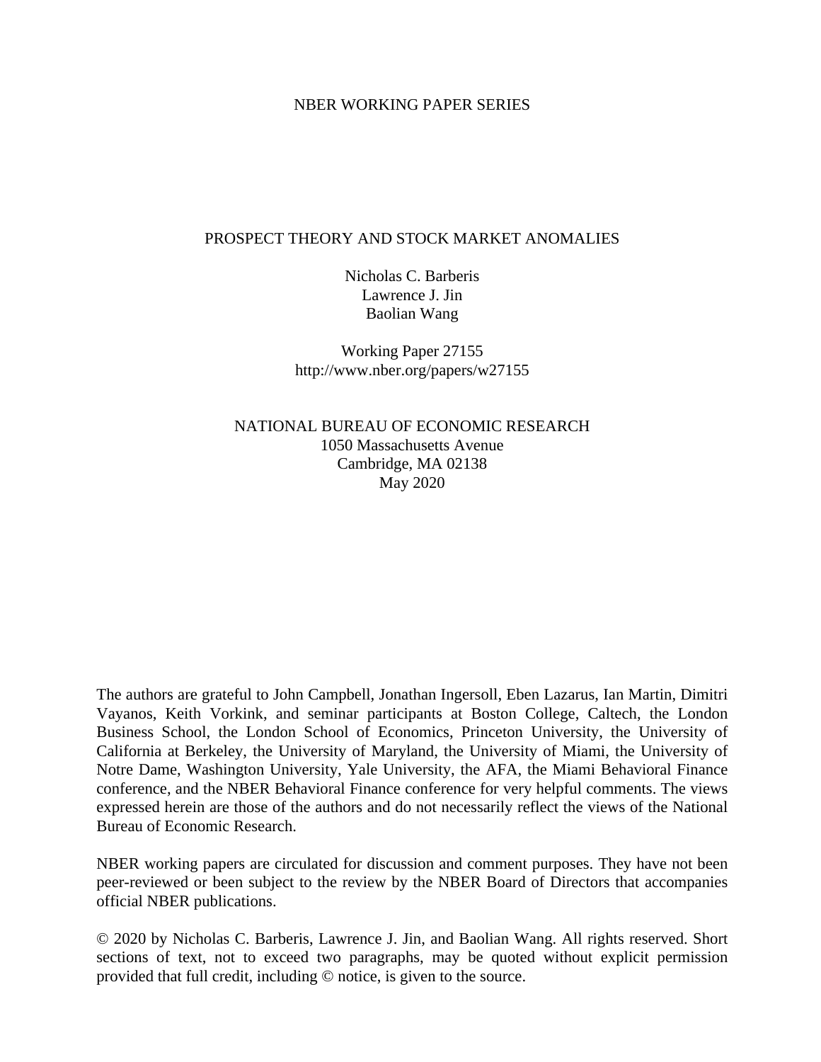NBER WORKING PAPER SERIES

# PROSPECT THEORY AND STOCK MARKET ANOMALIES

Nicholas C. Barberis
Lawrence J. Jin
Baolian Wang

Working Paper 27155
http://www.nber.org/papers/w27155

NATIONAL BUREAU OF ECONOMIC RESEARCH
1050 Massachusetts Avenue
Cambridge, MA 02138
May 2020

The authors are grateful to John Campbell, Jonathan Ingersoll, Eben Lazarus, Ian Martin, Dimitri Vayanos, Keith Vorkink, and seminar participants at Boston College, Caltech, the London Business School, the London School of Economics, Princeton University, the University of California at Berkeley, the University of Maryland, the University of Miami, the University of Notre Dame, Washington University, Yale University, the AFA, the Miami Behavioral Finance conference, and the NBER Behavioral Finance conference for very helpful comments. The views expressed herein are those of the authors and do not necessarily reflect the views of the National Bureau of Economic Research.

NBER working papers are circulated for discussion and comment purposes. They have not been peer-reviewed or been subject to the review by the NBER Board of Directors that accompanies official NBER publications.

© 2020 by Nicholas C. Barberis, Lawrence J. Jin, and Baolian Wang. All rights reserved. Short sections of text, not to exceed two paragraphs, may be quoted without explicit permission provided that full credit, including © notice, is given to the source.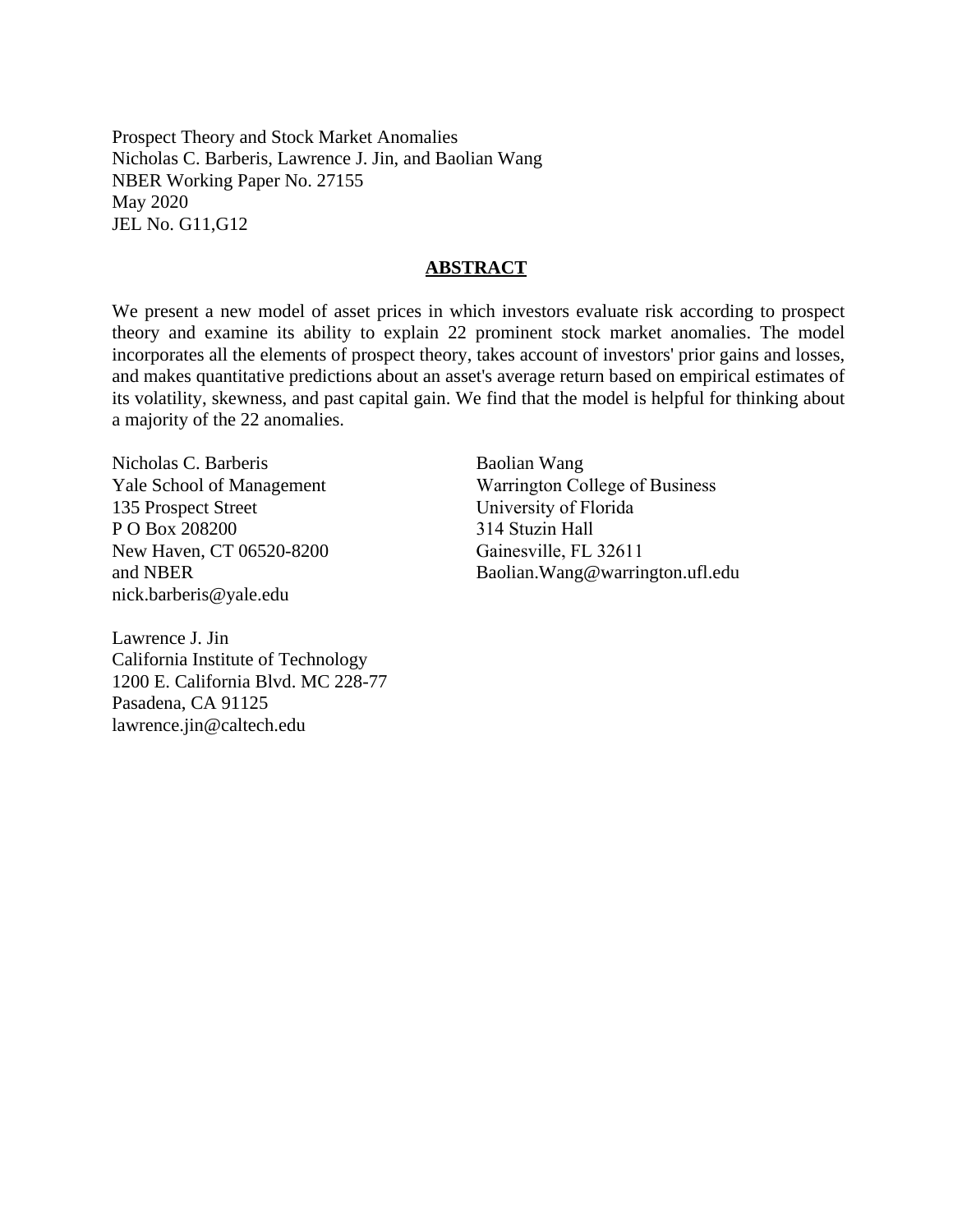Prospect Theory and Stock Market Anomalies
Nicholas C. Barberis, Lawrence J. Jin, and Baolian Wang
NBER Working Paper No. 27155
May 2020
JEL No. G11,G12

## ABSTRACT

We present a new model of asset prices in which investors evaluate risk according to prospect theory and examine its ability to explain 22 prominent stock market anomalies. The model incorporates all the elements of prospect theory, takes account of investors' prior gains and losses, and makes quantitative predictions about an asset's average return based on empirical estimates of its volatility, skewness, and past capital gain. We find that the model is helpful for thinking about a majority of the 22 anomalies.

Nicholas C. Barberis
Yale School of Management
135 Prospect Street
P O Box 208200
New Haven, CT 06520-8200
and NBER
nick.barberis@yale.edu

Baolian Wang
Warrington College of Business
University of Florida
314 Stuzin Hall
Gainesville, FL 32611
Baolian.Wang@warrington.ufl.edu

Lawrence J. Jin
California Institute of Technology
1200 E. California Blvd. MC 228-77
Pasadena, CA 91125
lawrence.jin@caltech.edu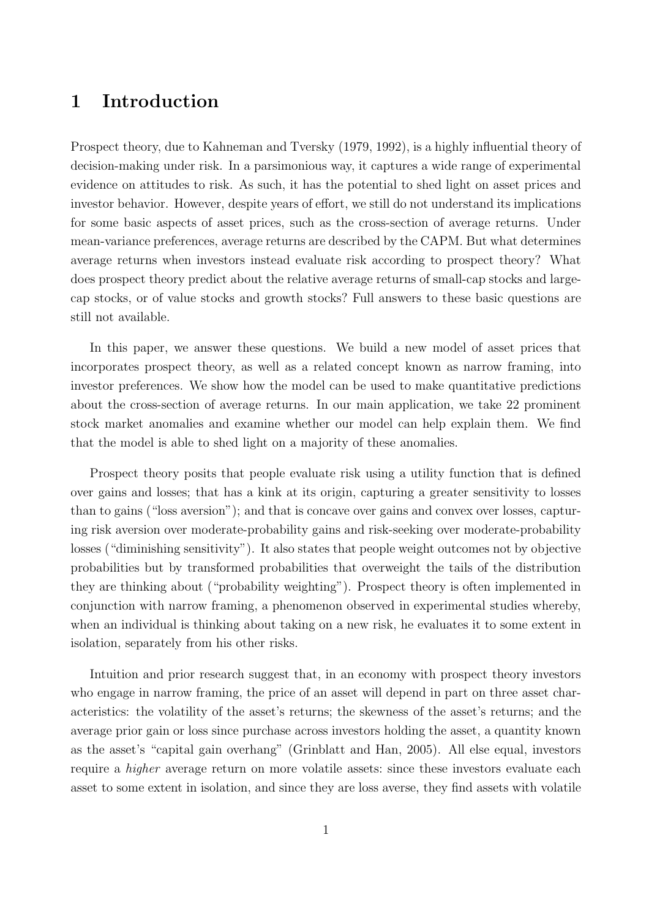# 1 Introduction

Prospect theory, due to Kahneman and Tversky (1979, 1992), is a highly influential theory of decision-making under risk. In a parsimonious way, it captures a wide range of experimental evidence on attitudes to risk. As such, it has the potential to shed light on asset prices and investor behavior. However, despite years of effort, we still do not understand its implications for some basic aspects of asset prices, such as the cross-section of average returns. Under mean-variance preferences, average returns are described by the CAPM. But what determines average returns when investors instead evaluate risk according to prospect theory? What does prospect theory predict about the relative average returns of small-cap stocks and large-cap stocks, or of value stocks and growth stocks? Full answers to these basic questions are still not available.

In this paper, we answer these questions. We build a new model of asset prices that incorporates prospect theory, as well as a related concept known as narrow framing, into investor preferences. We show how the model can be used to make quantitative predictions about the cross-section of average returns. In our main application, we take 22 prominent stock market anomalies and examine whether our model can help explain them. We find that the model is able to shed light on a majority of these anomalies.

Prospect theory posits that people evaluate risk using a utility function that is defined over gains and losses; that has a kink at its origin, capturing a greater sensitivity to losses than to gains ("loss aversion"); and that is concave over gains and convex over losses, capturing risk aversion over moderate-probability gains and risk-seeking over moderate-probability losses ("diminishing sensitivity"). It also states that people weight outcomes not by objective probabilities but by transformed probabilities that overweight the tails of the distribution they are thinking about ("probability weighting"). Prospect theory is often implemented in conjunction with narrow framing, a phenomenon observed in experimental studies whereby, when an individual is thinking about taking on a new risk, he evaluates it to some extent in isolation, separately from his other risks.

Intuition and prior research suggest that, in an economy with prospect theory investors who engage in narrow framing, the price of an asset will depend in part on three asset characteristics: the volatility of the asset's returns; the skewness of the asset's returns; and the average prior gain or loss since purchase across investors holding the asset, a quantity known as the asset's "capital gain overhang" (Grinblatt and Han, 2005). All else equal, investors require a *higher* average return on more volatile assets: since these investors evaluate each asset to some extent in isolation, and since they are loss averse, they find assets with volatile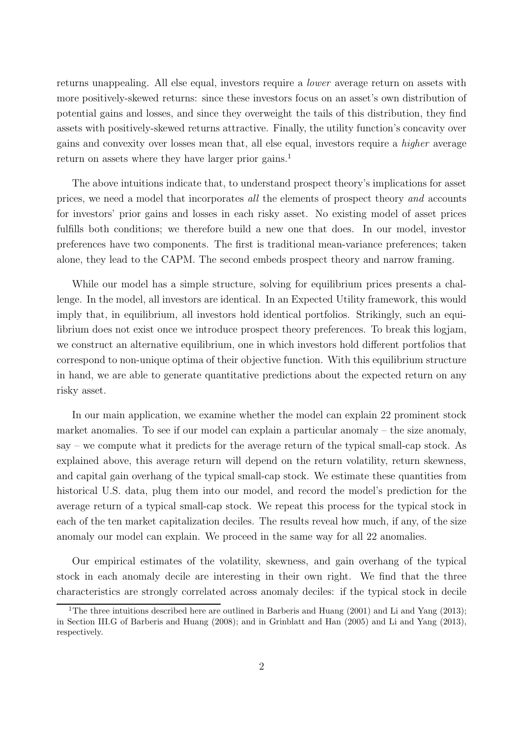returns unappealing. All else equal, investors require a *lower* average return on assets with more positively-skewed returns: since these investors focus on an asset's own distribution of potential gains and losses, and since they overweight the tails of this distribution, they find assets with positively-skewed returns attractive. Finally, the utility function's concavity over gains and convexity over losses mean that, all else equal, investors require a *higher* average return on assets where they have larger prior gains.[1]

The above intuitions indicate that, to understand prospect theory's implications for asset prices, we need a model that incorporates *all* the elements of prospect theory *and* accounts for investors' prior gains and losses in each risky asset. No existing model of asset prices fulfills both conditions; we therefore build a new one that does. In our model, investor preferences have two components. The first is traditional mean-variance preferences; taken alone, they lead to the CAPM. The second embeds prospect theory and narrow framing.

While our model has a simple structure, solving for equilibrium prices presents a challenge. In the model, all investors are identical. In an Expected Utility framework, this would imply that, in equilibrium, all investors hold identical portfolios. Strikingly, such an equilibrium does not exist once we introduce prospect theory preferences. To break this logjam, we construct an alternative equilibrium, one in which investors hold different portfolios that correspond to non-unique optima of their objective function. With this equilibrium structure in hand, we are able to generate quantitative predictions about the expected return on any risky asset.

In our main application, we examine whether the model can explain 22 prominent stock market anomalies. To see if our model can explain a particular anomaly – the size anomaly, say – we compute what it predicts for the average return of the typical small-cap stock. As explained above, this average return will depend on the return volatility, return skewness, and capital gain overhang of the typical small-cap stock. We estimate these quantities from historical U.S. data, plug them into our model, and record the model's prediction for the average return of a typical small-cap stock. We repeat this process for the typical stock in each of the ten market capitalization deciles. The results reveal how much, if any, of the size anomaly our model can explain. We proceed in the same way for all 22 anomalies.

Our empirical estimates of the volatility, skewness, and gain overhang of the typical stock in each anomaly decile are interesting in their own right. We find that the three characteristics are strongly correlated across anomaly deciles: if the typical stock in decile

[1]The three intuitions described here are outlined in Barberis and Huang (2001) and Li and Yang (2013); in Section III.G of Barberis and Huang (2008); and in Grinblatt and Han (2005) and Li and Yang (2013), respectively.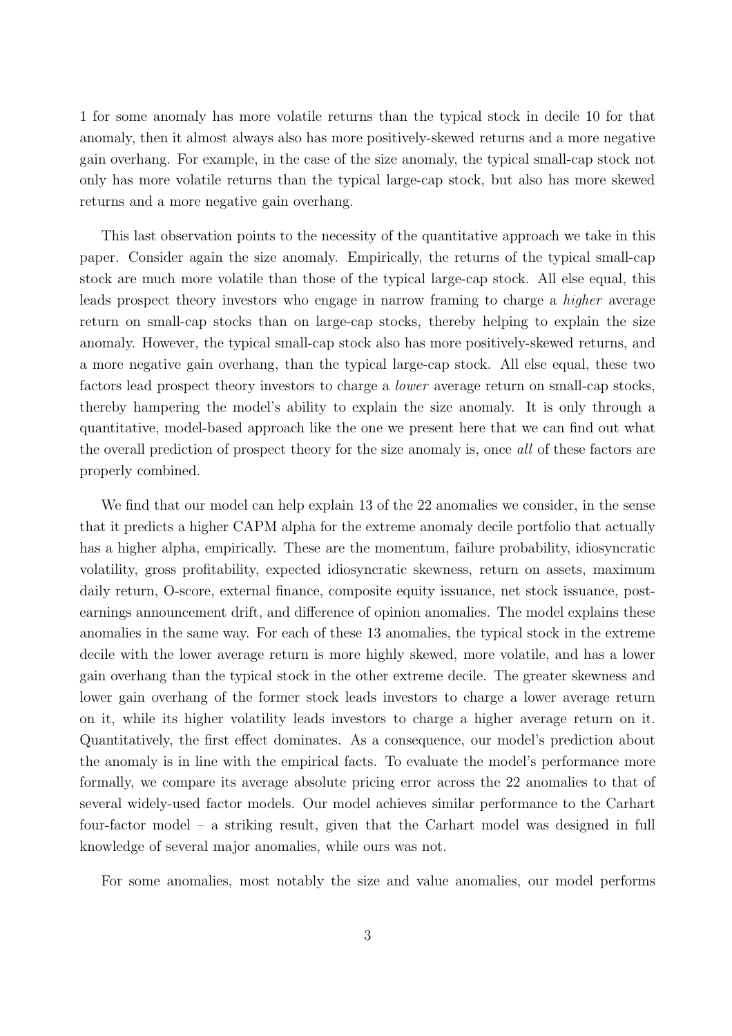1 for some anomaly has more volatile returns than the typical stock in decile 10 for that anomaly, then it almost always also has more positively-skewed returns and a more negative gain overhang. For example, in the case of the size anomaly, the typical small-cap stock not only has more volatile returns than the typical large-cap stock, but also has more skewed returns and a more negative gain overhang.

This last observation points to the necessity of the quantitative approach we take in this paper. Consider again the size anomaly. Empirically, the returns of the typical small-cap stock are much more volatile than those of the typical large-cap stock. All else equal, this leads prospect theory investors who engage in narrow framing to charge a *higher* average return on small-cap stocks than on large-cap stocks, thereby helping to explain the size anomaly. However, the typical small-cap stock also has more positively-skewed returns, and a more negative gain overhang, than the typical large-cap stock. All else equal, these two factors lead prospect theory investors to charge a *lower* average return on small-cap stocks, thereby hampering the model's ability to explain the size anomaly. It is only through a quantitative, model-based approach like the one we present here that we can find out what the overall prediction of prospect theory for the size anomaly is, once *all* of these factors are properly combined.

We find that our model can help explain 13 of the 22 anomalies we consider, in the sense that it predicts a higher CAPM alpha for the extreme anomaly decile portfolio that actually has a higher alpha, empirically. These are the momentum, failure probability, idiosyncratic volatility, gross profitability, expected idiosyncratic skewness, return on assets, maximum daily return, O-score, external finance, composite equity issuance, net stock issuance, post-earnings announcement drift, and difference of opinion anomalies. The model explains these anomalies in the same way. For each of these 13 anomalies, the typical stock in the extreme decile with the lower average return is more highly skewed, more volatile, and has a lower gain overhang than the typical stock in the other extreme decile. The greater skewness and lower gain overhang of the former stock leads investors to charge a lower average return on it, while its higher volatility leads investors to charge a higher average return on it. Quantitatively, the first effect dominates. As a consequence, our model's prediction about the anomaly is in line with the empirical facts. To evaluate the model's performance more formally, we compare its average absolute pricing error across the 22 anomalies to that of several widely-used factor models. Our model achieves similar performance to the Carhart four-factor model – a striking result, given that the Carhart model was designed in full knowledge of several major anomalies, while ours was not.

For some anomalies, most notably the size and value anomalies, our model performs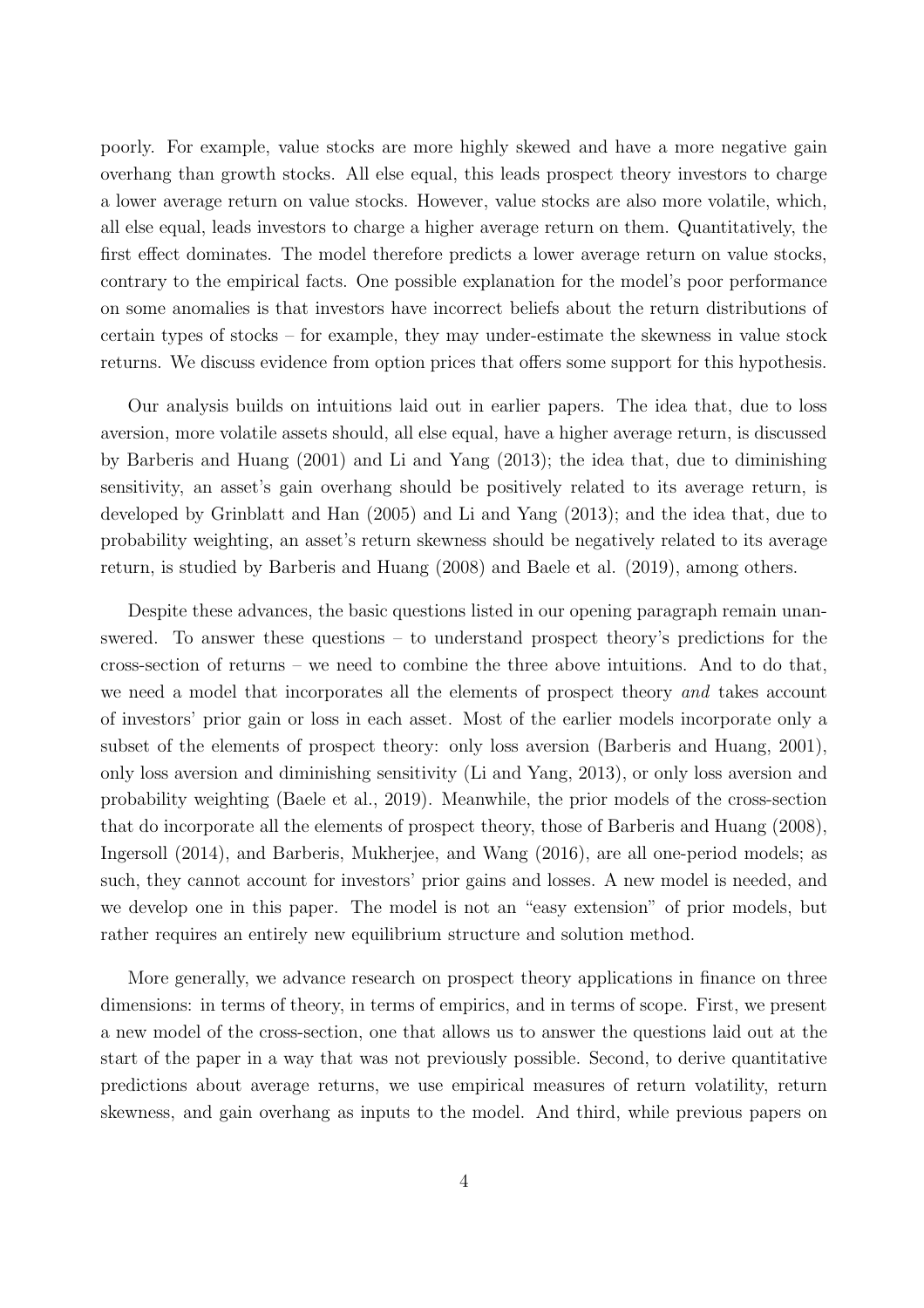poorly. For example, value stocks are more highly skewed and have a more negative gain overhang than growth stocks. All else equal, this leads prospect theory investors to charge a lower average return on value stocks. However, value stocks are also more volatile, which, all else equal, leads investors to charge a higher average return on them. Quantitatively, the first effect dominates. The model therefore predicts a lower average return on value stocks, contrary to the empirical facts. One possible explanation for the model's poor performance on some anomalies is that investors have incorrect beliefs about the return distributions of certain types of stocks – for example, they may under-estimate the skewness in value stock returns. We discuss evidence from option prices that offers some support for this hypothesis.

Our analysis builds on intuitions laid out in earlier papers. The idea that, due to loss aversion, more volatile assets should, all else equal, have a higher average return, is discussed by Barberis and Huang (2001) and Li and Yang (2013); the idea that, due to diminishing sensitivity, an asset's gain overhang should be positively related to its average return, is developed by Grinblatt and Han (2005) and Li and Yang (2013); and the idea that, due to probability weighting, an asset's return skewness should be negatively related to its average return, is studied by Barberis and Huang (2008) and Baele et al. (2019), among others.

Despite these advances, the basic questions listed in our opening paragraph remain unanswered. To answer these questions – to understand prospect theory's predictions for the cross-section of returns – we need to combine the three above intuitions. And to do that, we need a model that incorporates all the elements of prospect theory *and* takes account of investors' prior gain or loss in each asset. Most of the earlier models incorporate only a subset of the elements of prospect theory: only loss aversion (Barberis and Huang, 2001), only loss aversion and diminishing sensitivity (Li and Yang, 2013), or only loss aversion and probability weighting (Baele et al., 2019). Meanwhile, the prior models of the cross-section that do incorporate all the elements of prospect theory, those of Barberis and Huang (2008), Ingersoll (2014), and Barberis, Mukherjee, and Wang (2016), are all one-period models; as such, they cannot account for investors' prior gains and losses. A new model is needed, and we develop one in this paper. The model is not an "easy extension" of prior models, but rather requires an entirely new equilibrium structure and solution method.

More generally, we advance research on prospect theory applications in finance on three dimensions: in terms of theory, in terms of empirics, and in terms of scope. First, we present a new model of the cross-section, one that allows us to answer the questions laid out at the start of the paper in a way that was not previously possible. Second, to derive quantitative predictions about average returns, we use empirical measures of return volatility, return skewness, and gain overhang as inputs to the model. And third, while previous papers on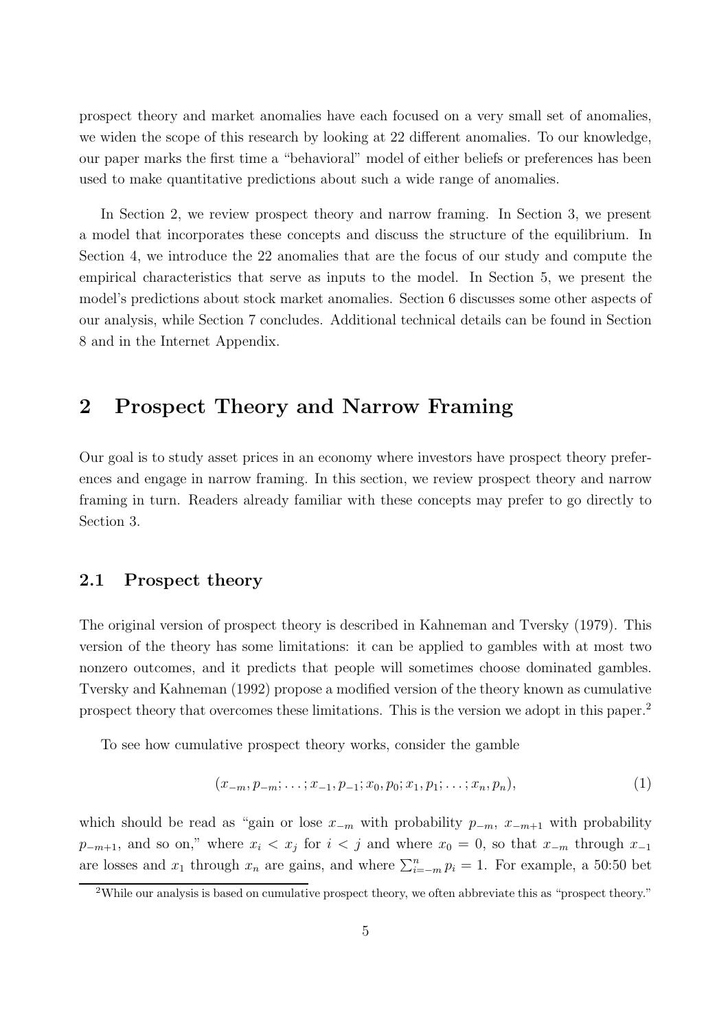prospect theory and market anomalies have each focused on a very small set of anomalies, we widen the scope of this research by looking at 22 different anomalies. To our knowledge, our paper marks the first time a "behavioral" model of either beliefs or preferences has been used to make quantitative predictions about such a wide range of anomalies.

In Section 2, we review prospect theory and narrow framing. In Section 3, we present a model that incorporates these concepts and discuss the structure of the equilibrium. In Section 4, we introduce the 22 anomalies that are the focus of our study and compute the empirical characteristics that serve as inputs to the model. In Section 5, we present the model's predictions about stock market anomalies. Section 6 discusses some other aspects of our analysis, while Section 7 concludes. Additional technical details can be found in Section 8 and in the Internet Appendix.

## 2 Prospect Theory and Narrow Framing

Our goal is to study asset prices in an economy where investors have prospect theory preferences and engage in narrow framing. In this section, we review prospect theory and narrow framing in turn. Readers already familiar with these concepts may prefer to go directly to Section 3.

### 2.1 Prospect theory

The original version of prospect theory is described in Kahneman and Tversky (1979). This version of the theory has some limitations: it can be applied to gambles with at most two nonzero outcomes, and it predicts that people will sometimes choose dominated gambles. Tversky and Kahneman (1992) propose a modified version of the theory known as cumulative prospect theory that overcomes these limitations. This is the version we adopt in this paper.[2]

To see how cumulative prospect theory works, consider the gamble

$$(x_{-m}, p_{-m}; \ldots; x_{-1}, p_{-1}; x_0, p_0; x_1, p_1; \ldots; x_n, p_n), \tag{1}$$

which should be read as "gain or lose $x_{-m}$ with probability $p_{-m}$, $x_{-m+1}$ with probability $p_{-m+1}$, and so on," where $x_i < x_j$ for $i < j$ and where $x_0 = 0$, so that $x_{-m}$ through $x_{-1}$ are losses and $x_1$ through $x_n$ are gains, and where $\sum_{i=-m}^{n} p_i = 1$. For example, a 50:50 bet

[2] While our analysis is based on cumulative prospect theory, we often abbreviate this as "prospect theory."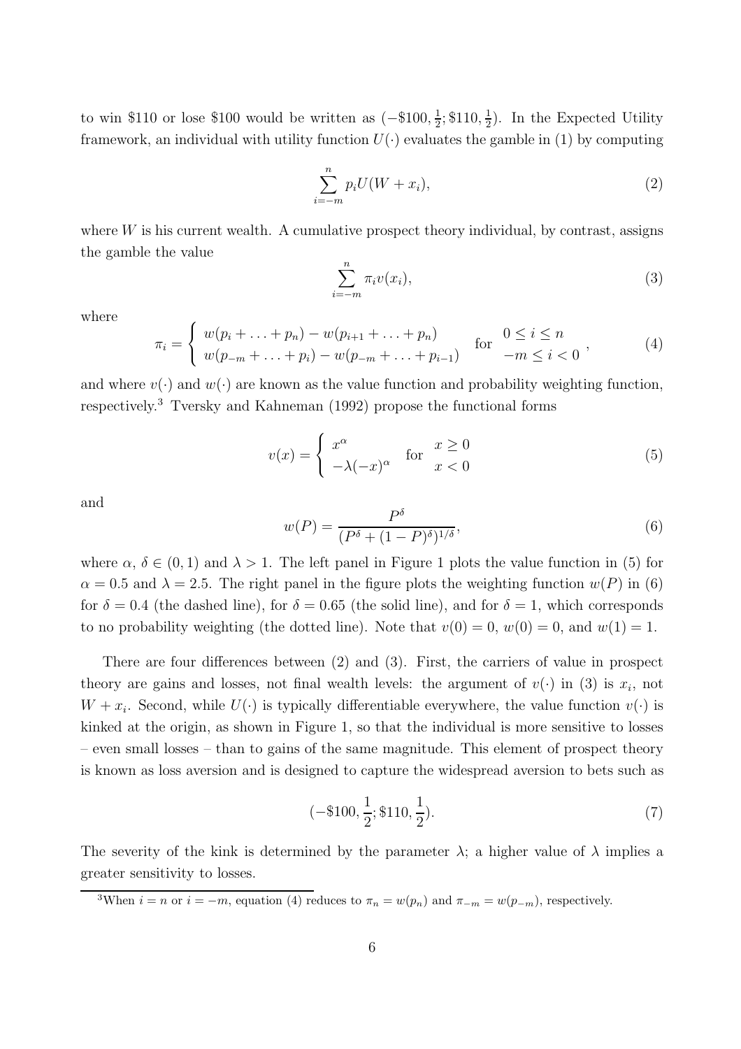to win \$110 or lose \$100 would be written as $(-\$100, \frac{1}{2}; \$110, \frac{1}{2})$. In the Expected Utility framework, an individual with utility function $U(\cdot)$ evaluates the gamble in (1) by computing

$$\sum_{i=-m}^{n} p_i U(W + x_i), \tag{2}$$

where $W$ is his current wealth. A cumulative prospect theory individual, by contrast, assigns the gamble the value

$$\sum_{i=-m}^{n} \pi_i v(x_i), \tag{3}$$

where

$$\pi_i = \begin{cases} w(p_i + \ldots + p_n) - w(p_{i+1} + \ldots + p_n) \\ w(p_{-m} + \ldots + p_i) - w(p_{-m} + \ldots + p_{i-1}) \end{cases} \text{for} \quad \begin{matrix} 0 \leq i \leq n \\ -m \leq i < 0 \end{matrix}, \tag{4}$$

and where $v(\cdot)$ and $w(\cdot)$ are known as the value function and probability weighting function, respectively.[3] Tversky and Kahneman (1992) propose the functional forms

$$v(x) = \begin{cases} x^\alpha \\ -\lambda(-x)^\alpha \end{cases} \text{for} \quad \begin{matrix} x \geq 0 \\ x < 0 \end{matrix} \tag{5}$$

and

$$w(P) = \frac{P^\delta}{(P^\delta + (1-P)^\delta)^{1/\delta}}, \tag{6}$$

where $\alpha$, $\delta \in (0, 1)$ and $\lambda > 1$. The left panel in Figure 1 plots the value function in (5) for $\alpha = 0.5$ and $\lambda = 2.5$. The right panel in the figure plots the weighting function $w(P)$ in (6) for $\delta = 0.4$ (the dashed line), for $\delta = 0.65$ (the solid line), and for $\delta = 1$, which corresponds to no probability weighting (the dotted line). Note that $v(0) = 0$, $w(0) = 0$, and $w(1) = 1$.

There are four differences between (2) and (3). First, the carriers of value in prospect theory are gains and losses, not final wealth levels: the argument of $v(\cdot)$ in (3) is $x_i$, not $W + x_i$. Second, while $U(\cdot)$ is typically differentiable everywhere, the value function $v(\cdot)$ is kinked at the origin, as shown in Figure 1, so that the individual is more sensitive to losses – even small losses – than to gains of the same magnitude. This element of prospect theory is known as loss aversion and is designed to capture the widespread aversion to bets such as

$$(-\$100, \frac{1}{2}; \$110, \frac{1}{2}). \tag{7}$$

The severity of the kink is determined by the parameter $\lambda$; a higher value of $\lambda$ implies a greater sensitivity to losses.

[3] When $i = n$ or $i = -m$, equation (4) reduces to $\pi_n = w(p_n)$ and $\pi_{-m} = w(p_{-m})$, respectively.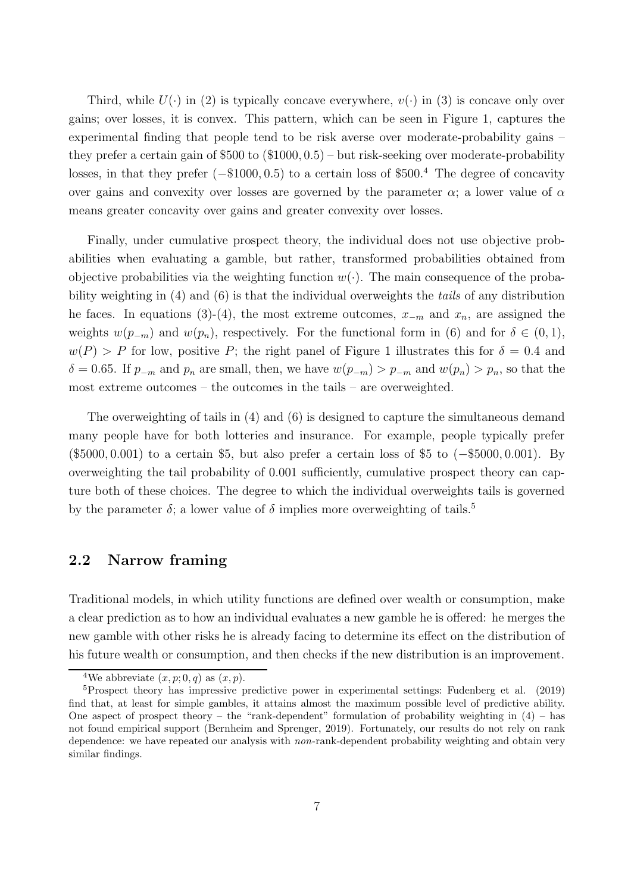Third, while $U(\cdot)$ in (2) is typically concave everywhere, $v(\cdot)$ in (3) is concave only over gains; over losses, it is convex. This pattern, which can be seen in Figure 1, captures the experimental finding that people tend to be risk averse over moderate-probability gains – they prefer a certain gain of \$500 to $(\$1000, 0.5)$ – but risk-seeking over moderate-probability losses, in that they prefer $(-\$1000, 0.5)$ to a certain loss of \$500.[4] The degree of concavity over gains and convexity over losses are governed by the parameter $\alpha$; a lower value of $\alpha$ means greater concavity over gains and greater convexity over losses.

Finally, under cumulative prospect theory, the individual does not use objective probabilities when evaluating a gamble, but rather, transformed probabilities obtained from objective probabilities via the weighting function $w(\cdot)$. The main consequence of the probability weighting in (4) and (6) is that the individual overweights the *tails* of any distribution he faces. In equations (3)-(4), the most extreme outcomes, $x_{-m}$ and $x_n$, are assigned the weights $w(p_{-m})$ and $w(p_n)$, respectively. For the functional form in (6) and for $\delta \in (0, 1)$, $w(P) > P$ for low, positive $P$; the right panel of Figure 1 illustrates this for $\delta = 0.4$ and $\delta = 0.65$. If $p_{-m}$ and $p_n$ are small, then, we have $w(p_{-m}) > p_{-m}$ and $w(p_n) > p_n$, so that the most extreme outcomes – the outcomes in the tails – are overweighted.

The overweighting of tails in (4) and (6) is designed to capture the simultaneous demand many people have for both lotteries and insurance. For example, people typically prefer $(\$5000, 0.001)$ to a certain \$5, but also prefer a certain loss of \$5 to $(-\$5000, 0.001)$. By overweighting the tail probability of 0.001 sufficiently, cumulative prospect theory can capture both of these choices. The degree to which the individual overweights tails is governed by the parameter $\delta$; a lower value of $\delta$ implies more overweighting of tails.[5]

## 2.2 Narrow framing

Traditional models, in which utility functions are defined over wealth or consumption, make a clear prediction as to how an individual evaluates a new gamble he is offered: he merges the new gamble with other risks he is already facing to determine its effect on the distribution of his future wealth or consumption, and then checks if the new distribution is an improvement.

[4] We abbreviate $(x, p; 0, q)$ as $(x, p)$.

[5] Prospect theory has impressive predictive power in experimental settings: Fudenberg et al. (2019) find that, at least for simple gambles, it attains almost the maximum possible level of predictive ability. One aspect of prospect theory – the "rank-dependent" formulation of probability weighting in (4) – has not found empirical support (Bernheim and Sprenger, 2019). Fortunately, our results do not rely on rank dependence: we have repeated our analysis with *non*-rank-dependent probability weighting and obtain very similar findings.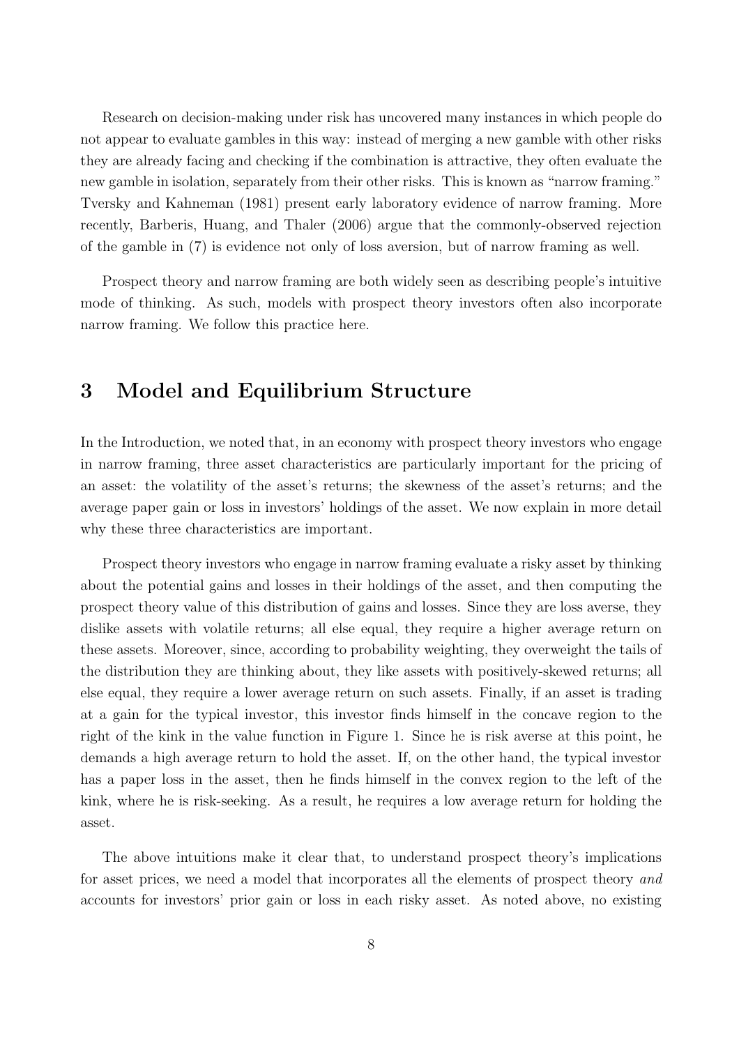Research on decision-making under risk has uncovered many instances in which people do not appear to evaluate gambles in this way: instead of merging a new gamble with other risks they are already facing and checking if the combination is attractive, they often evaluate the new gamble in isolation, separately from their other risks. This is known as "narrow framing." Tversky and Kahneman (1981) present early laboratory evidence of narrow framing. More recently, Barberis, Huang, and Thaler (2006) argue that the commonly-observed rejection of the gamble in (7) is evidence not only of loss aversion, but of narrow framing as well.

Prospect theory and narrow framing are both widely seen as describing people's intuitive mode of thinking. As such, models with prospect theory investors often also incorporate narrow framing. We follow this practice here.

# 3 Model and Equilibrium Structure

In the Introduction, we noted that, in an economy with prospect theory investors who engage in narrow framing, three asset characteristics are particularly important for the pricing of an asset: the volatility of the asset's returns; the skewness of the asset's returns; and the average paper gain or loss in investors' holdings of the asset. We now explain in more detail why these three characteristics are important.

Prospect theory investors who engage in narrow framing evaluate a risky asset by thinking about the potential gains and losses in their holdings of the asset, and then computing the prospect theory value of this distribution of gains and losses. Since they are loss averse, they dislike assets with volatile returns; all else equal, they require a higher average return on these assets. Moreover, since, according to probability weighting, they overweight the tails of the distribution they are thinking about, they like assets with positively-skewed returns; all else equal, they require a lower average return on such assets. Finally, if an asset is trading at a gain for the typical investor, this investor finds himself in the concave region to the right of the kink in the value function in Figure 1. Since he is risk averse at this point, he demands a high average return to hold the asset. If, on the other hand, the typical investor has a paper loss in the asset, then he finds himself in the convex region to the left of the kink, where he is risk-seeking. As a result, he requires a low average return for holding the asset.

The above intuitions make it clear that, to understand prospect theory's implications for asset prices, we need a model that incorporates all the elements of prospect theory *and* accounts for investors' prior gain or loss in each risky asset. As noted above, no existing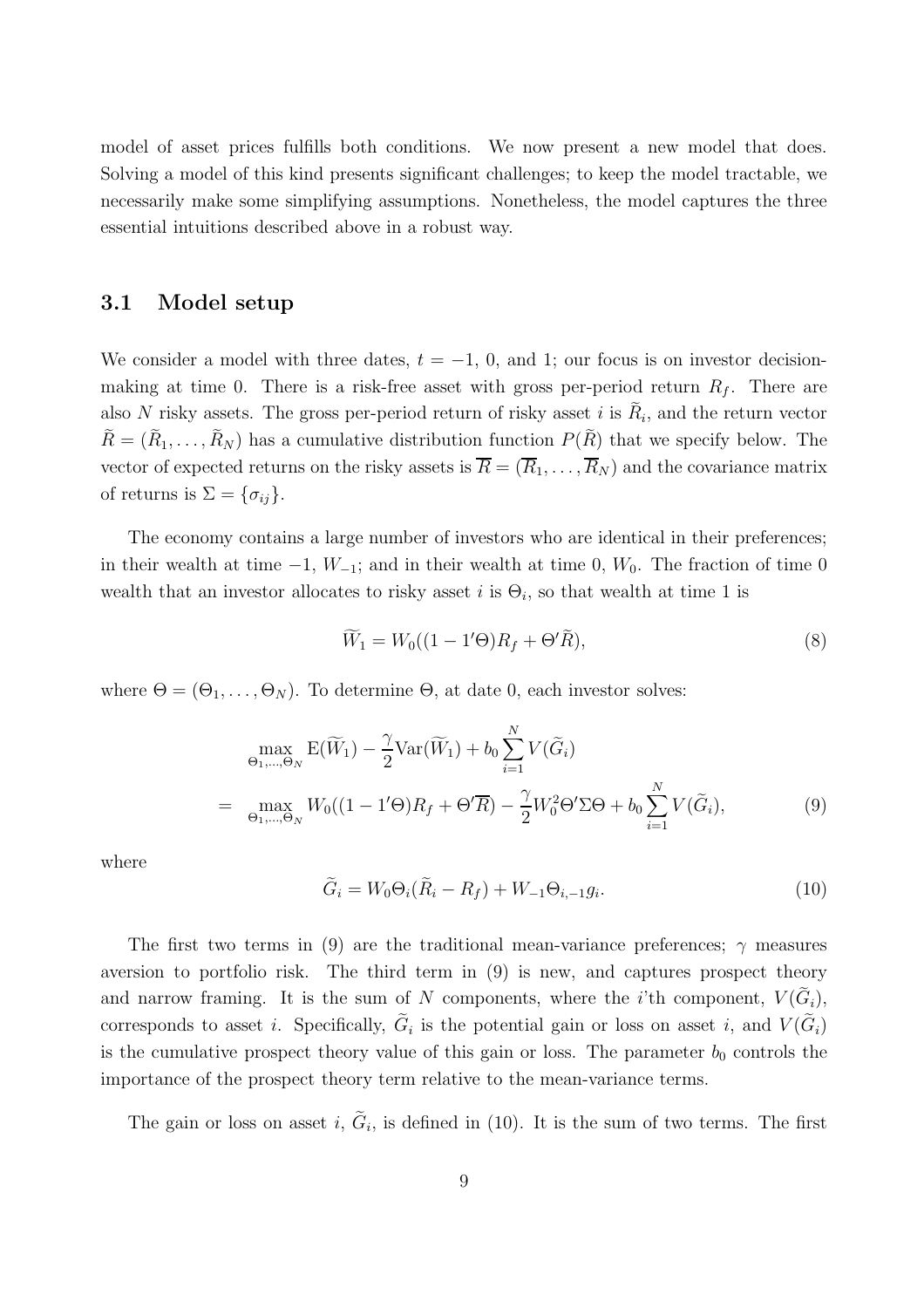model of asset prices fulfills both conditions. We now present a new model that does. Solving a model of this kind presents significant challenges; to keep the model tractable, we necessarily make some simplifying assumptions. Nonetheless, the model captures the three essential intuitions described above in a robust way.

### 3.1 Model setup

We consider a model with three dates, $t = -1$, 0, and 1; our focus is on investor decision-making at time 0. There is a risk-free asset with gross per-period return $R_f$. There are also $N$ risky assets. The gross per-period return of risky asset $i$ is $\widetilde{R}_i$, and the return vector $\widetilde{R} = (\widetilde{R}_1, \ldots, \widetilde{R}_N)$ has a cumulative distribution function $P(\widetilde{R})$ that we specify below. The vector of expected returns on the risky assets is $\overline{R} = (\overline{R}_1, \ldots, \overline{R}_N)$ and the covariance matrix of returns is $\Sigma = \{\sigma_{ij}\}$.

The economy contains a large number of investors who are identical in their preferences; in their wealth at time $-1$, $W_{-1}$; and in their wealth at time 0, $W_0$. The fraction of time 0 wealth that an investor allocates to risky asset $i$ is $\Theta_i$, so that wealth at time 1 is

$$\widetilde{W}_1 = W_0((1 - 1'\Theta)R_f + \Theta'\widetilde{R}), \tag{8}$$

where $\Theta = (\Theta_1, \ldots, \Theta_N)$. To determine $\Theta$, at date 0, each investor solves:

$$\begin{aligned}
& \max_{\Theta_1,\ldots,\Theta_N} \mathrm{E}(\widetilde{W}_1) - \frac{\gamma}{2}\mathrm{Var}(\widetilde{W}_1) + b_0 \sum_{i=1}^{N} V(\widetilde{G}_i) \\
= \quad & \max_{\Theta_1,\ldots,\Theta_N} W_0((1 - 1'\Theta)R_f + \Theta'\overline{R}) - \frac{\gamma}{2}W_0^2\Theta'\Sigma\Theta + b_0 \sum_{i=1}^{N} V(\widetilde{G}_i),
\end{aligned} \tag{9}$$

where

$$\widetilde{G}_i = W_0\Theta_i(\widetilde{R}_i - R_f) + W_{-1}\Theta_{i,-1}g_i. \tag{10}$$

The first two terms in (9) are the traditional mean-variance preferences; $\gamma$ measures aversion to portfolio risk. The third term in (9) is new, and captures prospect theory and narrow framing. It is the sum of $N$ components, where the $i$'th component, $V(\widetilde{G}_i)$, corresponds to asset $i$. Specifically, $\widetilde{G}_i$ is the potential gain or loss on asset $i$, and $V(\widetilde{G}_i)$ is the cumulative prospect theory value of this gain or loss. The parameter $b_0$ controls the importance of the prospect theory term relative to the mean-variance terms.

The gain or loss on asset $i$, $\widetilde{G}_i$, is defined in (10). It is the sum of two terms. The first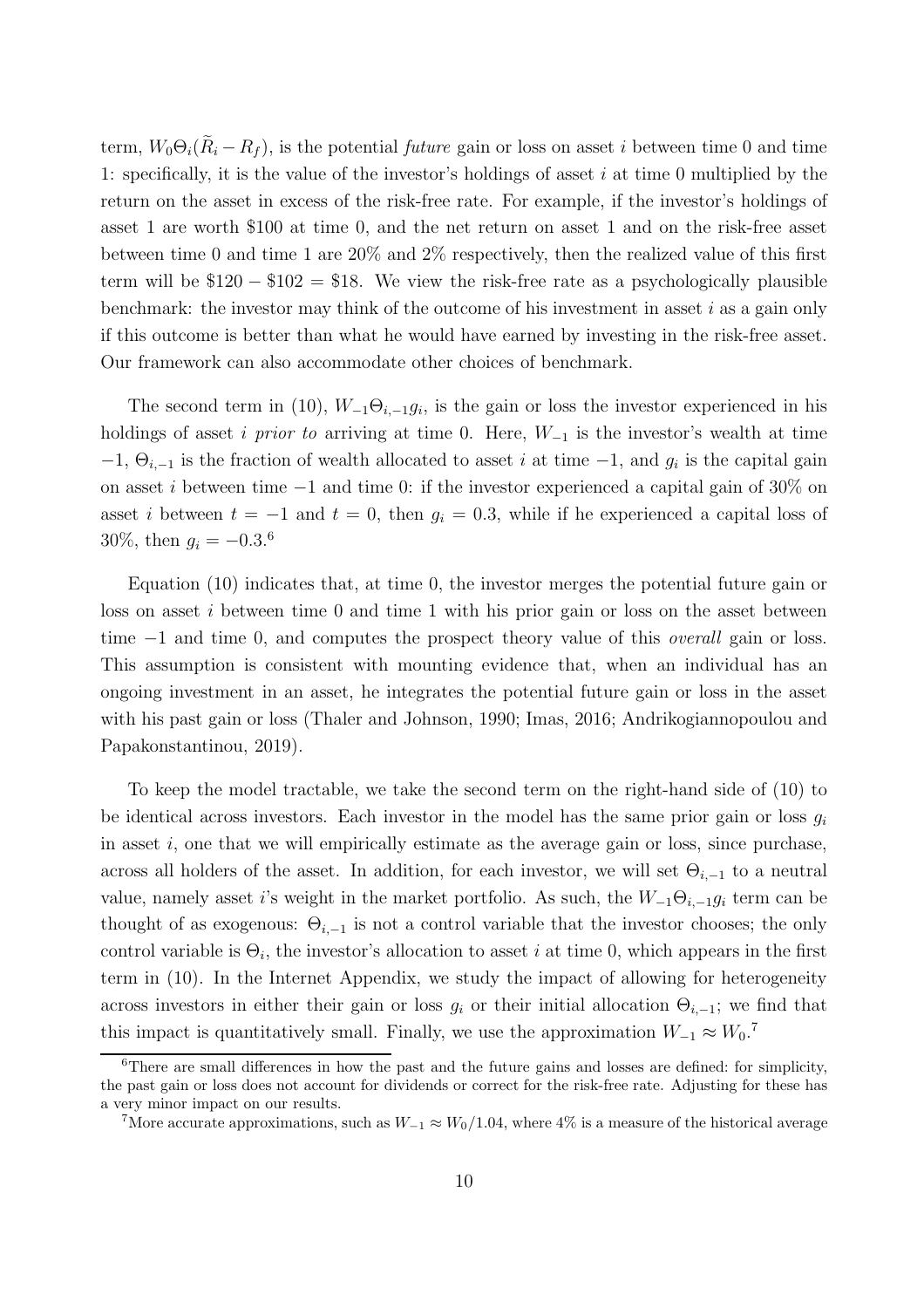term, $W_0\Theta_i(\widetilde{R}_i - R_f)$, is the potential *future* gain or loss on asset $i$ between time 0 and time 1: specifically, it is the value of the investor's holdings of asset $i$ at time 0 multiplied by the return on the asset in excess of the risk-free rate. For example, if the investor's holdings of asset 1 are worth \$100 at time 0, and the net return on asset 1 and on the risk-free asset between time 0 and time 1 are 20% and 2% respectively, then the realized value of this first term will be \$120 − \$102 = \$18. We view the risk-free rate as a psychologically plausible benchmark: the investor may think of the outcome of his investment in asset $i$ as a gain only if this outcome is better than what he would have earned by investing in the risk-free asset. Our framework can also accommodate other choices of benchmark.

The second term in (10), $W_{-1}\Theta_{i,-1}g_i$, is the gain or loss the investor experienced in his holdings of asset $i$ *prior to* arriving at time 0. Here, $W_{-1}$ is the investor's wealth at time $-1$, $\Theta_{i,-1}$ is the fraction of wealth allocated to asset $i$ at time $-1$, and $g_i$ is the capital gain on asset $i$ between time $-1$ and time 0: if the investor experienced a capital gain of 30% on asset $i$ between $t = -1$ and $t = 0$, then $g_i = 0.3$, while if he experienced a capital loss of 30%, then $g_i = -0.3$.[6]

Equation (10) indicates that, at time 0, the investor merges the potential future gain or loss on asset $i$ between time 0 and time 1 with his prior gain or loss on the asset between time $-1$ and time 0, and computes the prospect theory value of this *overall* gain or loss. This assumption is consistent with mounting evidence that, when an individual has an ongoing investment in an asset, he integrates the potential future gain or loss in the asset with his past gain or loss (Thaler and Johnson, 1990; Imas, 2016; Andrikogiannopoulou and Papakonstantinou, 2019).

To keep the model tractable, we take the second term on the right-hand side of (10) to be identical across investors. Each investor in the model has the same prior gain or loss $g_i$ in asset $i$, one that we will empirically estimate as the average gain or loss, since purchase, across all holders of the asset. In addition, for each investor, we will set $\Theta_{i,-1}$ to a neutral value, namely asset $i$'s weight in the market portfolio. As such, the $W_{-1}\Theta_{i,-1}g_i$ term can be thought of as exogenous: $\Theta_{i,-1}$ is not a control variable that the investor chooses; the only control variable is $\Theta_i$, the investor's allocation to asset $i$ at time 0, which appears in the first term in (10). In the Internet Appendix, we study the impact of allowing for heterogeneity across investors in either their gain or loss $g_i$ or their initial allocation $\Theta_{i,-1}$; we find that this impact is quantitatively small. Finally, we use the approximation $W_{-1} \approx W_0$.[7]

[6] There are small differences in how the past and the future gains and losses are defined: for simplicity, the past gain or loss does not account for dividends or correct for the risk-free rate. Adjusting for these has a very minor impact on our results.

[7] More accurate approximations, such as $W_{-1} \approx W_0/1.04$, where 4% is a measure of the historical average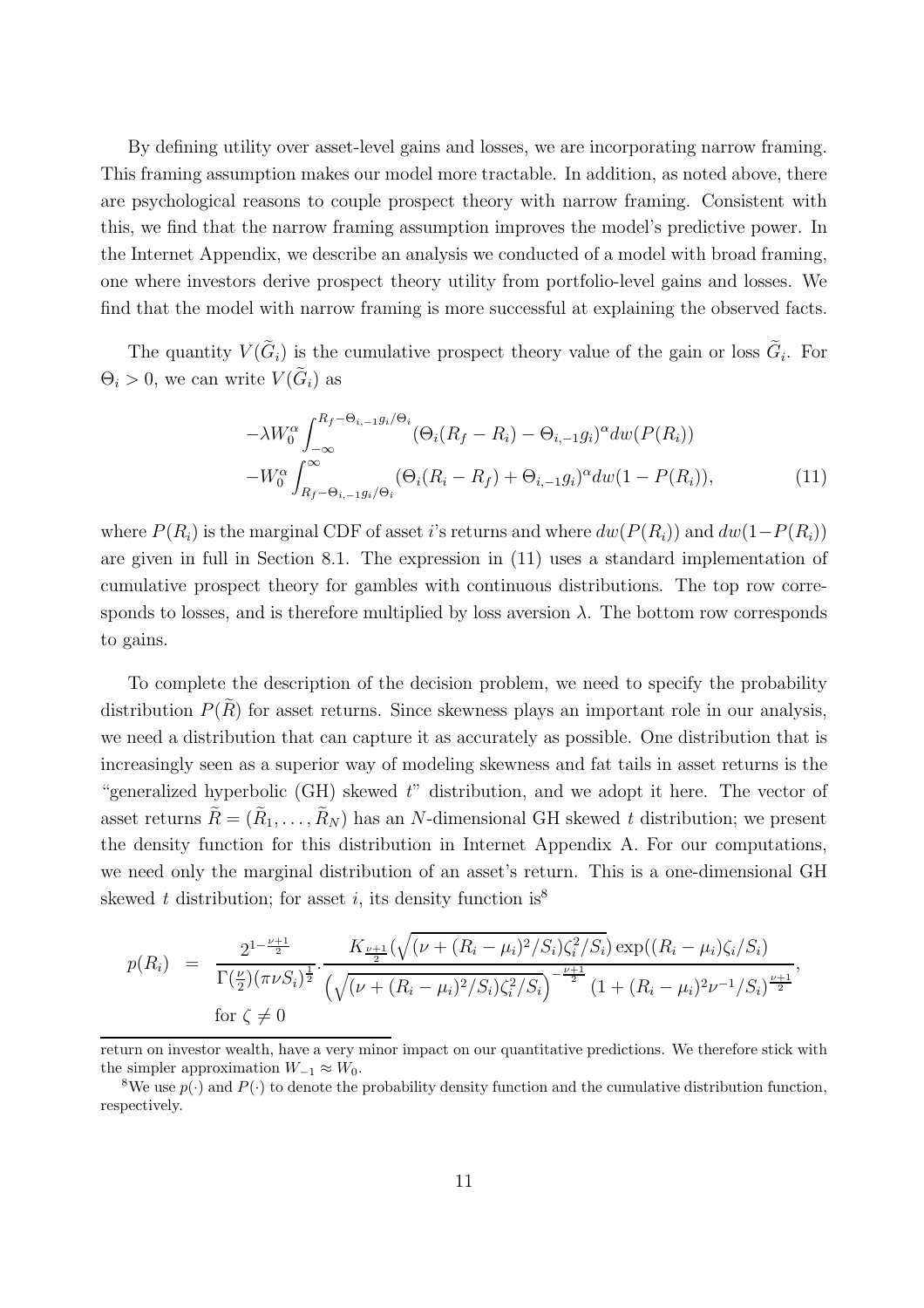By defining utility over asset-level gains and losses, we are incorporating narrow framing. This framing assumption makes our model more tractable. In addition, as noted above, there are psychological reasons to couple prospect theory with narrow framing. Consistent with this, we find that the narrow framing assumption improves the model's predictive power. In the Internet Appendix, we describe an analysis we conducted of a model with broad framing, one where investors derive prospect theory utility from portfolio-level gains and losses. We find that the model with narrow framing is more successful at explaining the observed facts.

The quantity $V(\widetilde{G}_i)$ is the cumulative prospect theory value of the gain or loss $\widetilde{G}_i$. For $\Theta_i > 0$, we can write $V(\widetilde{G}_i)$ as

$$
\begin{aligned}
&-\lambda W_0^\alpha \int_{-\infty}^{R_f - \Theta_{i,-1} g_i / \Theta_i} (\Theta_i (R_f - R_i) - \Theta_{i,-1} g_i)^\alpha dw(P(R_i)) \\
&-W_0^\alpha \int_{R_f - \Theta_{i,-1} g_i / \Theta_i}^{\infty} (\Theta_i (R_i - R_f) + \Theta_{i,-1} g_i)^\alpha dw(1 - P(R_i)),
\end{aligned} \tag{11}
$$

where $P(R_i)$ is the marginal CDF of asset $i$'s returns and where $dw(P(R_i))$ and $dw(1-P(R_i))$ are given in full in Section 8.1. The expression in (11) uses a standard implementation of cumulative prospect theory for gambles with continuous distributions. The top row corresponds to losses, and is therefore multiplied by loss aversion $\lambda$. The bottom row corresponds to gains.

To complete the description of the decision problem, we need to specify the probability distribution $P(\widetilde{R})$ for asset returns. Since skewness plays an important role in our analysis, we need a distribution that can capture it as accurately as possible. One distribution that is increasingly seen as a superior way of modeling skewness and fat tails in asset returns is the "generalized hyperbolic (GH) skewed $t$" distribution, and we adopt it here. The vector of asset returns $\widetilde{R} = (\widetilde{R}_1, \ldots, \widetilde{R}_N)$ has an $N$-dimensional GH skewed $t$ distribution; we present the density function for this distribution in Internet Appendix A. For our computations, we need only the marginal distribution of an asset's return. This is a one-dimensional GH skewed $t$ distribution; for asset $i$, its density function is[8]

$$
p(R_i) = \frac{2^{1-\frac{\nu+1}{2}}}{\Gamma(\frac{\nu}{2})(\pi \nu S_i)^{\frac{1}{2}}} \cdot \frac{K_{\frac{\nu+1}{2}}(\sqrt{(\nu + (R_i - \mu_i)^2/S_i)\zeta_i^2/S_i}) \exp((R_i - \mu_i)\zeta_i/S_i)}{\left(\sqrt{(\nu + (R_i - \mu_i)^2/S_i)\zeta_i^2/S_i}\right)^{-\frac{\nu+1}{2}} (1 + (R_i - \mu_i)^2 \nu^{-1}/S_i)^{\frac{\nu+1}{2}}},
$$
$$
\text{for } \zeta \neq 0
$$

return on investor wealth, have a very minor impact on our quantitative predictions. We therefore stick with the simpler approximation $W_{-1} \approx W_0$.

[8]We use $p(\cdot)$ and $P(\cdot)$ to denote the probability density function and the cumulative distribution function, respectively.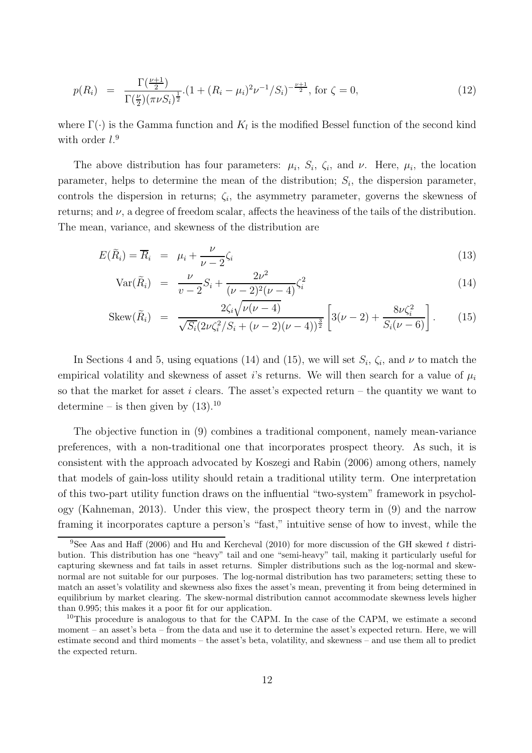$$p(R_i) = \frac{\Gamma(\frac{\nu+1}{2})}{\Gamma(\frac{\nu}{2})(\pi\nu S_i)^{\frac{1}{2}}}.(1+(R_i-\mu_i)^2\nu^{-1}/S_i)^{-\frac{\nu+1}{2}}, \text{ for } \zeta = 0, \tag{12}$$

where $\Gamma(\cdot)$ is the Gamma function and $K_l$ is the modified Bessel function of the second kind with order $l$.[9]

The above distribution has four parameters: $\mu_i$, $S_i$, $\zeta_i$, and $\nu$. Here, $\mu_i$, the location parameter, helps to determine the mean of the distribution; $S_i$, the dispersion parameter, controls the dispersion in returns; $\zeta_i$, the asymmetry parameter, governs the skewness of returns; and $\nu$, a degree of freedom scalar, affects the heaviness of the tails of the distribution. The mean, variance, and skewness of the distribution are

$$E(\widetilde{R}_i) = \overline{R}_i = \mu_i + \frac{\nu}{\nu-2}\zeta_i \tag{13}$$

$$\text{Var}(\widetilde{R}_i) = \frac{\nu}{v-2}S_i + \frac{2\nu^2}{(\nu-2)^2(\nu-4)}\zeta_i^2 \tag{14}$$

$$\text{Skew}(\widetilde{R}_i) = \frac{2\zeta_i\sqrt{\nu(\nu-4)}}{\sqrt{S_i}(2\nu\zeta_i^2/S_i + (\nu-2)(\nu-4))^{\frac{3}{2}}}\left[3(\nu-2) + \frac{8\nu\zeta_i^2}{S_i(\nu-6)}\right]. \tag{15}$$

In Sections 4 and 5, using equations (14) and (15), we will set $S_i$, $\zeta_i$, and $\nu$ to match the empirical volatility and skewness of asset $i$'s returns. We will then search for a value of $\mu_i$ so that the market for asset $i$ clears. The asset's expected return – the quantity we want to determine – is then given by (13).[10]

The objective function in (9) combines a traditional component, namely mean-variance preferences, with a non-traditional one that incorporates prospect theory. As such, it is consistent with the approach advocated by Koszegi and Rabin (2006) among others, namely that models of gain-loss utility should retain a traditional utility term. One interpretation of this two-part utility function draws on the influential "two-system" framework in psychology (Kahneman, 2013). Under this view, the prospect theory term in (9) and the narrow framing it incorporates capture a person's "fast," intuitive sense of how to invest, while the

[9] See Aas and Haff (2006) and Hu and Kercheval (2010) for more discussion of the GH skewed $t$ distribution. This distribution has one "heavy" tail and one "semi-heavy" tail, making it particularly useful for capturing skewness and fat tails in asset returns. Simpler distributions such as the log-normal and skew-normal are not suitable for our purposes. The log-normal distribution has two parameters; setting these to match an asset's volatility and skewness also fixes the asset's mean, preventing it from being determined in equilibrium by market clearing. The skew-normal distribution cannot accommodate skewness levels higher than 0.995; this makes it a poor fit for our application.

[10] This procedure is analogous to that for the CAPM. In the case of the CAPM, we estimate a second moment – an asset's beta – from the data and use it to determine the asset's expected return. Here, we will estimate second and third moments – the asset's beta, volatility, and skewness – and use them all to predict the expected return.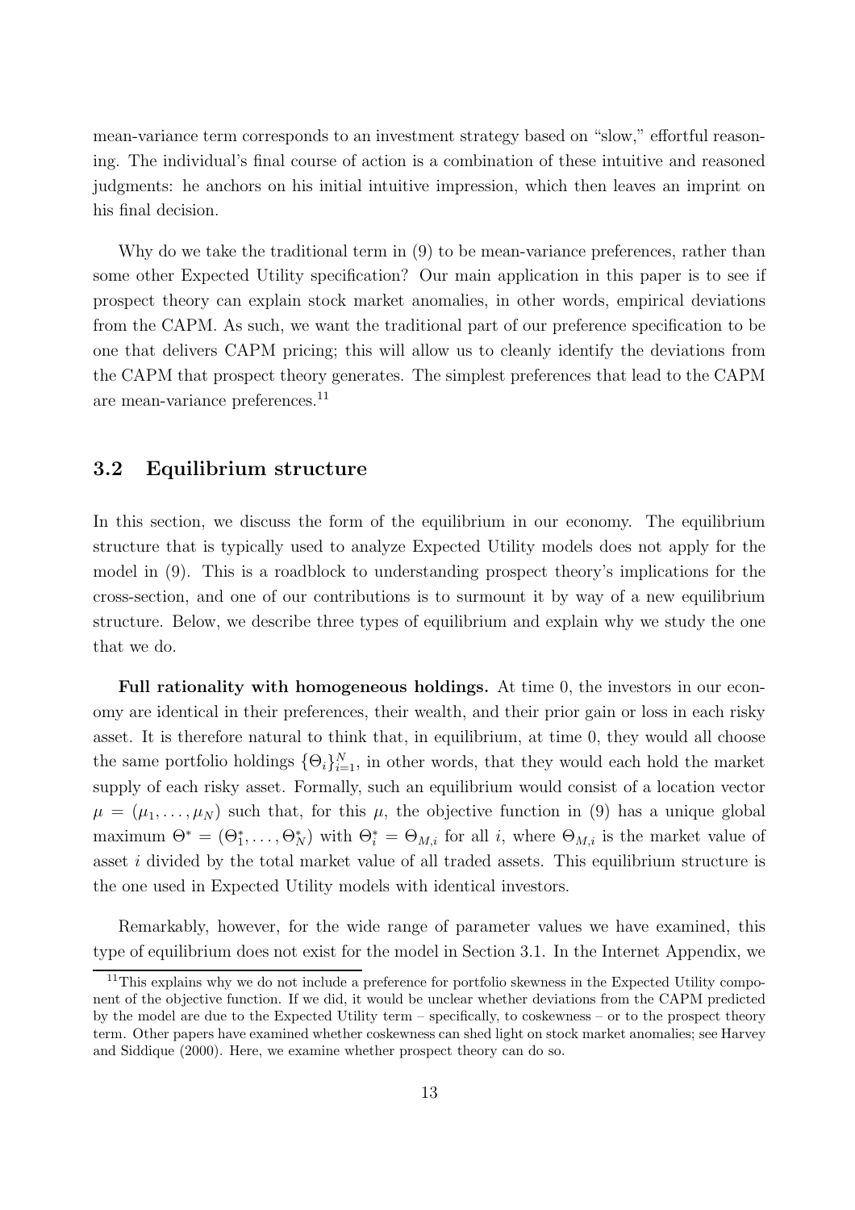mean-variance term corresponds to an investment strategy based on "slow," effortful reasoning. The individual's final course of action is a combination of these intuitive and reasoned judgments: he anchors on his initial intuitive impression, which then leaves an imprint on his final decision.

Why do we take the traditional term in (9) to be mean-variance preferences, rather than some other Expected Utility specification? Our main application in this paper is to see if prospect theory can explain stock market anomalies, in other words, empirical deviations from the CAPM. As such, we want the traditional part of our preference specification to be one that delivers CAPM pricing; this will allow us to cleanly identify the deviations from the CAPM that prospect theory generates. The simplest preferences that lead to the CAPM are mean-variance preferences.[11]

## 3.2 Equilibrium structure

In this section, we discuss the form of the equilibrium in our economy. The equilibrium structure that is typically used to analyze Expected Utility models does not apply for the model in (9). This is a roadblock to understanding prospect theory's implications for the cross-section, and one of our contributions is to surmount it by way of a new equilibrium structure. Below, we describe three types of equilibrium and explain why we study the one that we do.

**Full rationality with homogeneous holdings.** At time 0, the investors in our economy are identical in their preferences, their wealth, and their prior gain or loss in each risky asset. It is therefore natural to think that, in equilibrium, at time 0, they would all choose the same portfolio holdings $\{\Theta_i\}_{i=1}^N$, in other words, that they would each hold the market supply of each risky asset. Formally, such an equilibrium would consist of a location vector $\mu = (\mu_1, \ldots, \mu_N)$ such that, for this $\mu$, the objective function in (9) has a unique global maximum $\Theta^* = (\Theta_1^*, \ldots, \Theta_N^*)$ with $\Theta_i^* = \Theta_{M,i}$ for all $i$, where $\Theta_{M,i}$ is the market value of asset $i$ divided by the total market value of all traded assets. This equilibrium structure is the one used in Expected Utility models with identical investors.

Remarkably, however, for the wide range of parameter values we have examined, this type of equilibrium does not exist for the model in Section 3.1. In the Internet Appendix, we

[11] This explains why we do not include a preference for portfolio skewness in the Expected Utility component of the objective function. If we did, it would be unclear whether deviations from the CAPM predicted by the model are due to the Expected Utility term – specifically, to coskewness – or to the prospect theory term. Other papers have examined whether coskewness can shed light on stock market anomalies; see Harvey and Siddique (2000). Here, we examine whether prospect theory can do so.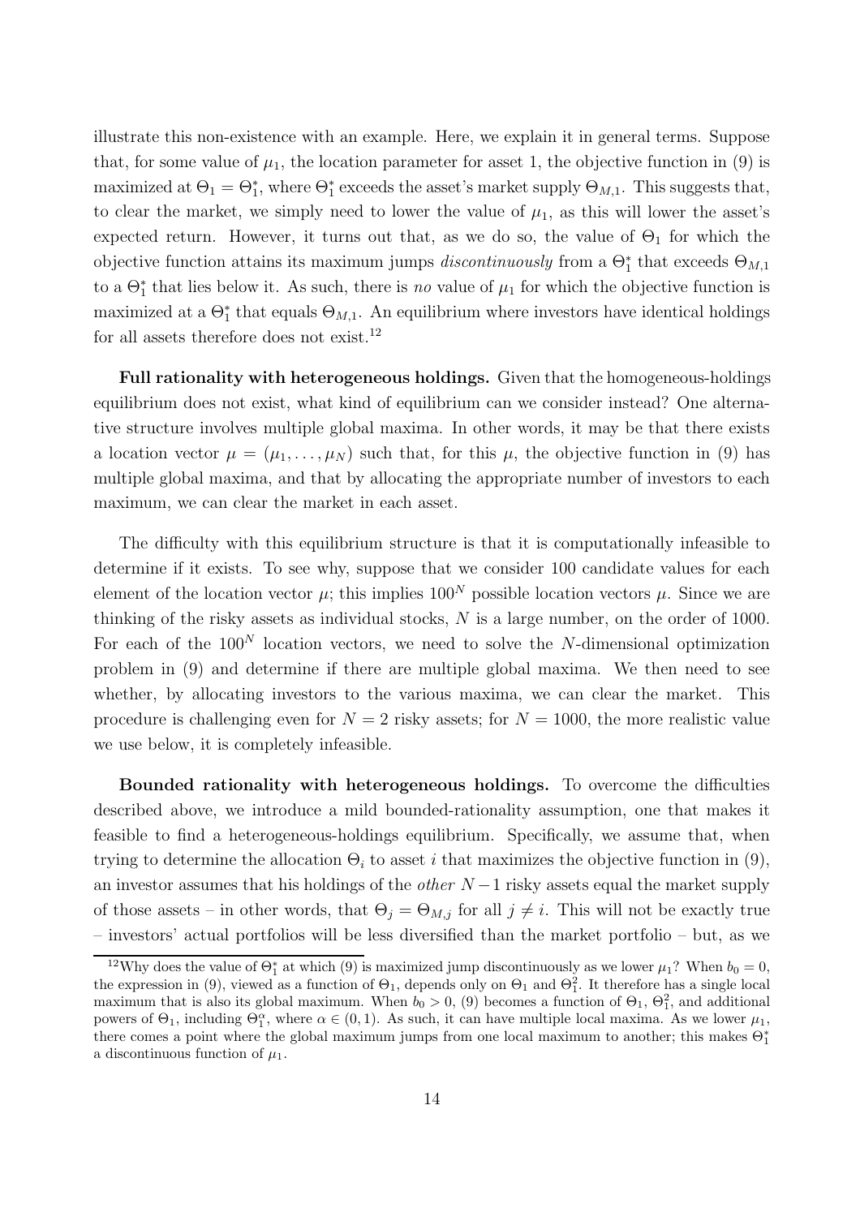illustrate this non-existence with an example. Here, we explain it in general terms. Suppose that, for some value of $\mu_1$, the location parameter for asset 1, the objective function in (9) is maximized at $\Theta_1 = \Theta_1^*$, where $\Theta_1^*$ exceeds the asset's market supply $\Theta_{M,1}$. This suggests that, to clear the market, we simply need to lower the value of $\mu_1$, as this will lower the asset's expected return. However, it turns out that, as we do so, the value of $\Theta_1$ for which the objective function attains its maximum jumps *discontinuously* from a $\Theta_1^*$ that exceeds $\Theta_{M,1}$ to a $\Theta_1^*$ that lies below it. As such, there is *no* value of $\mu_1$ for which the objective function is maximized at a $\Theta_1^*$ that equals $\Theta_{M,1}$. An equilibrium where investors have identical holdings for all assets therefore does not exist.[12]

**Full rationality with heterogeneous holdings.** Given that the homogeneous-holdings equilibrium does not exist, what kind of equilibrium can we consider instead? One alternative structure involves multiple global maxima. In other words, it may be that there exists a location vector $\mu = (\mu_1, \ldots, \mu_N)$ such that, for this $\mu$, the objective function in (9) has multiple global maxima, and that by allocating the appropriate number of investors to each maximum, we can clear the market in each asset.

The difficulty with this equilibrium structure is that it is computationally infeasible to determine if it exists. To see why, suppose that we consider 100 candidate values for each element of the location vector $\mu$; this implies $100^N$ possible location vectors $\mu$. Since we are thinking of the risky assets as individual stocks, $N$ is a large number, on the order of 1000. For each of the $100^N$ location vectors, we need to solve the $N$-dimensional optimization problem in (9) and determine if there are multiple global maxima. We then need to see whether, by allocating investors to the various maxima, we can clear the market. This procedure is challenging even for $N = 2$ risky assets; for $N = 1000$, the more realistic value we use below, it is completely infeasible.

**Bounded rationality with heterogeneous holdings.** To overcome the difficulties described above, we introduce a mild bounded-rationality assumption, one that makes it feasible to find a heterogeneous-holdings equilibrium. Specifically, we assume that, when trying to determine the allocation $\Theta_i$ to asset $i$ that maximizes the objective function in (9), an investor assumes that his holdings of the *other* $N-1$ risky assets equal the market supply of those assets – in other words, that $\Theta_j = \Theta_{M,j}$ for all $j \neq i$. This will not be exactly true – investors' actual portfolios will be less diversified than the market portfolio – but, as we

[12] Why does the value of $\Theta_1^*$ at which (9) is maximized jump discontinuously as we lower $\mu_1$? When $b_0 = 0$, the expression in (9), viewed as a function of $\Theta_1$, depends only on $\Theta_1$ and $\Theta_1^2$. It therefore has a single local maximum that is also its global maximum. When $b_0 > 0$, (9) becomes a function of $\Theta_1$, $\Theta_1^2$, and additional powers of $\Theta_1$, including $\Theta_1^\alpha$, where $\alpha \in (0, 1)$. As such, it can have multiple local maxima. As we lower $\mu_1$, there comes a point where the global maximum jumps from one local maximum to another; this makes $\Theta_1^*$ a discontinuous function of $\mu_1$.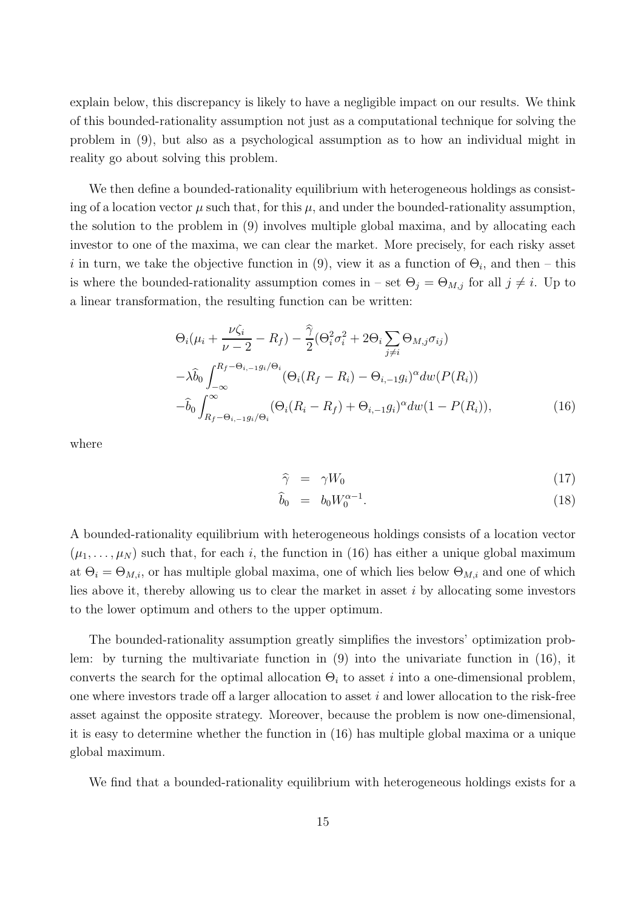explain below, this discrepancy is likely to have a negligible impact on our results. We think of this bounded-rationality assumption not just as a computational technique for solving the problem in (9), but also as a psychological assumption as to how an individual might in reality go about solving this problem.

We then define a bounded-rationality equilibrium with heterogeneous holdings as consisting of a location vector $\mu$ such that, for this $\mu$, and under the bounded-rationality assumption, the solution to the problem in (9) involves multiple global maxima, and by allocating each investor to one of the maxima, we can clear the market. More precisely, for each risky asset $i$ in turn, we take the objective function in (9), view it as a function of $\Theta_i$, and then – this is where the bounded-rationality assumption comes in – set $\Theta_j = \Theta_{M,j}$ for all $j \neq i$. Up to a linear transformation, the resulting function can be written:

$$
\begin{aligned}
&\Theta_i\left(\mu_i + \frac{\nu\zeta_i}{\nu - 2} - R_f\right) - \frac{\widehat{\gamma}}{2}\left(\Theta_i^2\sigma_i^2 + 2\Theta_i \sum_{j\neq i}\Theta_{M,j}\sigma_{ij}\right) \\
&-\lambda\widehat{b}_0 \int_{-\infty}^{R_f - \Theta_{i,-1}g_i/\Theta_i} (\Theta_i(R_f - R_i) - \Theta_{i,-1}g_i)^\alpha dw(P(R_i)) \\
&-\widehat{b}_0 \int_{R_f - \Theta_{i,-1}g_i/\Theta_i}^{\infty} (\Theta_i(R_i - R_f) + \Theta_{i,-1}g_i)^\alpha dw(1 - P(R_i)), \qquad (16)
\end{aligned}
$$

where

$$
\widehat{\gamma} = \gamma W_0 \qquad (17)
$$

$$
\widehat{b}_0 = b_0 W_0^{\alpha-1}. \qquad (18)
$$

A bounded-rationality equilibrium with heterogeneous holdings consists of a location vector $(\mu_1, \ldots, \mu_N)$ such that, for each $i$, the function in (16) has either a unique global maximum at $\Theta_i = \Theta_{M,i}$, or has multiple global maxima, one of which lies below $\Theta_{M,i}$ and one of which lies above it, thereby allowing us to clear the market in asset $i$ by allocating some investors to the lower optimum and others to the upper optimum.

The bounded-rationality assumption greatly simplifies the investors' optimization problem: by turning the multivariate function in (9) into the univariate function in (16), it converts the search for the optimal allocation $\Theta_i$ to asset $i$ into a one-dimensional problem, one where investors trade off a larger allocation to asset $i$ and lower allocation to the risk-free asset against the opposite strategy. Moreover, because the problem is now one-dimensional, it is easy to determine whether the function in (16) has multiple global maxima or a unique global maximum.

We find that a bounded-rationality equilibrium with heterogeneous holdings exists for a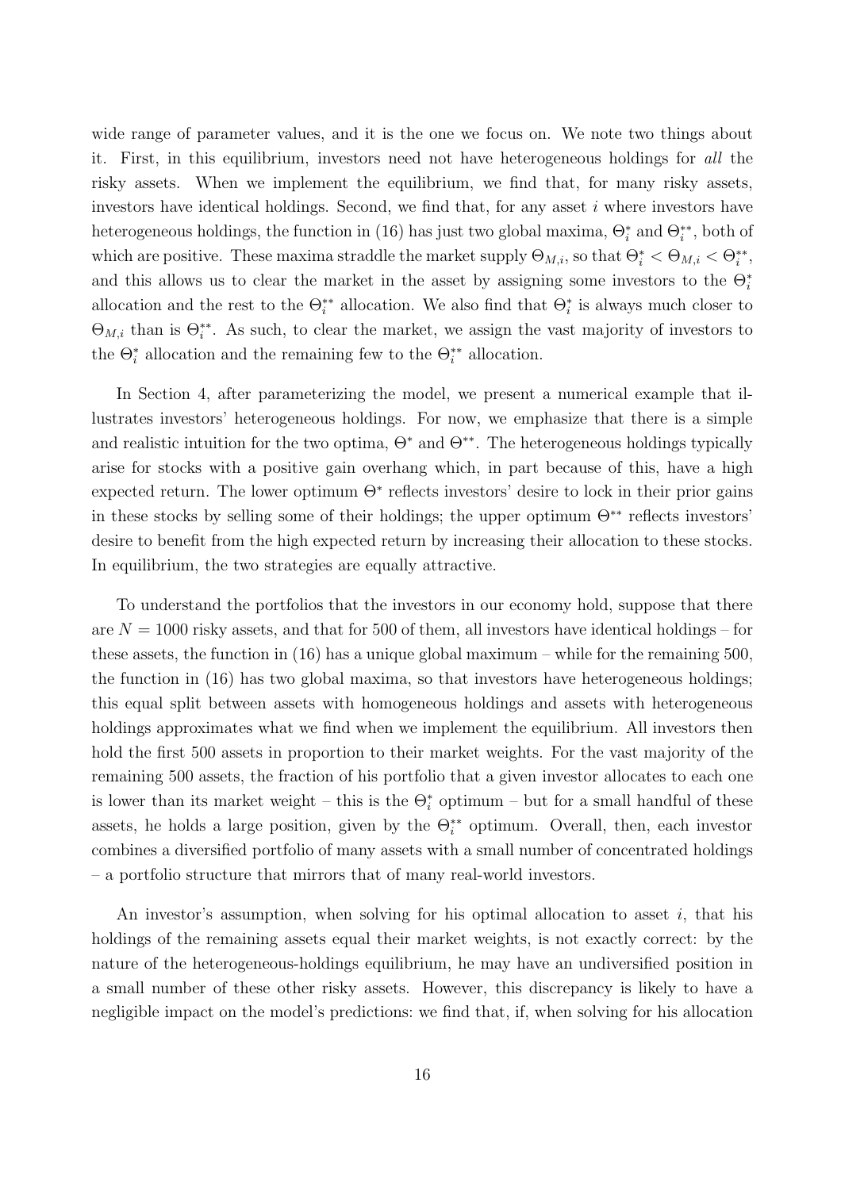wide range of parameter values, and it is the one we focus on. We note two things about it. First, in this equilibrium, investors need not have heterogeneous holdings for *all* the risky assets. When we implement the equilibrium, we find that, for many risky assets, investors have identical holdings. Second, we find that, for any asset $i$ where investors have heterogeneous holdings, the function in (16) has just two global maxima, $\Theta_i^*$ and $\Theta_i^{**}$, both of which are positive. These maxima straddle the market supply $\Theta_{M,i}$, so that $\Theta_i^* < \Theta_{M,i} < \Theta_i^{**}$, and this allows us to clear the market in the asset by assigning some investors to the $\Theta_i^*$ allocation and the rest to the $\Theta_i^{**}$ allocation. We also find that $\Theta_i^*$ is always much closer to $\Theta_{M,i}$ than is $\Theta_i^{**}$. As such, to clear the market, we assign the vast majority of investors to the $\Theta_i^*$ allocation and the remaining few to the $\Theta_i^{**}$ allocation.

In Section 4, after parameterizing the model, we present a numerical example that illustrates investors' heterogeneous holdings. For now, we emphasize that there is a simple and realistic intuition for the two optima, $\Theta^*$ and $\Theta^{**}$. The heterogeneous holdings typically arise for stocks with a positive gain overhang which, in part because of this, have a high expected return. The lower optimum $\Theta^*$ reflects investors' desire to lock in their prior gains in these stocks by selling some of their holdings; the upper optimum $\Theta^{**}$ reflects investors' desire to benefit from the high expected return by increasing their allocation to these stocks. In equilibrium, the two strategies are equally attractive.

To understand the portfolios that the investors in our economy hold, suppose that there are $N = 1000$ risky assets, and that for 500 of them, all investors have identical holdings – for these assets, the function in (16) has a unique global maximum – while for the remaining 500, the function in (16) has two global maxima, so that investors have heterogeneous holdings; this equal split between assets with homogeneous holdings and assets with heterogeneous holdings approximates what we find when we implement the equilibrium. All investors then hold the first 500 assets in proportion to their market weights. For the vast majority of the remaining 500 assets, the fraction of his portfolio that a given investor allocates to each one is lower than its market weight – this is the $\Theta_i^*$ optimum – but for a small handful of these assets, he holds a large position, given by the $\Theta_i^{**}$ optimum. Overall, then, each investor combines a diversified portfolio of many assets with a small number of concentrated holdings – a portfolio structure that mirrors that of many real-world investors.

An investor's assumption, when solving for his optimal allocation to asset $i$, that his holdings of the remaining assets equal their market weights, is not exactly correct: by the nature of the heterogeneous-holdings equilibrium, he may have an undiversified position in a small number of these other risky assets. However, this discrepancy is likely to have a negligible impact on the model's predictions: we find that, if, when solving for his allocation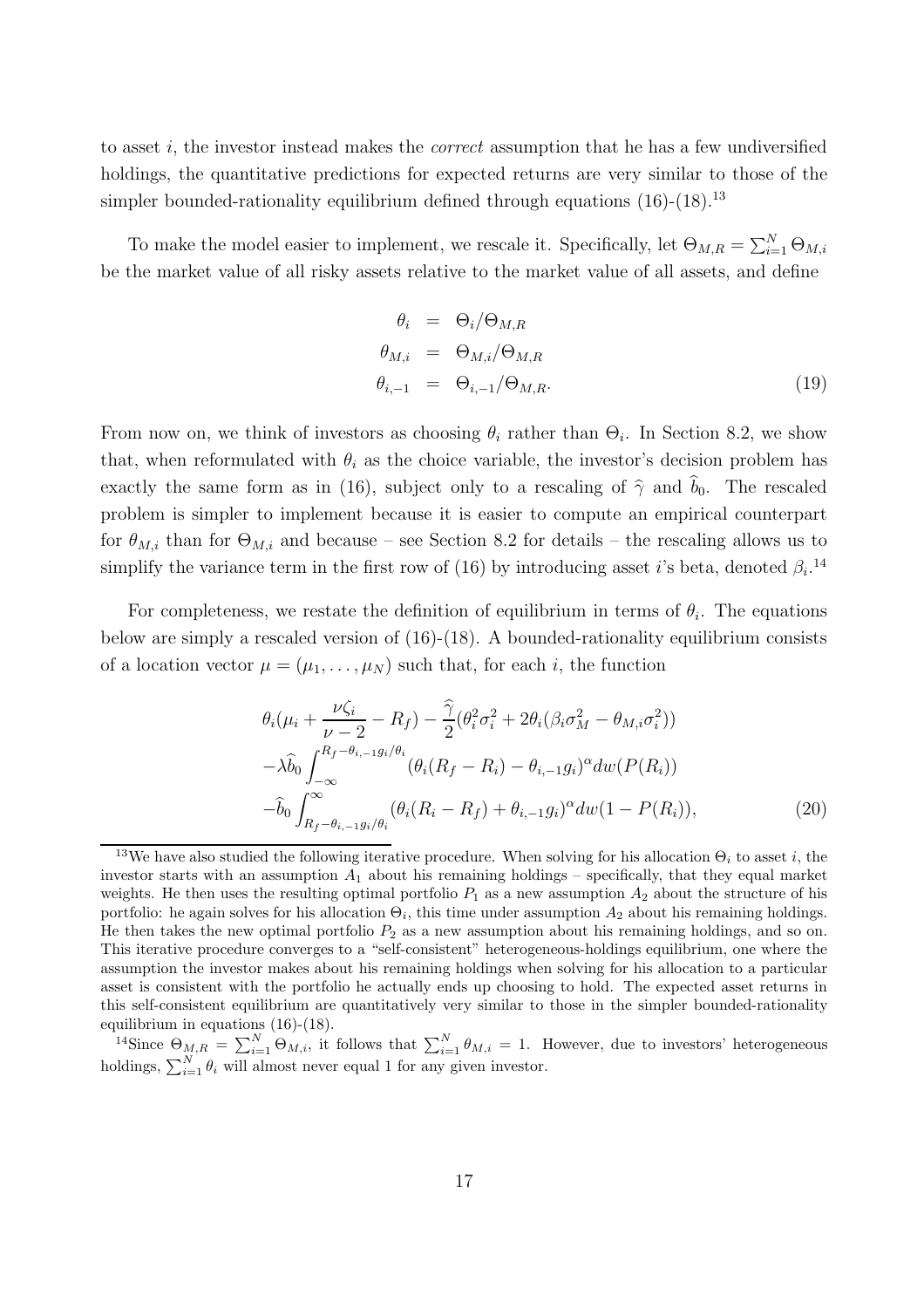to asset $i$, the investor instead makes the *correct* assumption that he has a few undiversified holdings, the quantitative predictions for expected returns are very similar to those of the simpler bounded-rationality equilibrium defined through equations (16)-(18).[13]

To make the model easier to implement, we rescale it. Specifically, let $\Theta_{M,R} = \sum_{i=1}^{N} \Theta_{M,i}$ be the market value of all risky assets relative to the market value of all assets, and define

$$
\begin{aligned}
\theta_i &= \Theta_i / \Theta_{M,R} \\
\theta_{M,i} &= \Theta_{M,i} / \Theta_{M,R} \\
\theta_{i,-1} &= \Theta_{i,-1} / \Theta_{M,R}.
\end{aligned}
\tag{19}
$$

From now on, we think of investors as choosing $\theta_i$ rather than $\Theta_i$. In Section 8.2, we show that, when reformulated with $\theta_i$ as the choice variable, the investor's decision problem has exactly the same form as in (16), subject only to a rescaling of $\widehat{\gamma}$ and $\widehat{b}_0$. The rescaled problem is simpler to implement because it is easier to compute an empirical counterpart for $\theta_{M,i}$ than for $\Theta_{M,i}$ and because – see Section 8.2 for details – the rescaling allows us to simplify the variance term in the first row of (16) by introducing asset $i$'s beta, denoted $\beta_i$.[14]

For completeness, we restate the definition of equilibrium in terms of $\theta_i$. The equations below are simply a rescaled version of (16)-(18). A bounded-rationality equilibrium consists of a location vector $\mu = (\mu_1, \ldots, \mu_N)$ such that, for each $i$, the function

$$
\begin{aligned}
&\theta_i \left(\mu_i + \frac{\nu \zeta_i}{\nu - 2} - R_f\right) - \frac{\widehat{\widehat{\gamma}}}{2}\left(\theta_i^2 \sigma_i^2 + 2\theta_i (\beta_i \sigma_M^2 - \theta_{M,i} \sigma_i^2)\right) \\
&-\lambda \widehat{b}_0 \int_{-\infty}^{R_f - \theta_{i,-1} g_i / \theta_i} (\theta_i (R_f - R_i) - \theta_{i,-1} g_i)^{\alpha} dw(P(R_i)) \\
&-\widehat{b}_0 \int_{R_f - \theta_{i,-1} g_i / \theta_i}^{\infty} (\theta_i (R_i - R_f) + \theta_{i,-1} g_i)^{\alpha} dw(1 - P(R_i)),
\end{aligned}
\tag{20}
$$

---

[13] We have also studied the following iterative procedure. When solving for his allocation $\Theta_i$ to asset $i$, the investor starts with an assumption $A_1$ about his remaining holdings – specifically, that they equal market weights. He then uses the resulting optimal portfolio $P_1$ as a new assumption $A_2$ about the structure of his portfolio: he again solves for his allocation $\Theta_i$, this time under assumption $A_2$ about his remaining holdings. He then takes the new optimal portfolio $P_2$ as a new assumption about his remaining holdings, and so on. This iterative procedure converges to a "self-consistent" heterogeneous-holdings equilibrium, one where the assumption the investor makes about his remaining holdings when solving for his allocation to a particular asset is consistent with the portfolio he actually ends up choosing to hold. The expected asset returns in this self-consistent equilibrium are quantitatively very similar to those in the simpler bounded-rationality equilibrium in equations (16)-(18).

[14] Since $\Theta_{M,R} = \sum_{i=1}^{N} \Theta_{M,i}$, it follows that $\sum_{i=1}^{N} \theta_{M,i} = 1$. However, due to investors' heterogeneous holdings, $\sum_{i=1}^{N} \theta_i$ will almost never equal 1 for any given investor.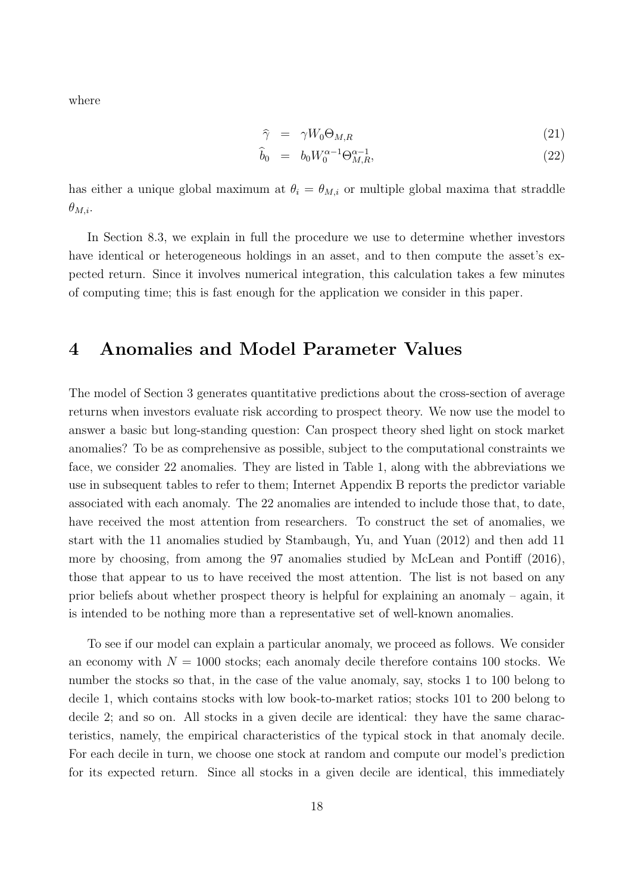where

$$
\begin{aligned}
\widehat{\gamma} &= \gamma W_0 \Theta_{M,R} && (21) \\
\widehat{b}_0 &= b_0 W_0^{\alpha-1} \Theta_{M,R}^{\alpha-1}, && (22)
\end{aligned}
$$

has either a unique global maximum at $\theta_i = \theta_{M,i}$ or multiple global maxima that straddle $\theta_{M,i}$.

In Section 8.3, we explain in full the procedure we use to determine whether investors have identical or heterogeneous holdings in an asset, and to then compute the asset's expected return. Since it involves numerical integration, this calculation takes a few minutes of computing time; this is fast enough for the application we consider in this paper.

# 4 Anomalies and Model Parameter Values

The model of Section 3 generates quantitative predictions about the cross-section of average returns when investors evaluate risk according to prospect theory. We now use the model to answer a basic but long-standing question: Can prospect theory shed light on stock market anomalies? To be as comprehensive as possible, subject to the computational constraints we face, we consider 22 anomalies. They are listed in Table 1, along with the abbreviations we use in subsequent tables to refer to them; Internet Appendix B reports the predictor variable associated with each anomaly. The 22 anomalies are intended to include those that, to date, have received the most attention from researchers. To construct the set of anomalies, we start with the 11 anomalies studied by Stambaugh, Yu, and Yuan (2012) and then add 11 more by choosing, from among the 97 anomalies studied by McLean and Pontiff (2016), those that appear to us to have received the most attention. The list is not based on any prior beliefs about whether prospect theory is helpful for explaining an anomaly – again, it is intended to be nothing more than a representative set of well-known anomalies.

To see if our model can explain a particular anomaly, we proceed as follows. We consider an economy with $N = 1000$ stocks; each anomaly decile therefore contains 100 stocks. We number the stocks so that, in the case of the value anomaly, say, stocks 1 to 100 belong to decile 1, which contains stocks with low book-to-market ratios; stocks 101 to 200 belong to decile 2; and so on. All stocks in a given decile are identical: they have the same characteristics, namely, the empirical characteristics of the typical stock in that anomaly decile. For each decile in turn, we choose one stock at random and compute our model's prediction for its expected return. Since all stocks in a given decile are identical, this immediately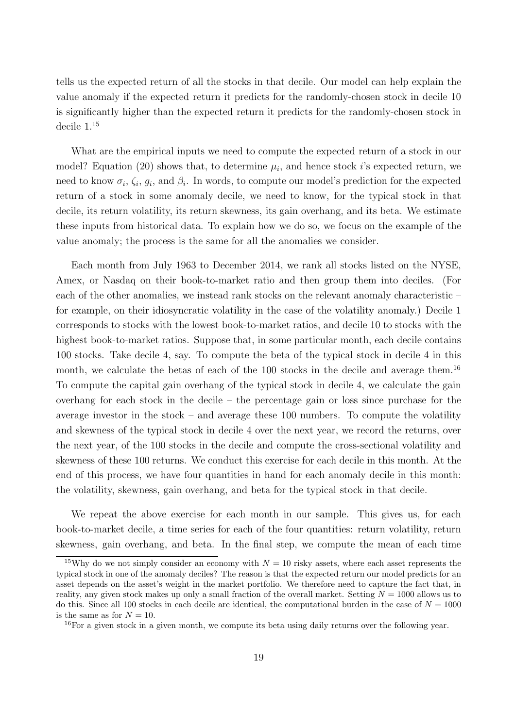tells us the expected return of all the stocks in that decile. Our model can help explain the value anomaly if the expected return it predicts for the randomly-chosen stock in decile 10 is significantly higher than the expected return it predicts for the randomly-chosen stock in decile 1.[15]

What are the empirical inputs we need to compute the expected return of a stock in our model? Equation (20) shows that, to determine $\mu_i$, and hence stock $i$'s expected return, we need to know $\sigma_i$, $\zeta_i$, $g_i$, and $\beta_i$. In words, to compute our model's prediction for the expected return of a stock in some anomaly decile, we need to know, for the typical stock in that decile, its return volatility, its return skewness, its gain overhang, and its beta. We estimate these inputs from historical data. To explain how we do so, we focus on the example of the value anomaly; the process is the same for all the anomalies we consider.

Each month from July 1963 to December 2014, we rank all stocks listed on the NYSE, Amex, or Nasdaq on their book-to-market ratio and then group them into deciles. (For each of the other anomalies, we instead rank stocks on the relevant anomaly characteristic – for example, on their idiosyncratic volatility in the case of the volatility anomaly.) Decile 1 corresponds to stocks with the lowest book-to-market ratios, and decile 10 to stocks with the highest book-to-market ratios. Suppose that, in some particular month, each decile contains 100 stocks. Take decile 4, say. To compute the beta of the typical stock in decile 4 in this month, we calculate the betas of each of the 100 stocks in the decile and average them.[16] To compute the capital gain overhang of the typical stock in decile 4, we calculate the gain overhang for each stock in the decile – the percentage gain or loss since purchase for the average investor in the stock – and average these 100 numbers. To compute the volatility and skewness of the typical stock in decile 4 over the next year, we record the returns, over the next year, of the 100 stocks in the decile and compute the cross-sectional volatility and skewness of these 100 returns. We conduct this exercise for each decile in this month. At the end of this process, we have four quantities in hand for each anomaly decile in this month: the volatility, skewness, gain overhang, and beta for the typical stock in that decile.

We repeat the above exercise for each month in our sample. This gives us, for each book-to-market decile, a time series for each of the four quantities: return volatility, return skewness, gain overhang, and beta. In the final step, we compute the mean of each time

[15] Why do we not simply consider an economy with $N = 10$ risky assets, where each asset represents the typical stock in one of the anomaly deciles? The reason is that the expected return our model predicts for an asset depends on the asset's weight in the market portfolio. We therefore need to capture the fact that, in reality, any given stock makes up only a small fraction of the overall market. Setting $N = 1000$ allows us to do this. Since all 100 stocks in each decile are identical, the computational burden in the case of $N = 1000$ is the same as for $N = 10$.

[16] For a given stock in a given month, we compute its beta using daily returns over the following year.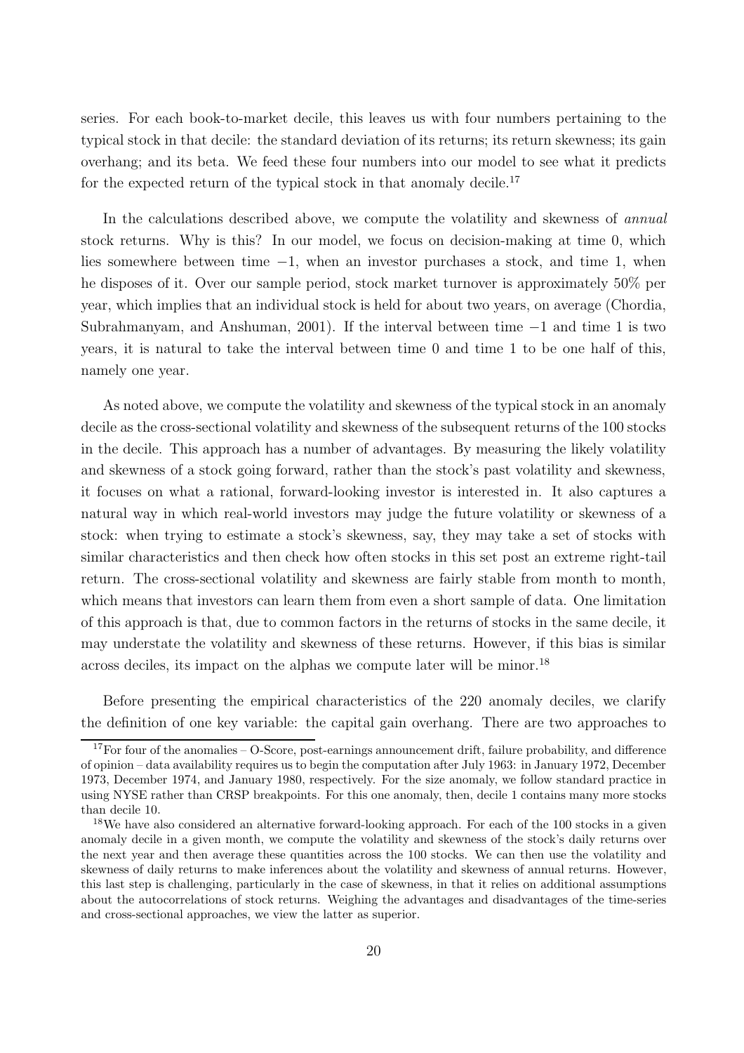series. For each book-to-market decile, this leaves us with four numbers pertaining to the typical stock in that decile: the standard deviation of its returns; its return skewness; its gain overhang; and its beta. We feed these four numbers into our model to see what it predicts for the expected return of the typical stock in that anomaly decile.[17]

In the calculations described above, we compute the volatility and skewness of *annual* stock returns. Why is this? In our model, we focus on decision-making at time 0, which lies somewhere between time $-1$, when an investor purchases a stock, and time 1, when he disposes of it. Over our sample period, stock market turnover is approximately 50% per year, which implies that an individual stock is held for about two years, on average (Chordia, Subrahmanyam, and Anshuman, 2001). If the interval between time $-1$ and time 1 is two years, it is natural to take the interval between time 0 and time 1 to be one half of this, namely one year.

As noted above, we compute the volatility and skewness of the typical stock in an anomaly decile as the cross-sectional volatility and skewness of the subsequent returns of the 100 stocks in the decile. This approach has a number of advantages. By measuring the likely volatility and skewness of a stock going forward, rather than the stock's past volatility and skewness, it focuses on what a rational, forward-looking investor is interested in. It also captures a natural way in which real-world investors may judge the future volatility or skewness of a stock: when trying to estimate a stock's skewness, say, they may take a set of stocks with similar characteristics and then check how often stocks in this set post an extreme right-tail return. The cross-sectional volatility and skewness are fairly stable from month to month, which means that investors can learn them from even a short sample of data. One limitation of this approach is that, due to common factors in the returns of stocks in the same decile, it may understate the volatility and skewness of these returns. However, if this bias is similar across deciles, its impact on the alphas we compute later will be minor.[18]

Before presenting the empirical characteristics of the 220 anomaly deciles, we clarify the definition of one key variable: the capital gain overhang. There are two approaches to

[17] For four of the anomalies – O-Score, post-earnings announcement drift, failure probability, and difference of opinion – data availability requires us to begin the computation after July 1963: in January 1972, December 1973, December 1974, and January 1980, respectively. For the size anomaly, we follow standard practice in using NYSE rather than CRSP breakpoints. For this one anomaly, then, decile 1 contains many more stocks than decile 10.

[18] We have also considered an alternative forward-looking approach. For each of the 100 stocks in a given anomaly decile in a given month, we compute the volatility and skewness of the stock's daily returns over the next year and then average these quantities across the 100 stocks. We can then use the volatility and skewness of daily returns to make inferences about the volatility and skewness of annual returns. However, this last step is challenging, particularly in the case of skewness, in that it relies on additional assumptions about the autocorrelations of stock returns. Weighing the advantages and disadvantages of the time-series and cross-sectional approaches, we view the latter as superior.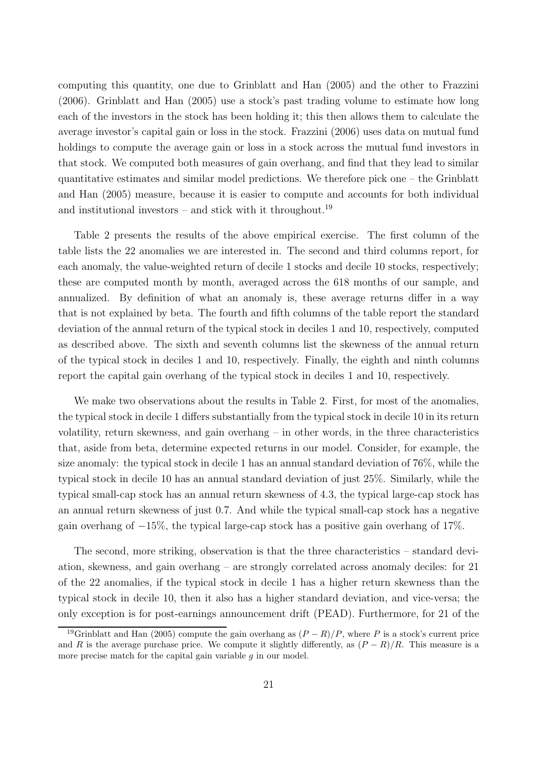computing this quantity, one due to Grinblatt and Han (2005) and the other to Frazzini (2006). Grinblatt and Han (2005) use a stock's past trading volume to estimate how long each of the investors in the stock has been holding it; this then allows them to calculate the average investor's capital gain or loss in the stock. Frazzini (2006) uses data on mutual fund holdings to compute the average gain or loss in a stock across the mutual fund investors in that stock. We computed both measures of gain overhang, and find that they lead to similar quantitative estimates and similar model predictions. We therefore pick one – the Grinblatt and Han (2005) measure, because it is easier to compute and accounts for both individual and institutional investors – and stick with it throughout.[19]

Table 2 presents the results of the above empirical exercise. The first column of the table lists the 22 anomalies we are interested in. The second and third columns report, for each anomaly, the value-weighted return of decile 1 stocks and decile 10 stocks, respectively; these are computed month by month, averaged across the 618 months of our sample, and annualized. By definition of what an anomaly is, these average returns differ in a way that is not explained by beta. The fourth and fifth columns of the table report the standard deviation of the annual return of the typical stock in deciles 1 and 10, respectively, computed as described above. The sixth and seventh columns list the skewness of the annual return of the typical stock in deciles 1 and 10, respectively. Finally, the eighth and ninth columns report the capital gain overhang of the typical stock in deciles 1 and 10, respectively.

We make two observations about the results in Table 2. First, for most of the anomalies, the typical stock in decile 1 differs substantially from the typical stock in decile 10 in its return volatility, return skewness, and gain overhang – in other words, in the three characteristics that, aside from beta, determine expected returns in our model. Consider, for example, the size anomaly: the typical stock in decile 1 has an annual standard deviation of 76%, while the typical stock in decile 10 has an annual standard deviation of just 25%. Similarly, while the typical small-cap stock has an annual return skewness of 4.3, the typical large-cap stock has an annual return skewness of just 0.7. And while the typical small-cap stock has a negative gain overhang of −15%, the typical large-cap stock has a positive gain overhang of 17%.

The second, more striking, observation is that the three characteristics – standard deviation, skewness, and gain overhang – are strongly correlated across anomaly deciles: for 21 of the 22 anomalies, if the typical stock in decile 1 has a higher return skewness than the typical stock in decile 10, then it also has a higher standard deviation, and vice-versa; the only exception is for post-earnings announcement drift (PEAD). Furthermore, for 21 of the

[19] Grinblatt and Han (2005) compute the gain overhang as $(P - R)/P$, where $P$ is a stock's current price and $R$ is the average purchase price. We compute it slightly differently, as $(P - R)/R$. This measure is a more precise match for the capital gain variable $g$ in our model.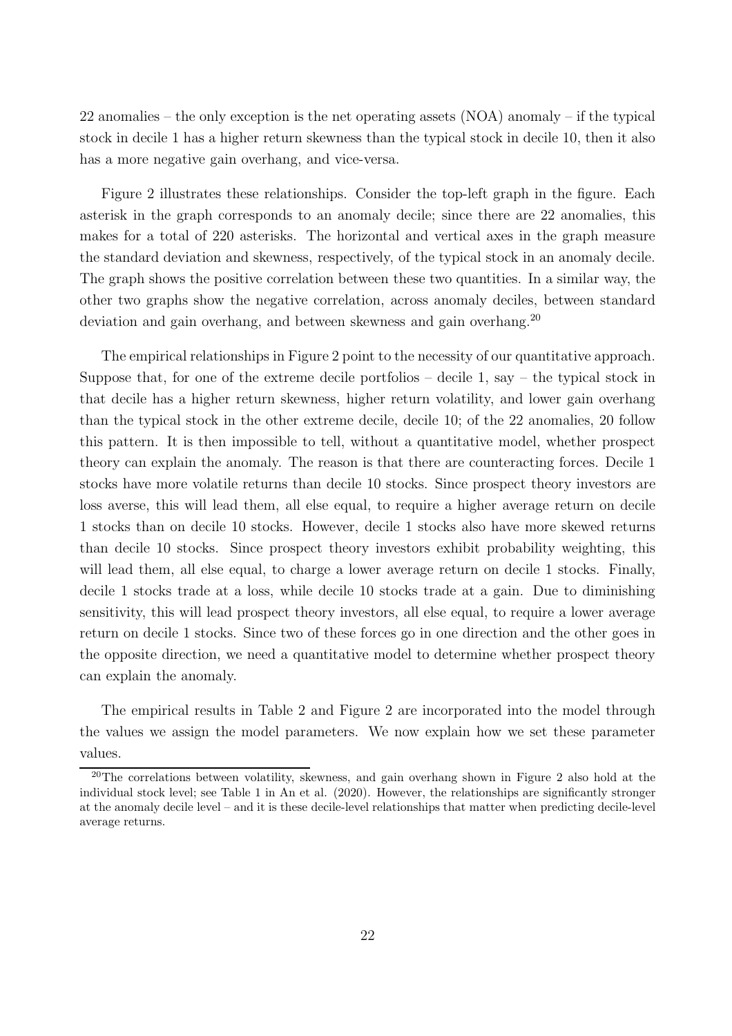22 anomalies – the only exception is the net operating assets (NOA) anomaly – if the typical stock in decile 1 has a higher return skewness than the typical stock in decile 10, then it also has a more negative gain overhang, and vice-versa.

Figure 2 illustrates these relationships. Consider the top-left graph in the figure. Each asterisk in the graph corresponds to an anomaly decile; since there are 22 anomalies, this makes for a total of 220 asterisks. The horizontal and vertical axes in the graph measure the standard deviation and skewness, respectively, of the typical stock in an anomaly decile. The graph shows the positive correlation between these two quantities. In a similar way, the other two graphs show the negative correlation, across anomaly deciles, between standard deviation and gain overhang, and between skewness and gain overhang.[20]

The empirical relationships in Figure 2 point to the necessity of our quantitative approach. Suppose that, for one of the extreme decile portfolios – decile 1, say – the typical stock in that decile has a higher return skewness, higher return volatility, and lower gain overhang than the typical stock in the other extreme decile, decile 10; of the 22 anomalies, 20 follow this pattern. It is then impossible to tell, without a quantitative model, whether prospect theory can explain the anomaly. The reason is that there are counteracting forces. Decile 1 stocks have more volatile returns than decile 10 stocks. Since prospect theory investors are loss averse, this will lead them, all else equal, to require a higher average return on decile 1 stocks than on decile 10 stocks. However, decile 1 stocks also have more skewed returns than decile 10 stocks. Since prospect theory investors exhibit probability weighting, this will lead them, all else equal, to charge a lower average return on decile 1 stocks. Finally, decile 1 stocks trade at a loss, while decile 10 stocks trade at a gain. Due to diminishing sensitivity, this will lead prospect theory investors, all else equal, to require a lower average return on decile 1 stocks. Since two of these forces go in one direction and the other goes in the opposite direction, we need a quantitative model to determine whether prospect theory can explain the anomaly.

The empirical results in Table 2 and Figure 2 are incorporated into the model through the values we assign the model parameters. We now explain how we set these parameter values.

[20] The correlations between volatility, skewness, and gain overhang shown in Figure 2 also hold at the individual stock level; see Table 1 in An et al. (2020). However, the relationships are significantly stronger at the anomaly decile level – and it is these decile-level relationships that matter when predicting decile-level average returns.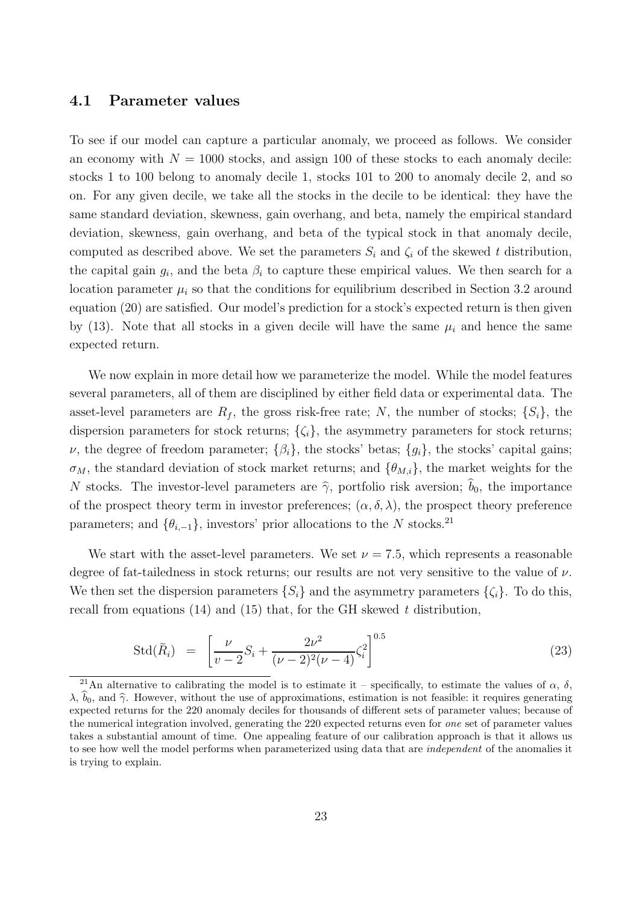## 4.1 Parameter values

To see if our model can capture a particular anomaly, we proceed as follows. We consider an economy with $N = 1000$ stocks, and assign 100 of these stocks to each anomaly decile: stocks 1 to 100 belong to anomaly decile 1, stocks 101 to 200 to anomaly decile 2, and so on. For any given decile, we take all the stocks in the decile to be identical: they have the same standard deviation, skewness, gain overhang, and beta, namely the empirical standard deviation, skewness, gain overhang, and beta of the typical stock in that anomaly decile, computed as described above. We set the parameters $S_i$ and $\zeta_i$ of the skewed $t$ distribution, the capital gain $g_i$, and the beta $\beta_i$ to capture these empirical values. We then search for a location parameter $\mu_i$ so that the conditions for equilibrium described in Section 3.2 around equation (20) are satisfied. Our model's prediction for a stock's expected return is then given by (13). Note that all stocks in a given decile will have the same $\mu_i$ and hence the same expected return.

We now explain in more detail how we parameterize the model. While the model features several parameters, all of them are disciplined by either field data or experimental data. The asset-level parameters are $R_f$, the gross risk-free rate; $N$, the number of stocks; $\{S_i\}$, the dispersion parameters for stock returns; $\{\zeta_i\}$, the asymmetry parameters for stock returns; $\nu$, the degree of freedom parameter; $\{\beta_i\}$, the stocks' betas; $\{g_i\}$, the stocks' capital gains; $\sigma_M$, the standard deviation of stock market returns; and $\{\theta_{M,i}\}$, the market weights for the $N$ stocks. The investor-level parameters are $\widehat{\gamma}$, portfolio risk aversion; $\widehat{b}_0$, the importance of the prospect theory term in investor preferences; $(\alpha, \delta, \lambda)$, the prospect theory preference parameters; and $\{\theta_{i,-1}\}$, investors' prior allocations to the $N$ stocks.[21]

We start with the asset-level parameters. We set $\nu = 7.5$, which represents a reasonable degree of fat-tailedness in stock returns; our results are not very sensitive to the value of $\nu$. We then set the dispersion parameters $\{S_i\}$ and the asymmetry parameters $\{\zeta_i\}$. To do this, recall from equations (14) and (15) that, for the GH skewed $t$ distribution,

$$\mathrm{Std}(\tilde{R}_i) = \left[\frac{\nu}{v-2}S_i + \frac{2\nu^2}{(\nu-2)^2(\nu-4)}\zeta_i^2\right]^{0.5} \tag{23}$$

[21] An alternative to calibrating the model is to estimate it – specifically, to estimate the values of $\alpha$, $\delta$, $\lambda$, $\widehat{b}_0$, and $\widehat{\gamma}$. However, without the use of approximations, estimation is not feasible: it requires generating expected returns for the 220 anomaly deciles for thousands of different sets of parameter values; because of the numerical integration involved, generating the 220 expected returns even for *one* set of parameter values takes a substantial amount of time. One appealing feature of our calibration approach is that it allows us to see how well the model performs when parameterized using data that are *independent* of the anomalies it is trying to explain.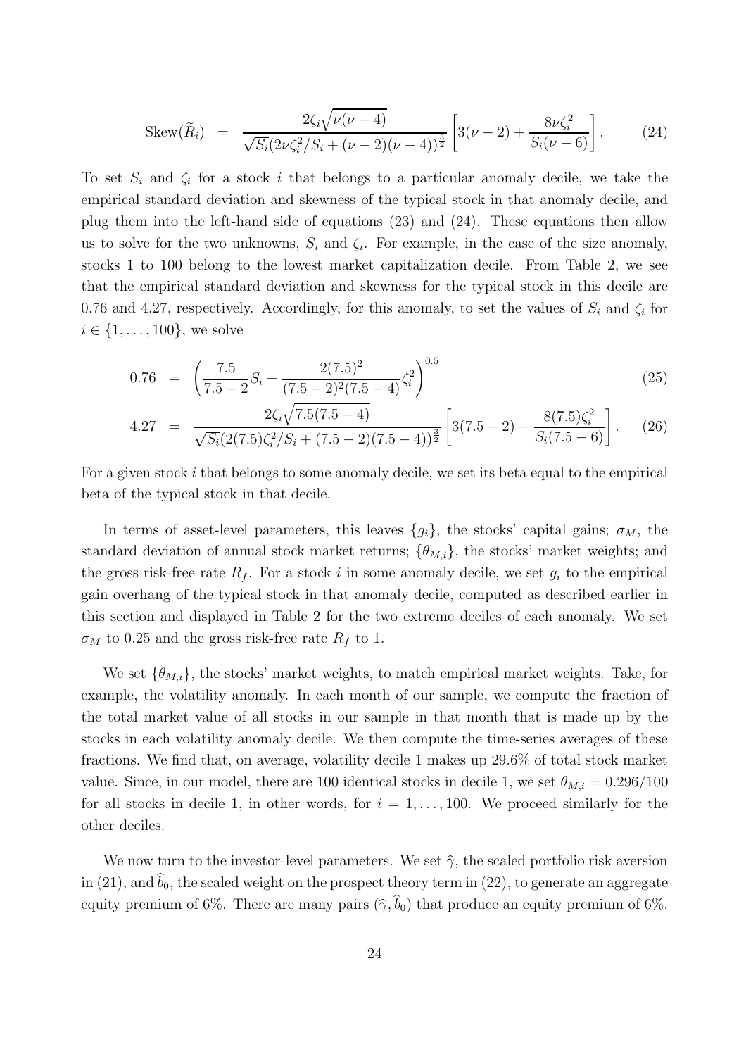$$\text{Skew}(\widetilde{R}_i) = \frac{2\zeta_i\sqrt{\nu(\nu-4)}}{\sqrt{S_i}(2\nu\zeta_i^2/S_i + (\nu-2)(\nu-4))^{\frac{3}{2}}}\left[3(\nu-2) + \frac{8\nu\zeta_i^2}{S_i(\nu-6)}\right]. \tag{24}$$

To set $S_i$ and $\zeta_i$ for a stock $i$ that belongs to a particular anomaly decile, we take the empirical standard deviation and skewness of the typical stock in that anomaly decile, and plug them into the left-hand side of equations (23) and (24). These equations then allow us to solve for the two unknowns, $S_i$ and $\zeta_i$. For example, in the case of the size anomaly, stocks 1 to 100 belong to the lowest market capitalization decile. From Table 2, we see that the empirical standard deviation and skewness for the typical stock in this decile are 0.76 and 4.27, respectively. Accordingly, for this anomaly, to set the values of $S_i$ and $\zeta_i$ for $i \in \{1, \ldots, 100\}$, we solve

$$0.76 = \left(\frac{7.5}{7.5-2}S_i + \frac{2(7.5)^2}{(7.5-2)^2(7.5-4)}\zeta_i^2\right)^{0.5} \tag{25}$$

$$4.27 = \frac{2\zeta_i\sqrt{7.5(7.5-4)}}{\sqrt{S_i}(2(7.5)\zeta_i^2/S_i + (7.5-2)(7.5-4))^{\frac{3}{2}}}\left[3(7.5-2) + \frac{8(7.5)\zeta_i^2}{S_i(7.5-6)}\right]. \tag{26}$$

For a given stock $i$ that belongs to some anomaly decile, we set its beta equal to the empirical beta of the typical stock in that decile.

In terms of asset-level parameters, this leaves $\{g_i\}$, the stocks' capital gains; $\sigma_M$, the standard deviation of annual stock market returns; $\{\theta_{M,i}\}$, the stocks' market weights; and the gross risk-free rate $R_f$. For a stock $i$ in some anomaly decile, we set $g_i$ to the empirical gain overhang of the typical stock in that anomaly decile, computed as described earlier in this section and displayed in Table 2 for the two extreme deciles of each anomaly. We set $\sigma_M$ to 0.25 and the gross risk-free rate $R_f$ to 1.

We set $\{\theta_{M,i}\}$, the stocks' market weights, to match empirical market weights. Take, for example, the volatility anomaly. In each month of our sample, we compute the fraction of the total market value of all stocks in our sample in that month that is made up by the stocks in each volatility anomaly decile. We then compute the time-series averages of these fractions. We find that, on average, volatility decile 1 makes up 29.6% of total stock market value. Since, in our model, there are 100 identical stocks in decile 1, we set $\theta_{M,i} = 0.296/100$ for all stocks in decile 1, in other words, for $i = 1, \ldots, 100$. We proceed similarly for the other deciles.

We now turn to the investor-level parameters. We set $\widehat{\gamma}$, the scaled portfolio risk aversion in (21), and $\widehat{b}_0$, the scaled weight on the prospect theory term in (22), to generate an aggregate equity premium of 6%. There are many pairs $(\widehat{\gamma}, \widehat{b}_0)$ that produce an equity premium of 6%.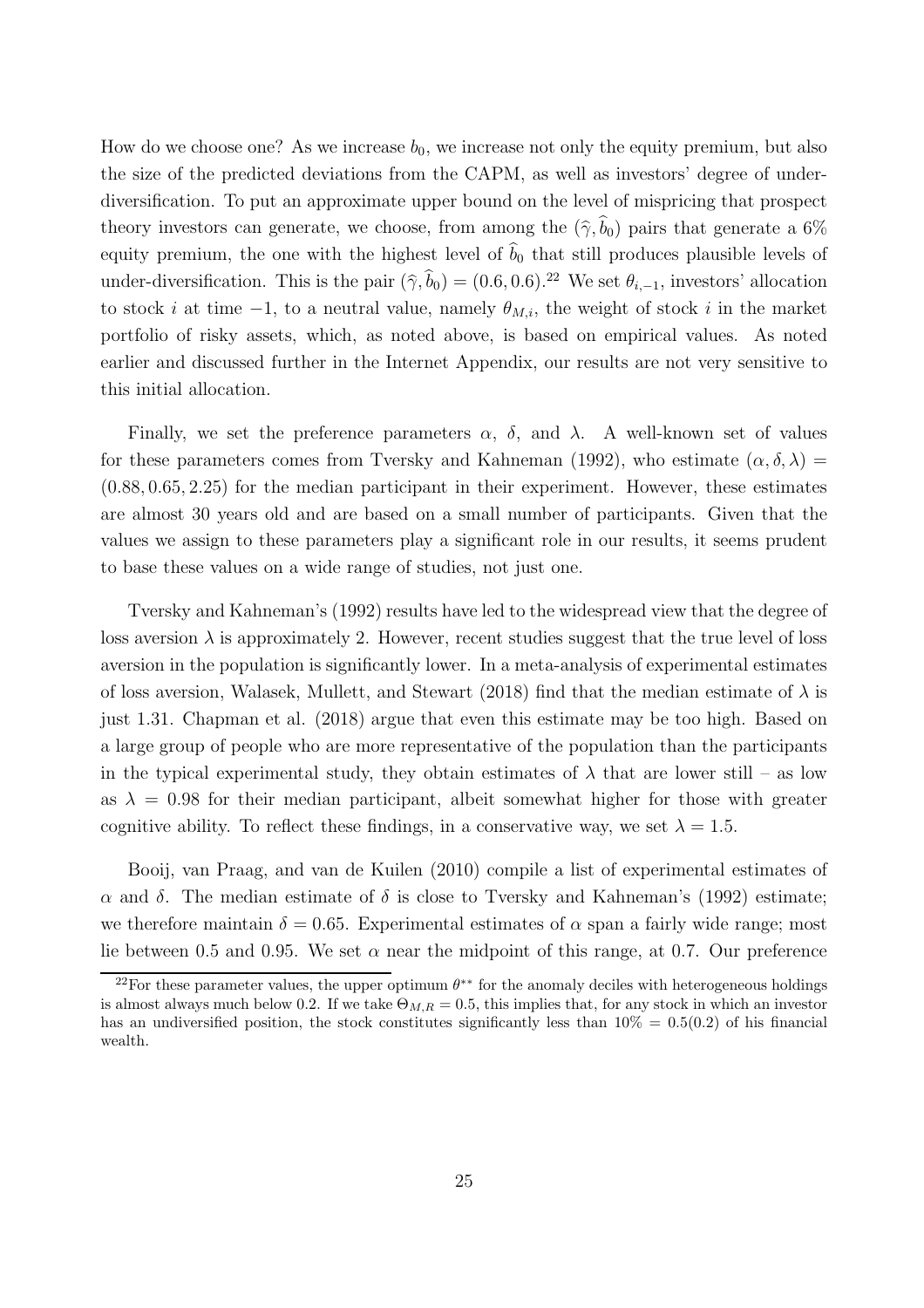How do we choose one? As we increase $b_0$, we increase not only the equity premium, but also the size of the predicted deviations from the CAPM, as well as investors' degree of under-diversification. To put an approximate upper bound on the level of mispricing that prospect theory investors can generate, we choose, from among the $(\widehat{\gamma}, \widehat{b}_0)$ pairs that generate a 6% equity premium, the one with the highest level of $\widehat{b}_0$ that still produces plausible levels of under-diversification. This is the pair $(\widehat{\gamma}, \widehat{b}_0) = (0.6, 0.6)$.[22] We set $\theta_{i,-1}$, investors' allocation to stock $i$ at time $-1$, to a neutral value, namely $\theta_{M,i}$, the weight of stock $i$ in the market portfolio of risky assets, which, as noted above, is based on empirical values. As noted earlier and discussed further in the Internet Appendix, our results are not very sensitive to this initial allocation.

Finally, we set the preference parameters $\alpha$, $\delta$, and $\lambda$. A well-known set of values for these parameters comes from Tversky and Kahneman (1992), who estimate $(\alpha, \delta, \lambda) = (0.88, 0.65, 2.25)$ for the median participant in their experiment. However, these estimates are almost 30 years old and are based on a small number of participants. Given that the values we assign to these parameters play a significant role in our results, it seems prudent to base these values on a wide range of studies, not just one.

Tversky and Kahneman's (1992) results have led to the widespread view that the degree of loss aversion $\lambda$ is approximately 2. However, recent studies suggest that the true level of loss aversion in the population is significantly lower. In a meta-analysis of experimental estimates of loss aversion, Walasek, Mullett, and Stewart (2018) find that the median estimate of $\lambda$ is just 1.31. Chapman et al. (2018) argue that even this estimate may be too high. Based on a large group of people who are more representative of the population than the participants in the typical experimental study, they obtain estimates of $\lambda$ that are lower still – as low as $\lambda = 0.98$ for their median participant, albeit somewhat higher for those with greater cognitive ability. To reflect these findings, in a conservative way, we set $\lambda = 1.5$.

Booij, van Praag, and van de Kuilen (2010) compile a list of experimental estimates of $\alpha$ and $\delta$. The median estimate of $\delta$ is close to Tversky and Kahneman's (1992) estimate; we therefore maintain $\delta = 0.65$. Experimental estimates of $\alpha$ span a fairly wide range; most lie between 0.5 and 0.95. We set $\alpha$ near the midpoint of this range, at 0.7. Our preference

[22] For these parameter values, the upper optimum $\theta^{**}$ for the anomaly deciles with heterogeneous holdings is almost always much below 0.2. If we take $\Theta_{M,R} = 0.5$, this implies that, for any stock in which an investor has an undiversified position, the stock constitutes significantly less than $10\% = 0.5(0.2)$ of his financial wealth.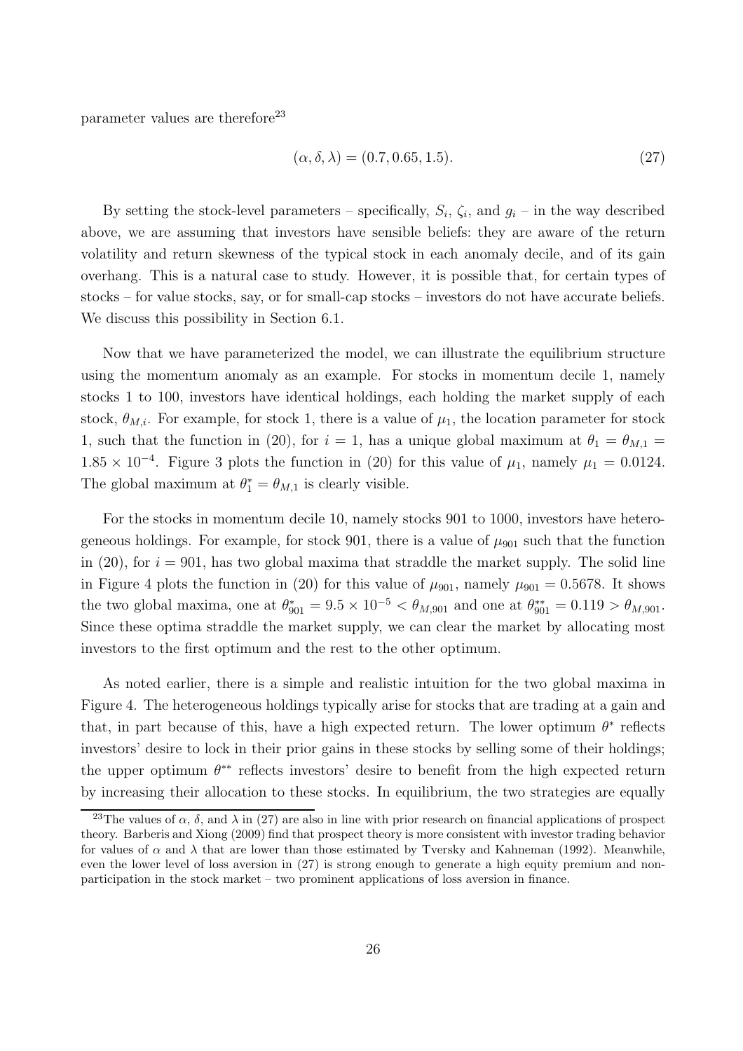parameter values are therefore[23]

$$(\alpha, \delta, \lambda) = (0.7, 0.65, 1.5). \tag{27}$$

By setting the stock-level parameters – specifically, $S_i$, $\zeta_i$, and $g_i$ – in the way described above, we are assuming that investors have sensible beliefs: they are aware of the return volatility and return skewness of the typical stock in each anomaly decile, and of its gain overhang. This is a natural case to study. However, it is possible that, for certain types of stocks – for value stocks, say, or for small-cap stocks – investors do not have accurate beliefs. We discuss this possibility in Section 6.1.

Now that we have parameterized the model, we can illustrate the equilibrium structure using the momentum anomaly as an example. For stocks in momentum decile 1, namely stocks 1 to 100, investors have identical holdings, each holding the market supply of each stock, $\theta_{M,i}$. For example, for stock 1, there is a value of $\mu_1$, the location parameter for stock 1, such that the function in (20), for $i = 1$, has a unique global maximum at $\theta_1 = \theta_{M,1} = 1.85 \times 10^{-4}$. Figure 3 plots the function in (20) for this value of $\mu_1$, namely $\mu_1 = 0.0124$. The global maximum at $\theta_1^* = \theta_{M,1}$ is clearly visible.

For the stocks in momentum decile 10, namely stocks 901 to 1000, investors have heterogeneous holdings. For example, for stock 901, there is a value of $\mu_{901}$ such that the function in (20), for $i = 901$, has two global maxima that straddle the market supply. The solid line in Figure 4 plots the function in (20) for this value of $\mu_{901}$, namely $\mu_{901} = 0.5678$. It shows the two global maxima, one at $\theta_{901}^* = 9.5 \times 10^{-5} < \theta_{M,901}$ and one at $\theta_{901}^{**} = 0.119 > \theta_{M,901}$. Since these optima straddle the market supply, we can clear the market by allocating most investors to the first optimum and the rest to the other optimum.

As noted earlier, there is a simple and realistic intuition for the two global maxima in Figure 4. The heterogeneous holdings typically arise for stocks that are trading at a gain and that, in part because of this, have a high expected return. The lower optimum $\theta^*$ reflects investors' desire to lock in their prior gains in these stocks by selling some of their holdings; the upper optimum $\theta^{**}$ reflects investors' desire to benefit from the high expected return by increasing their allocation to these stocks. In equilibrium, the two strategies are equally

[23]The values of $\alpha$, $\delta$, and $\lambda$ in (27) are also in line with prior research on financial applications of prospect theory. Barberis and Xiong (2009) find that prospect theory is more consistent with investor trading behavior for values of $\alpha$ and $\lambda$ that are lower than those estimated by Tversky and Kahneman (1992). Meanwhile, even the lower level of loss aversion in (27) is strong enough to generate a high equity premium and non-participation in the stock market – two prominent applications of loss aversion in finance.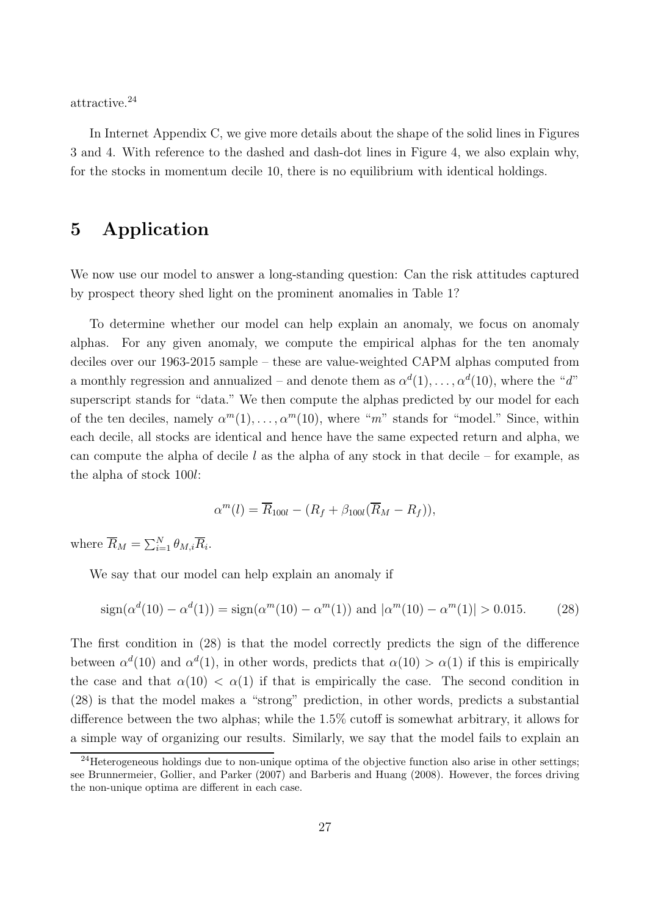attractive.[24]

In Internet Appendix C, we give more details about the shape of the solid lines in Figures 3 and 4. With reference to the dashed and dash-dot lines in Figure 4, we also explain why, for the stocks in momentum decile 10, there is no equilibrium with identical holdings.

# 5 Application

We now use our model to answer a long-standing question: Can the risk attitudes captured by prospect theory shed light on the prominent anomalies in Table 1?

To determine whether our model can help explain an anomaly, we focus on anomaly alphas. For any given anomaly, we compute the empirical alphas for the ten anomaly deciles over our 1963-2015 sample – these are value-weighted CAPM alphas computed from a monthly regression and annualized – and denote them as $\alpha^d(1), \ldots, \alpha^d(10)$, where the "$d$" superscript stands for "data." We then compute the alphas predicted by our model for each of the ten deciles, namely $\alpha^m(1), \ldots, \alpha^m(10)$, where "$m$" stands for "model." Since, within each decile, all stocks are identical and hence have the same expected return and alpha, we can compute the alpha of decile $l$ as the alpha of any stock in that decile – for example, as the alpha of stock $100l$:

$$\alpha^m(l) = \overline{R}_{100l} - (R_f + \beta_{100l}(\overline{R}_M - R_f)),$$

where $\overline{R}_M = \sum_{i=1}^N \theta_{M,i}\overline{R}_i$.

We say that our model can help explain an anomaly if

$$\text{sign}(\alpha^d(10) - \alpha^d(1)) = \text{sign}(\alpha^m(10) - \alpha^m(1)) \text{ and } |\alpha^m(10) - \alpha^m(1)| > 0.015. \tag{28}$$

The first condition in (28) is that the model correctly predicts the sign of the difference between $\alpha^d(10)$ and $\alpha^d(1)$, in other words, predicts that $\alpha(10) > \alpha(1)$ if this is empirically the case and that $\alpha(10) < \alpha(1)$ if that is empirically the case. The second condition in (28) is that the model makes a "strong" prediction, in other words, predicts a substantial difference between the two alphas; while the 1.5% cutoff is somewhat arbitrary, it allows for a simple way of organizing our results. Similarly, we say that the model fails to explain an

[24] Heterogeneous holdings due to non-unique optima of the objective function also arise in other settings; see Brunnermeier, Gollier, and Parker (2007) and Barberis and Huang (2008). However, the forces driving the non-unique optima are different in each case.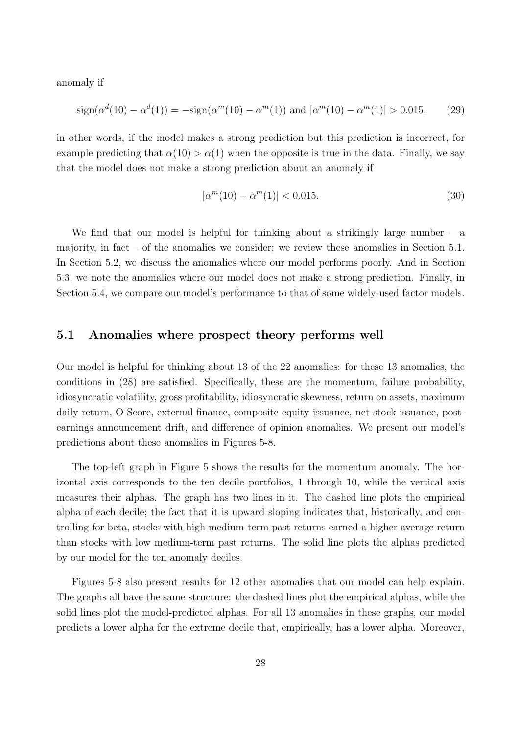anomaly if

$$\text{sign}(\alpha^d(10) - \alpha^d(1)) = -\text{sign}(\alpha^m(10) - \alpha^m(1)) \text{ and } |\alpha^m(10) - \alpha^m(1)| > 0.015, \qquad (29)$$

in other words, if the model makes a strong prediction but this prediction is incorrect, for example predicting that $\alpha(10) > \alpha(1)$ when the opposite is true in the data. Finally, we say that the model does not make a strong prediction about an anomaly if

$$|\alpha^m(10) - \alpha^m(1)| < 0.015. \qquad (30)$$

We find that our model is helpful for thinking about a strikingly large number – a majority, in fact – of the anomalies we consider; we review these anomalies in Section 5.1. In Section 5.2, we discuss the anomalies where our model performs poorly. And in Section 5.3, we note the anomalies where our model does not make a strong prediction. Finally, in Section 5.4, we compare our model's performance to that of some widely-used factor models.

## 5.1 Anomalies where prospect theory performs well

Our model is helpful for thinking about 13 of the 22 anomalies: for these 13 anomalies, the conditions in (28) are satisfied. Specifically, these are the momentum, failure probability, idiosyncratic volatility, gross profitability, idiosyncratic skewness, return on assets, maximum daily return, O-Score, external finance, composite equity issuance, net stock issuance, post-earnings announcement drift, and difference of opinion anomalies. We present our model's predictions about these anomalies in Figures 5-8.

The top-left graph in Figure 5 shows the results for the momentum anomaly. The horizontal axis corresponds to the ten decile portfolios, 1 through 10, while the vertical axis measures their alphas. The graph has two lines in it. The dashed line plots the empirical alpha of each decile; the fact that it is upward sloping indicates that, historically, and controlling for beta, stocks with high medium-term past returns earned a higher average return than stocks with low medium-term past returns. The solid line plots the alphas predicted by our model for the ten anomaly deciles.

Figures 5-8 also present results for 12 other anomalies that our model can help explain. The graphs all have the same structure: the dashed lines plot the empirical alphas, while the solid lines plot the model-predicted alphas. For all 13 anomalies in these graphs, our model predicts a lower alpha for the extreme decile that, empirically, has a lower alpha. Moreover,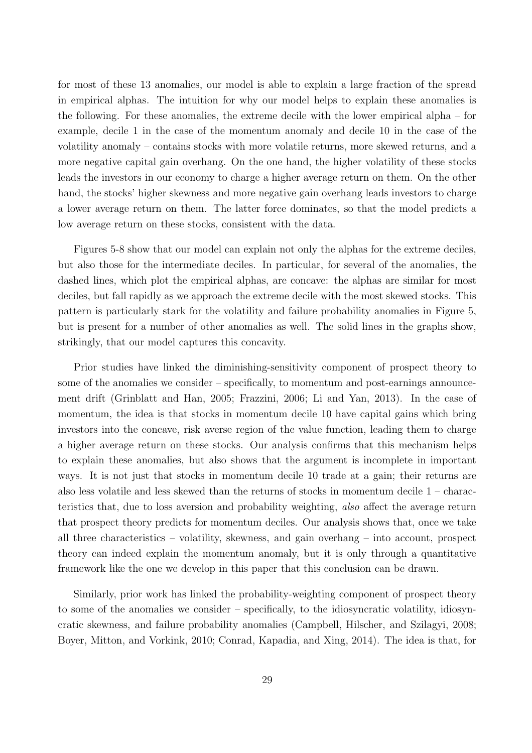for most of these 13 anomalies, our model is able to explain a large fraction of the spread in empirical alphas. The intuition for why our model helps to explain these anomalies is the following. For these anomalies, the extreme decile with the lower empirical alpha – for example, decile 1 in the case of the momentum anomaly and decile 10 in the case of the volatility anomaly – contains stocks with more volatile returns, more skewed returns, and a more negative capital gain overhang. On the one hand, the higher volatility of these stocks leads the investors in our economy to charge a higher average return on them. On the other hand, the stocks' higher skewness and more negative gain overhang leads investors to charge a lower average return on them. The latter force dominates, so that the model predicts a low average return on these stocks, consistent with the data.

Figures 5-8 show that our model can explain not only the alphas for the extreme deciles, but also those for the intermediate deciles. In particular, for several of the anomalies, the dashed lines, which plot the empirical alphas, are concave: the alphas are similar for most deciles, but fall rapidly as we approach the extreme decile with the most skewed stocks. This pattern is particularly stark for the volatility and failure probability anomalies in Figure 5, but is present for a number of other anomalies as well. The solid lines in the graphs show, strikingly, that our model captures this concavity.

Prior studies have linked the diminishing-sensitivity component of prospect theory to some of the anomalies we consider – specifically, to momentum and post-earnings announcement drift (Grinblatt and Han, 2005; Frazzini, 2006; Li and Yan, 2013). In the case of momentum, the idea is that stocks in momentum decile 10 have capital gains which bring investors into the concave, risk averse region of the value function, leading them to charge a higher average return on these stocks. Our analysis confirms that this mechanism helps to explain these anomalies, but also shows that the argument is incomplete in important ways. It is not just that stocks in momentum decile 10 trade at a gain; their returns are also less volatile and less skewed than the returns of stocks in momentum decile 1 – characteristics that, due to loss aversion and probability weighting, *also* affect the average return that prospect theory predicts for momentum deciles. Our analysis shows that, once we take all three characteristics – volatility, skewness, and gain overhang – into account, prospect theory can indeed explain the momentum anomaly, but it is only through a quantitative framework like the one we develop in this paper that this conclusion can be drawn.

Similarly, prior work has linked the probability-weighting component of prospect theory to some of the anomalies we consider – specifically, to the idiosyncratic volatility, idiosyncratic skewness, and failure probability anomalies (Campbell, Hilscher, and Szilagyi, 2008; Boyer, Mitton, and Vorkink, 2010; Conrad, Kapadia, and Xing, 2014). The idea is that, for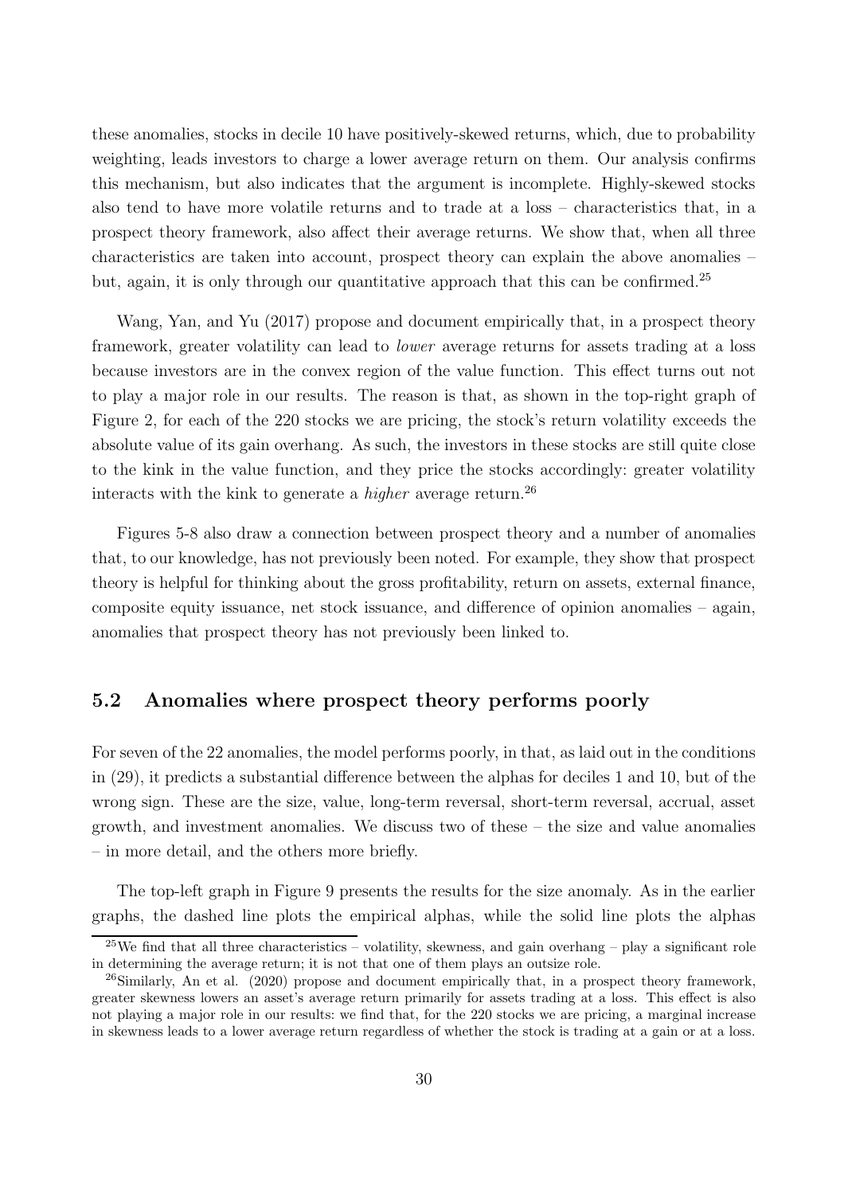these anomalies, stocks in decile 10 have positively-skewed returns, which, due to probability weighting, leads investors to charge a lower average return on them. Our analysis confirms this mechanism, but also indicates that the argument is incomplete. Highly-skewed stocks also tend to have more volatile returns and to trade at a loss – characteristics that, in a prospect theory framework, also affect their average returns. We show that, when all three characteristics are taken into account, prospect theory can explain the above anomalies – but, again, it is only through our quantitative approach that this can be confirmed.[25]

Wang, Yan, and Yu (2017) propose and document empirically that, in a prospect theory framework, greater volatility can lead to *lower* average returns for assets trading at a loss because investors are in the convex region of the value function. This effect turns out not to play a major role in our results. The reason is that, as shown in the top-right graph of Figure 2, for each of the 220 stocks we are pricing, the stock's return volatility exceeds the absolute value of its gain overhang. As such, the investors in these stocks are still quite close to the kink in the value function, and they price the stocks accordingly: greater volatility interacts with the kink to generate a *higher* average return.[26]

Figures 5-8 also draw a connection between prospect theory and a number of anomalies that, to our knowledge, has not previously been noted. For example, they show that prospect theory is helpful for thinking about the gross profitability, return on assets, external finance, composite equity issuance, net stock issuance, and difference of opinion anomalies – again, anomalies that prospect theory has not previously been linked to.

## 5.2 Anomalies where prospect theory performs poorly

For seven of the 22 anomalies, the model performs poorly, in that, as laid out in the conditions in (29), it predicts a substantial difference between the alphas for deciles 1 and 10, but of the wrong sign. These are the size, value, long-term reversal, short-term reversal, accrual, asset growth, and investment anomalies. We discuss two of these – the size and value anomalies – in more detail, and the others more briefly.

The top-left graph in Figure 9 presents the results for the size anomaly. As in the earlier graphs, the dashed line plots the empirical alphas, while the solid line plots the alphas

[25] We find that all three characteristics – volatility, skewness, and gain overhang – play a significant role in determining the average return; it is not that one of them plays an outsize role.

[26] Similarly, An et al. (2020) propose and document empirically that, in a prospect theory framework, greater skewness lowers an asset's average return primarily for assets trading at a loss. This effect is also not playing a major role in our results: we find that, for the 220 stocks we are pricing, a marginal increase in skewness leads to a lower average return regardless of whether the stock is trading at a gain or at a loss.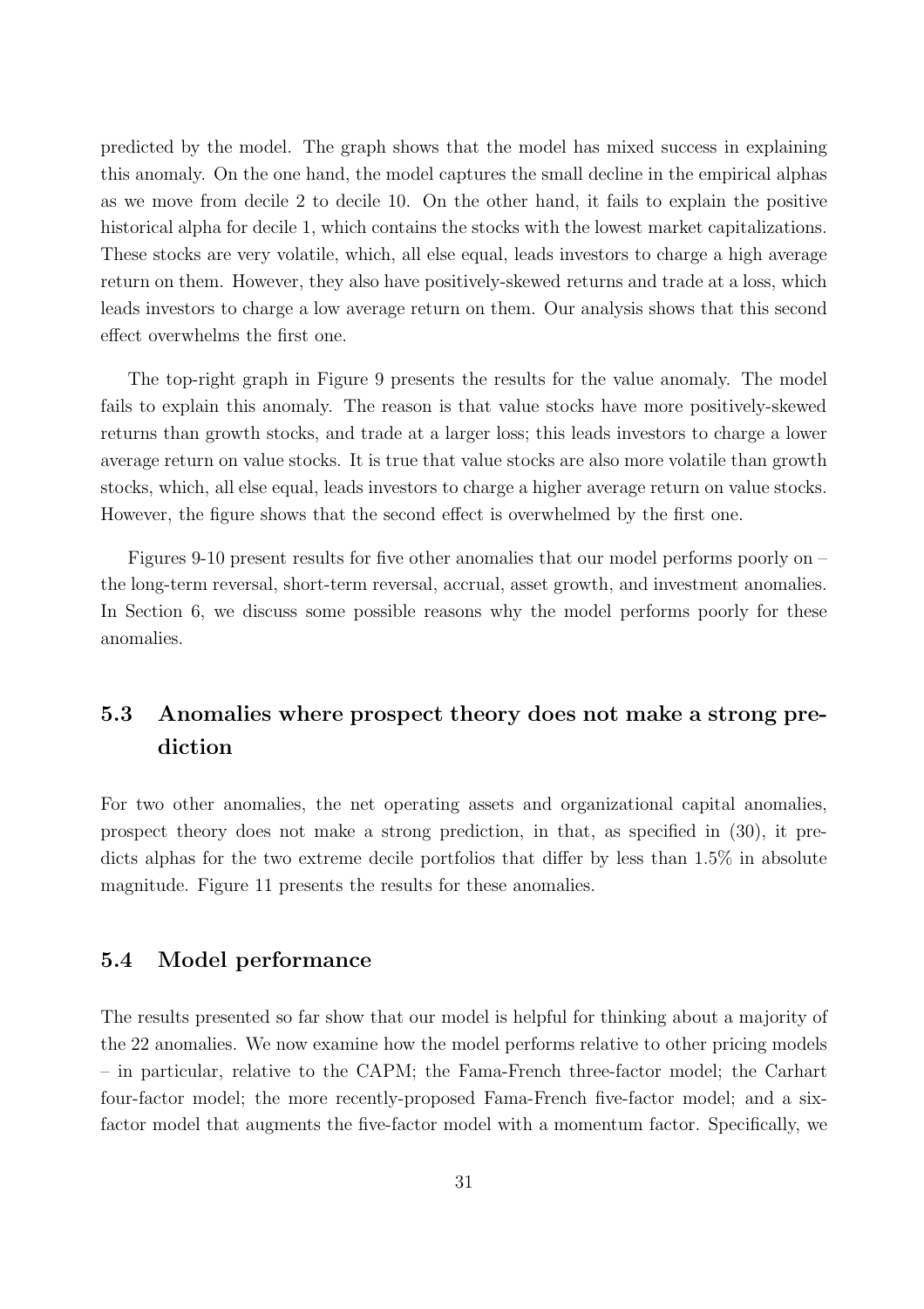predicted by the model. The graph shows that the model has mixed success in explaining this anomaly. On the one hand, the model captures the small decline in the empirical alphas as we move from decile 2 to decile 10. On the other hand, it fails to explain the positive historical alpha for decile 1, which contains the stocks with the lowest market capitalizations. These stocks are very volatile, which, all else equal, leads investors to charge a high average return on them. However, they also have positively-skewed returns and trade at a loss, which leads investors to charge a low average return on them. Our analysis shows that this second effect overwhelms the first one.

The top-right graph in Figure 9 presents the results for the value anomaly. The model fails to explain this anomaly. The reason is that value stocks have more positively-skewed returns than growth stocks, and trade at a larger loss; this leads investors to charge a lower average return on value stocks. It is true that value stocks are also more volatile than growth stocks, which, all else equal, leads investors to charge a higher average return on value stocks. However, the figure shows that the second effect is overwhelmed by the first one.

Figures 9-10 present results for five other anomalies that our model performs poorly on – the long-term reversal, short-term reversal, accrual, asset growth, and investment anomalies. In Section 6, we discuss some possible reasons why the model performs poorly for these anomalies.

## 5.3 Anomalies where prospect theory does not make a strong prediction

For two other anomalies, the net operating assets and organizational capital anomalies, prospect theory does not make a strong prediction, in that, as specified in (30), it predicts alphas for the two extreme decile portfolios that differ by less than 1.5% in absolute magnitude. Figure 11 presents the results for these anomalies.

## 5.4 Model performance

The results presented so far show that our model is helpful for thinking about a majority of the 22 anomalies. We now examine how the model performs relative to other pricing models – in particular, relative to the CAPM; the Fama-French three-factor model; the Carhart four-factor model; the more recently-proposed Fama-French five-factor model; and a six-factor model that augments the five-factor model with a momentum factor. Specifically, we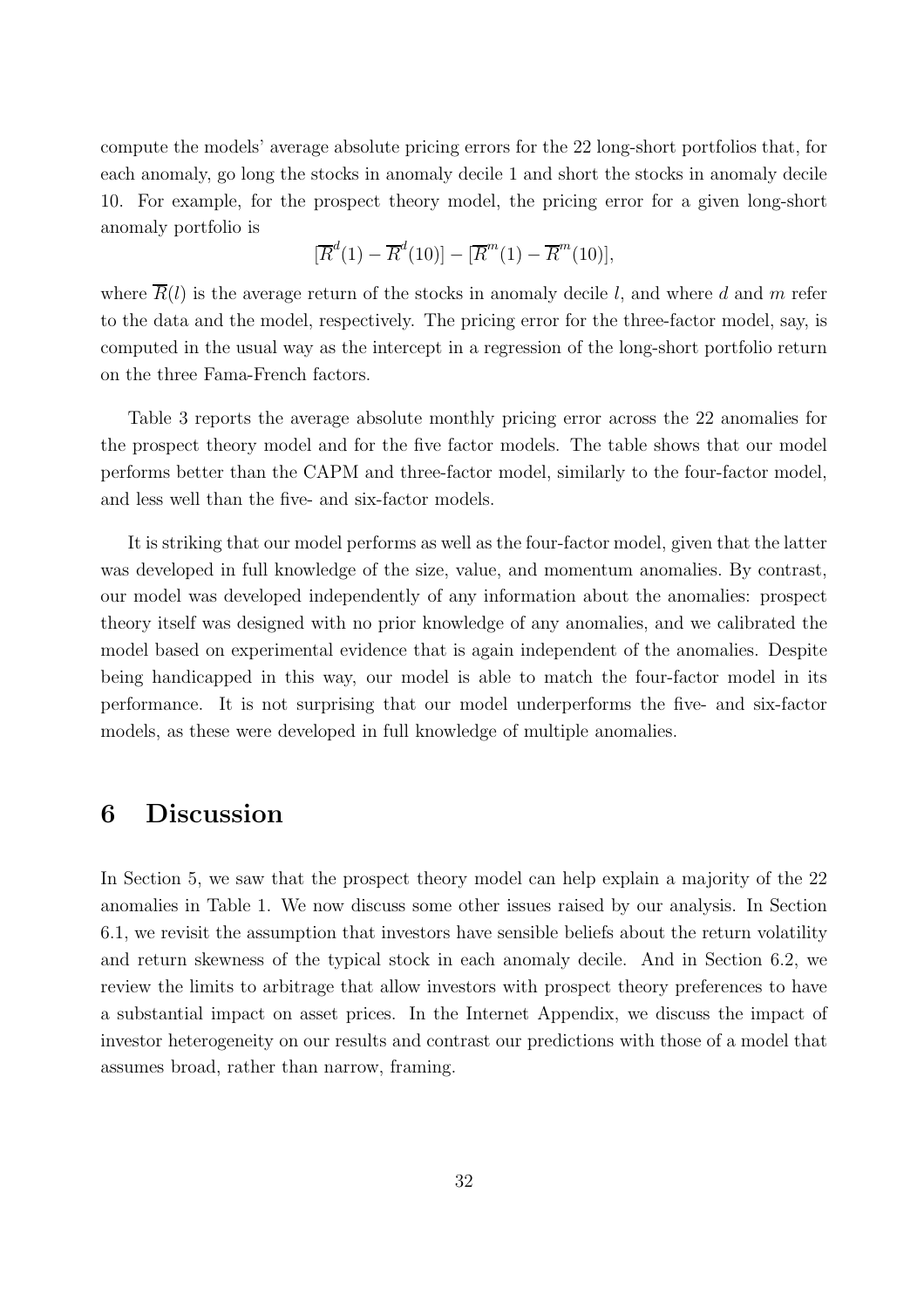compute the models' average absolute pricing errors for the 22 long-short portfolios that, for each anomaly, go long the stocks in anomaly decile 1 and short the stocks in anomaly decile 10. For example, for the prospect theory model, the pricing error for a given long-short anomaly portfolio is

$$[\overline{R}^d(1) - \overline{R}^d(10)] - [\overline{R}^m(1) - \overline{R}^m(10)],$$

where $\overline{R}(l)$ is the average return of the stocks in anomaly decile $l$, and where $d$ and $m$ refer to the data and the model, respectively. The pricing error for the three-factor model, say, is computed in the usual way as the intercept in a regression of the long-short portfolio return on the three Fama-French factors.

Table 3 reports the average absolute monthly pricing error across the 22 anomalies for the prospect theory model and for the five factor models. The table shows that our model performs better than the CAPM and three-factor model, similarly to the four-factor model, and less well than the five- and six-factor models.

It is striking that our model performs as well as the four-factor model, given that the latter was developed in full knowledge of the size, value, and momentum anomalies. By contrast, our model was developed independently of any information about the anomalies: prospect theory itself was designed with no prior knowledge of any anomalies, and we calibrated the model based on experimental evidence that is again independent of the anomalies. Despite being handicapped in this way, our model is able to match the four-factor model in its performance. It is not surprising that our model underperforms the five- and six-factor models, as these were developed in full knowledge of multiple anomalies.

# 6 Discussion

In Section 5, we saw that the prospect theory model can help explain a majority of the 22 anomalies in Table 1. We now discuss some other issues raised by our analysis. In Section 6.1, we revisit the assumption that investors have sensible beliefs about the return volatility and return skewness of the typical stock in each anomaly decile. And in Section 6.2, we review the limits to arbitrage that allow investors with prospect theory preferences to have a substantial impact on asset prices. In the Internet Appendix, we discuss the impact of investor heterogeneity on our results and contrast our predictions with those of a model that assumes broad, rather than narrow, framing.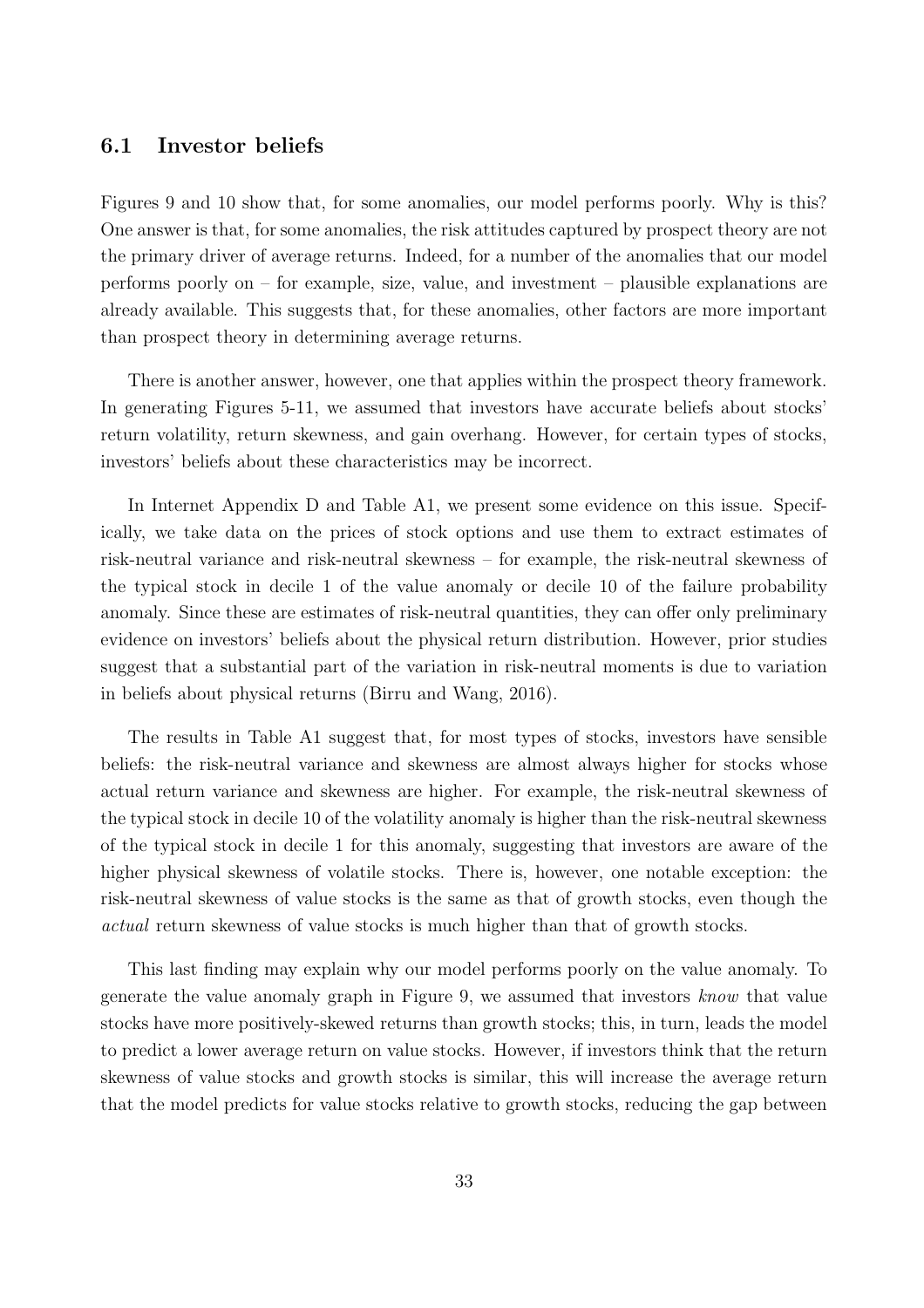### 6.1 Investor beliefs

Figures 9 and 10 show that, for some anomalies, our model performs poorly. Why is this? One answer is that, for some anomalies, the risk attitudes captured by prospect theory are not the primary driver of average returns. Indeed, for a number of the anomalies that our model performs poorly on – for example, size, value, and investment – plausible explanations are already available. This suggests that, for these anomalies, other factors are more important than prospect theory in determining average returns.

There is another answer, however, one that applies within the prospect theory framework. In generating Figures 5-11, we assumed that investors have accurate beliefs about stocks' return volatility, return skewness, and gain overhang. However, for certain types of stocks, investors' beliefs about these characteristics may be incorrect.

In Internet Appendix D and Table A1, we present some evidence on this issue. Specifically, we take data on the prices of stock options and use them to extract estimates of risk-neutral variance and risk-neutral skewness – for example, the risk-neutral skewness of the typical stock in decile 1 of the value anomaly or decile 10 of the failure probability anomaly. Since these are estimates of risk-neutral quantities, they can offer only preliminary evidence on investors' beliefs about the physical return distribution. However, prior studies suggest that a substantial part of the variation in risk-neutral moments is due to variation in beliefs about physical returns (Birru and Wang, 2016).

The results in Table A1 suggest that, for most types of stocks, investors have sensible beliefs: the risk-neutral variance and skewness are almost always higher for stocks whose actual return variance and skewness are higher. For example, the risk-neutral skewness of the typical stock in decile 10 of the volatility anomaly is higher than the risk-neutral skewness of the typical stock in decile 1 for this anomaly, suggesting that investors are aware of the higher physical skewness of volatile stocks. There is, however, one notable exception: the risk-neutral skewness of value stocks is the same as that of growth stocks, even though the *actual* return skewness of value stocks is much higher than that of growth stocks.

This last finding may explain why our model performs poorly on the value anomaly. To generate the value anomaly graph in Figure 9, we assumed that investors *know* that value stocks have more positively-skewed returns than growth stocks; this, in turn, leads the model to predict a lower average return on value stocks. However, if investors think that the return skewness of value stocks and growth stocks is similar, this will increase the average return that the model predicts for value stocks relative to growth stocks, reducing the gap between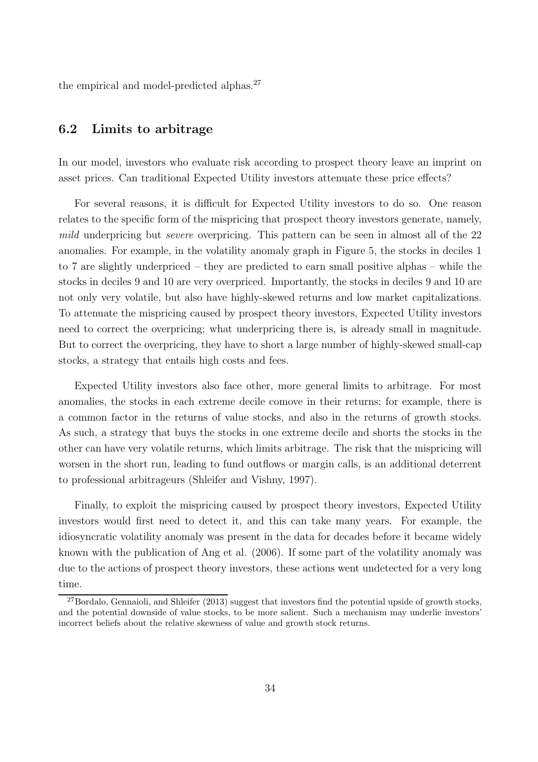the empirical and model-predicted alphas.[27]

## 6.2 Limits to arbitrage

In our model, investors who evaluate risk according to prospect theory leave an imprint on asset prices. Can traditional Expected Utility investors attenuate these price effects?

For several reasons, it is difficult for Expected Utility investors to do so. One reason relates to the specific form of the mispricing that prospect theory investors generate, namely, *mild* underpricing but *severe* overpricing. This pattern can be seen in almost all of the 22 anomalies. For example, in the volatility anomaly graph in Figure 5, the stocks in deciles 1 to 7 are slightly underpriced – they are predicted to earn small positive alphas – while the stocks in deciles 9 and 10 are very overpriced. Importantly, the stocks in deciles 9 and 10 are not only very volatile, but also have highly-skewed returns and low market capitalizations. To attenuate the mispricing caused by prospect theory investors, Expected Utility investors need to correct the overpricing; what underpricing there is, is already small in magnitude. But to correct the overpricing, they have to short a large number of highly-skewed small-cap stocks, a strategy that entails high costs and fees.

Expected Utility investors also face other, more general limits to arbitrage. For most anomalies, the stocks in each extreme decile comove in their returns; for example, there is a common factor in the returns of value stocks, and also in the returns of growth stocks. As such, a strategy that buys the stocks in one extreme decile and shorts the stocks in the other can have very volatile returns, which limits arbitrage. The risk that the mispricing will worsen in the short run, leading to fund outflows or margin calls, is an additional deterrent to professional arbitrageurs (Shleifer and Vishny, 1997).

Finally, to exploit the mispricing caused by prospect theory investors, Expected Utility investors would first need to detect it, and this can take many years. For example, the idiosyncratic volatility anomaly was present in the data for decades before it became widely known with the publication of Ang et al. (2006). If some part of the volatility anomaly was due to the actions of prospect theory investors, these actions went undetected for a very long time.

[27] Bordalo, Gennaioli, and Shleifer (2013) suggest that investors find the potential upside of growth stocks, and the potential downside of value stocks, to be more salient. Such a mechanism may underlie investors' incorrect beliefs about the relative skewness of value and growth stock returns.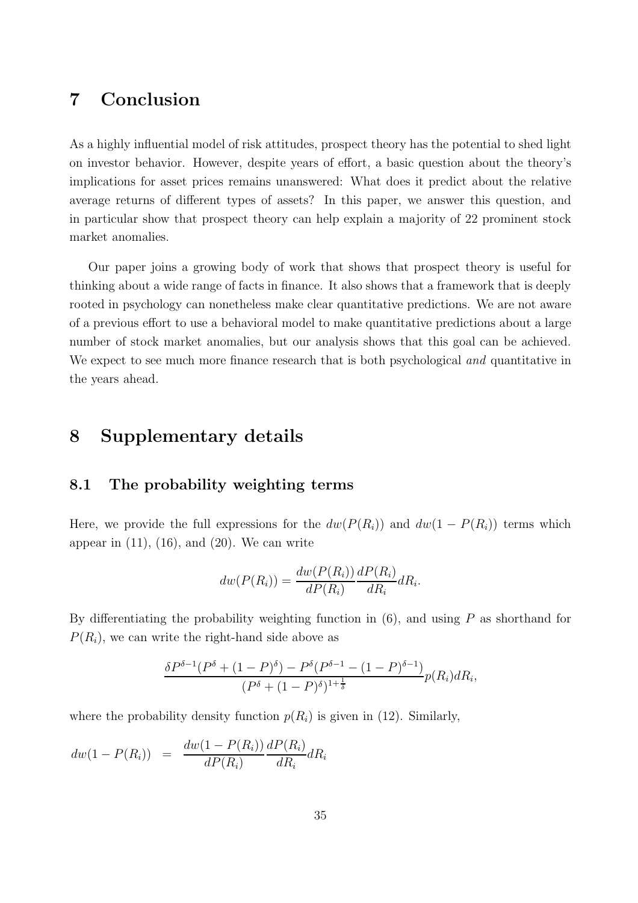## 7 Conclusion

As a highly influential model of risk attitudes, prospect theory has the potential to shed light on investor behavior. However, despite years of effort, a basic question about the theory's implications for asset prices remains unanswered: What does it predict about the relative average returns of different types of assets? In this paper, we answer this question, and in particular show that prospect theory can help explain a majority of 22 prominent stock market anomalies.

Our paper joins a growing body of work that shows that prospect theory is useful for thinking about a wide range of facts in finance. It also shows that a framework that is deeply rooted in psychology can nonetheless make clear quantitative predictions. We are not aware of a previous effort to use a behavioral model to make quantitative predictions about a large number of stock market anomalies, but our analysis shows that this goal can be achieved. We expect to see much more finance research that is both psychological *and* quantitative in the years ahead.

## 8 Supplementary details

### 8.1 The probability weighting terms

Here, we provide the full expressions for the $dw(P(R_i))$ and $dw(1-P(R_i))$ terms which appear in (11), (16), and (20). We can write

$$dw(P(R_i)) = \frac{dw(P(R_i))}{dP(R_i)} \frac{dP(R_i)}{dR_i} dR_i.$$

By differentiating the probability weighting function in (6), and using $P$ as shorthand for $P(R_i)$, we can write the right-hand side above as

$$\frac{\delta P^{\delta-1}(P^\delta + (1-P)^\delta) - P^\delta (P^{\delta-1} - (1-P)^{\delta-1})}{(P^\delta + (1-P)^\delta)^{1+\frac{1}{\delta}}} p(R_i) dR_i,$$

where the probability density function $p(R_i)$ is given in (12). Similarly,

$$dw(1-P(R_i)) = \frac{dw(1-P(R_i))}{dP(R_i)} \frac{dP(R_i)}{dR_i} dR_i$$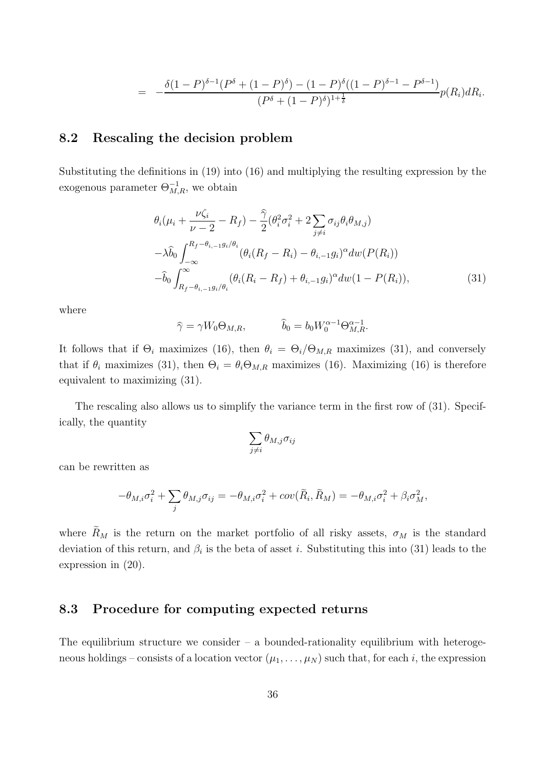$$= -\frac{\delta(1-P)^{\delta-1}(P^\delta + (1-P)^\delta) - (1-P)^\delta((1-P)^{\delta-1} - P^{\delta-1})}{(P^\delta + (1-P)^\delta)^{1+\frac{1}{\delta}}} p(R_i)dR_i.$$

## 8.2 Rescaling the decision problem

Substituting the definitions in (19) into (16) and multiplying the resulting expression by the exogenous parameter $\Theta_{M,R}^{-1}$, we obtain

$$\begin{aligned}
&\theta_i(\mu_i + \frac{\nu\zeta_i}{\nu-2} - R_f) - \frac{\widehat{\gamma}}{2}(\theta_i^2\sigma_i^2 + 2\sum_{j\neq i}\sigma_{ij}\theta_i\theta_{M,j}) \\
&-\lambda\widehat{b}_0\int_{-\infty}^{R_f-\theta_{i,-1}g_i/\theta_i}(\theta_i(R_f-R_i) - \theta_{i,-1}g_i)^\alpha dw(P(R_i)) \\
&-\widehat{b}_0\int_{R_f-\theta_{i,-1}g_i/\theta_i}^{\infty}(\theta_i(R_i-R_f) + \theta_{i,-1}g_i)^\alpha dw(1-P(R_i)), \qquad (31)
\end{aligned}$$

where

$$\widehat{\gamma} = \gamma W_0 \Theta_{M,R}, \qquad \widehat{b}_0 = b_0 W_0^{\alpha-1}\Theta_{M,R}^{\alpha-1}.$$

It follows that if $\Theta_i$ maximizes (16), then $\theta_i = \Theta_i/\Theta_{M,R}$ maximizes (31), and conversely that if $\theta_i$ maximizes (31), then $\Theta_i = \theta_i\Theta_{M,R}$ maximizes (16). Maximizing (16) is therefore equivalent to maximizing (31).

The rescaling also allows us to simplify the variance term in the first row of (31). Specifically, the quantity

$$\sum_{j\neq i}\theta_{M,j}\sigma_{ij}$$

can be rewritten as

$$-\theta_{M,i}\sigma_i^2 + \sum_j \theta_{M,j}\sigma_{ij} = -\theta_{M,i}\sigma_i^2 + cov(\widetilde{R}_i, \widetilde{R}_M) = -\theta_{M,i}\sigma_i^2 + \beta_i\sigma_M^2,$$

where $\widetilde{R}_M$ is the return on the market portfolio of all risky assets, $\sigma_M$ is the standard deviation of this return, and $\beta_i$ is the beta of asset $i$. Substituting this into (31) leads to the expression in (20).

## 8.3 Procedure for computing expected returns

The equilibrium structure we consider – a bounded-rationality equilibrium with heterogeneous holdings – consists of a location vector $(\mu_1, \ldots, \mu_N)$ such that, for each $i$, the expression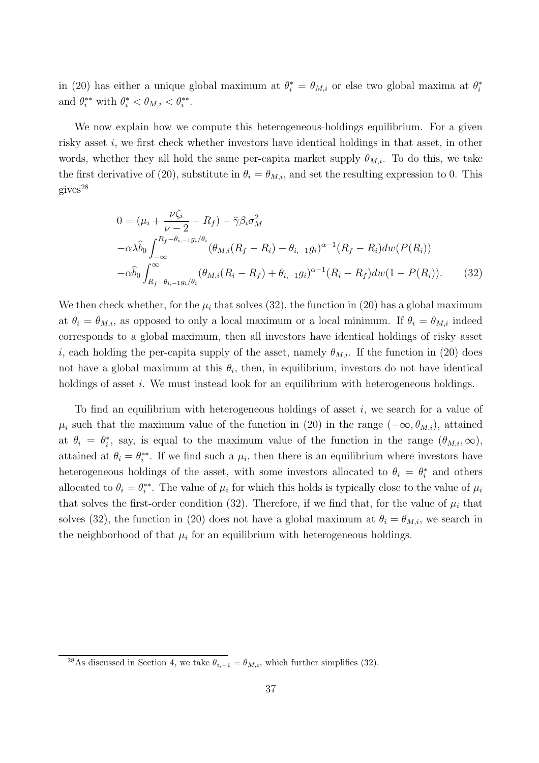in (20) has either a unique global maximum at $\theta_i^* = \theta_{M,i}$ or else two global maxima at $\theta_i^*$ and $\theta_i^{**}$ with $\theta_i^* < \theta_{M,i} < \theta_i^{**}$.

We now explain how we compute this heterogeneous-holdings equilibrium. For a given risky asset $i$, we first check whether investors have identical holdings in that asset, in other words, whether they all hold the same per-capita market supply $\theta_{M,i}$. To do this, we take the first derivative of (20), substitute in $\theta_i = \theta_{M,i}$, and set the resulting expression to 0. This gives[28]

$$
\begin{aligned}
0 &= (\mu_i + \frac{\nu \zeta_i}{\nu - 2} - R_f) - \widehat{\gamma} \beta_i \sigma_M^2 \\
&- \alpha \lambda \widehat{b}_0 \int_{-\infty}^{R_f - \theta_{i,-1} g_i / \theta_i} (\theta_{M,i}(R_f - R_i) - \theta_{i,-1} g_i)^{\alpha - 1} (R_f - R_i) dw(P(R_i)) \\
&- \alpha \widehat{b}_0 \int_{R_f - \theta_{i,-1} g_i / \theta_i}^{\infty} (\theta_{M,i}(R_i - R_f) + \theta_{i,-1} g_i)^{\alpha - 1} (R_i - R_f) dw(1 - P(R_i)). \qquad (32)
\end{aligned}
$$

We then check whether, for the $\mu_i$ that solves (32), the function in (20) has a global maximum at $\theta_i = \theta_{M,i}$, as opposed to only a local maximum or a local minimum. If $\theta_i = \theta_{M,i}$ indeed corresponds to a global maximum, then all investors have identical holdings of risky asset $i$, each holding the per-capita supply of the asset, namely $\theta_{M,i}$. If the function in (20) does not have a global maximum at this $\theta_i$, then, in equilibrium, investors do not have identical holdings of asset $i$. We must instead look for an equilibrium with heterogeneous holdings.

To find an equilibrium with heterogeneous holdings of asset $i$, we search for a value of $\mu_i$ such that the maximum value of the function in (20) in the range $(-\infty, \theta_{M,i})$, attained at $\theta_i = \theta_i^*$, say, is equal to the maximum value of the function in the range $(\theta_{M,i}, \infty)$, attained at $\theta_i = \theta_i^{**}$. If we find such a $\mu_i$, then there is an equilibrium where investors have heterogeneous holdings of the asset, with some investors allocated to $\theta_i = \theta_i^*$ and others allocated to $\theta_i = \theta_i^{**}$. The value of $\mu_i$ for which this holds is typically close to the value of $\mu_i$ that solves the first-order condition (32). Therefore, if we find that, for the value of $\mu_i$ that solves (32), the function in (20) does not have a global maximum at $\theta_i = \theta_{M,i}$, we search in the neighborhood of that $\mu_i$ for an equilibrium with heterogeneous holdings.

[28] As discussed in Section 4, we take $\theta_{i,-1} = \theta_{M,i}$, which further simplifies (32).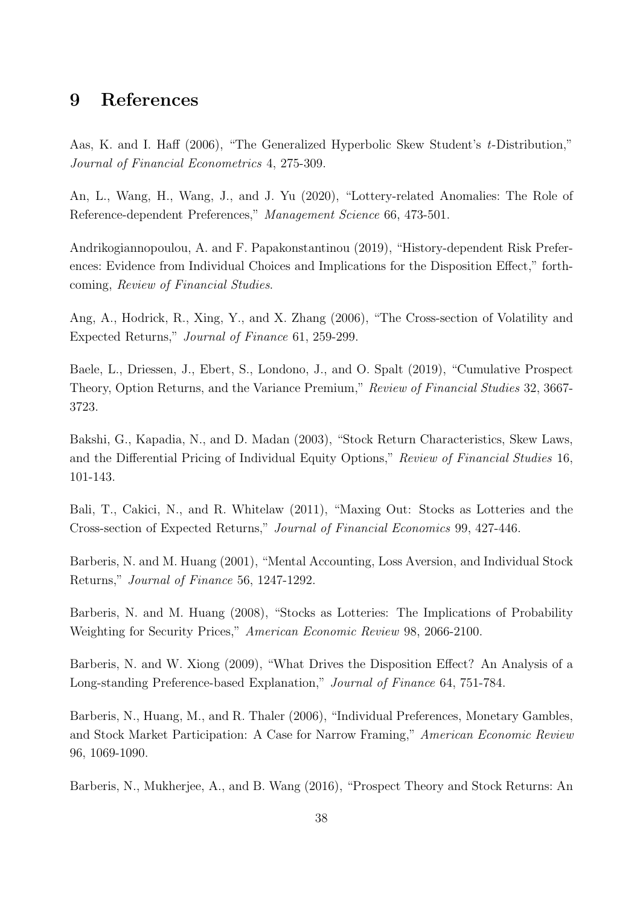# 9 References

Aas, K. and I. Haff (2006), "The Generalized Hyperbolic Skew Student's $t$-Distribution," *Journal of Financial Econometrics* 4, 275-309.

An, L., Wang, H., Wang, J., and J. Yu (2020), "Lottery-related Anomalies: The Role of Reference-dependent Preferences," *Management Science* 66, 473-501.

Andrikogiannopoulou, A. and F. Papakonstantinou (2019), "History-dependent Risk Preferences: Evidence from Individual Choices and Implications for the Disposition Effect," forthcoming, *Review of Financial Studies*.

Ang, A., Hodrick, R., Xing, Y., and X. Zhang (2006), "The Cross-section of Volatility and Expected Returns," *Journal of Finance* 61, 259-299.

Baele, L., Driessen, J., Ebert, S., Londono, J., and O. Spalt (2019), "Cumulative Prospect Theory, Option Returns, and the Variance Premium," *Review of Financial Studies* 32, 3667-3723.

Bakshi, G., Kapadia, N., and D. Madan (2003), "Stock Return Characteristics, Skew Laws, and the Differential Pricing of Individual Equity Options," *Review of Financial Studies* 16, 101-143.

Bali, T., Cakici, N., and R. Whitelaw (2011), "Maxing Out: Stocks as Lotteries and the Cross-section of Expected Returns," *Journal of Financial Economics* 99, 427-446.

Barberis, N. and M. Huang (2001), "Mental Accounting, Loss Aversion, and Individual Stock Returns," *Journal of Finance* 56, 1247-1292.

Barberis, N. and M. Huang (2008), "Stocks as Lotteries: The Implications of Probability Weighting for Security Prices," *American Economic Review* 98, 2066-2100.

Barberis, N. and W. Xiong (2009), "What Drives the Disposition Effect? An Analysis of a Long-standing Preference-based Explanation," *Journal of Finance* 64, 751-784.

Barberis, N., Huang, M., and R. Thaler (2006), "Individual Preferences, Monetary Gambles, and Stock Market Participation: A Case for Narrow Framing," *American Economic Review* 96, 1069-1090.

Barberis, N., Mukherjee, A., and B. Wang (2016), "Prospect Theory and Stock Returns: An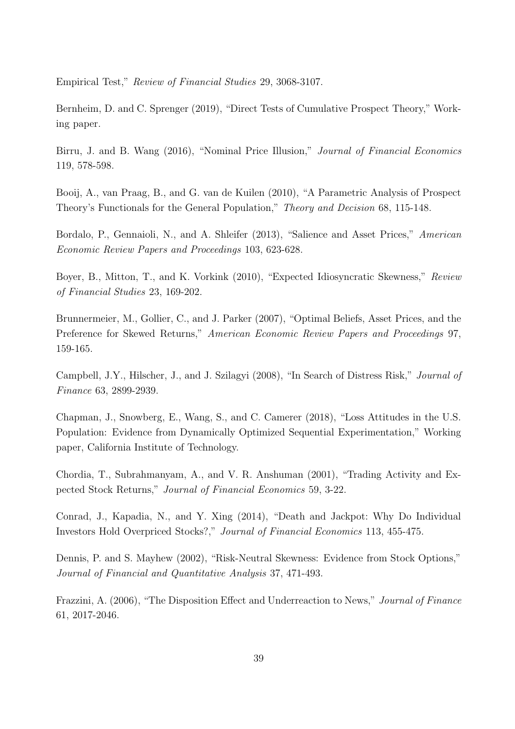Empirical Test," *Review of Financial Studies* 29, 3068-3107.

Bernheim, D. and C. Sprenger (2019), "Direct Tests of Cumulative Prospect Theory," Working paper.

Birru, J. and B. Wang (2016), "Nominal Price Illusion," *Journal of Financial Economics* 119, 578-598.

Booij, A., van Praag, B., and G. van de Kuilen (2010), "A Parametric Analysis of Prospect Theory's Functionals for the General Population," *Theory and Decision* 68, 115-148.

Bordalo, P., Gennaioli, N., and A. Shleifer (2013), "Salience and Asset Prices," *American Economic Review Papers and Proceedings* 103, 623-628.

Boyer, B., Mitton, T., and K. Vorkink (2010), "Expected Idiosyncratic Skewness," *Review of Financial Studies* 23, 169-202.

Brunnermeier, M., Gollier, C., and J. Parker (2007), "Optimal Beliefs, Asset Prices, and the Preference for Skewed Returns," *American Economic Review Papers and Proceedings* 97, 159-165.

Campbell, J.Y., Hilscher, J., and J. Szilagyi (2008), "In Search of Distress Risk," *Journal of Finance* 63, 2899-2939.

Chapman, J., Snowberg, E., Wang, S., and C. Camerer (2018), "Loss Attitudes in the U.S. Population: Evidence from Dynamically Optimized Sequential Experimentation," Working paper, California Institute of Technology.

Chordia, T., Subrahmanyam, A., and V. R. Anshuman (2001), "Trading Activity and Expected Stock Returns," *Journal of Financial Economics* 59, 3-22.

Conrad, J., Kapadia, N., and Y. Xing (2014), "Death and Jackpot: Why Do Individual Investors Hold Overpriced Stocks?," *Journal of Financial Economics* 113, 455-475.

Dennis, P. and S. Mayhew (2002), "Risk-Neutral Skewness: Evidence from Stock Options," *Journal of Financial and Quantitative Analysis* 37, 471-493.

Frazzini, A. (2006), "The Disposition Effect and Underreaction to News," *Journal of Finance* 61, 2017-2046.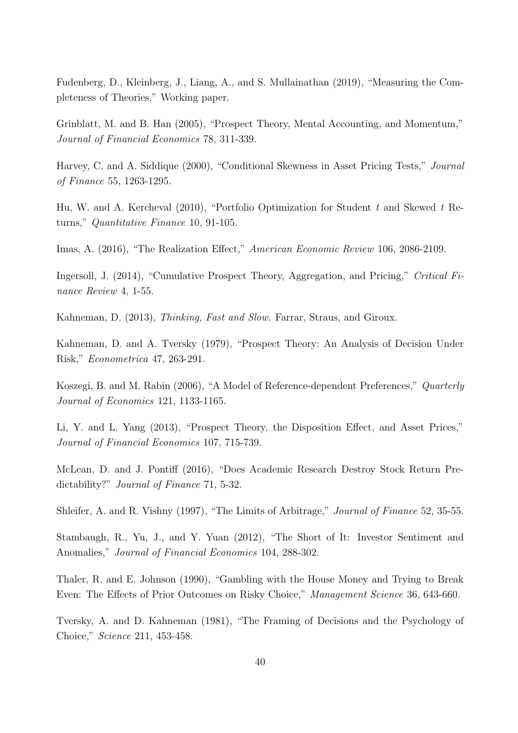Fudenberg, D., Kleinberg, J., Liang, A., and S. Mullainathan (2019), "Measuring the Completeness of Theories," Working paper.

Grinblatt, M. and B. Han (2005), "Prospect Theory, Mental Accounting, and Momentum," *Journal of Financial Economics* 78, 311-339.

Harvey, C. and A. Siddique (2000), "Conditional Skewness in Asset Pricing Tests," *Journal of Finance* 55, 1263-1295.

Hu, W. and A. Kercheval (2010), "Portfolio Optimization for Student $t$ and Skewed $t$ Returns," *Quantitative Finance* 10, 91-105.

Imas, A. (2016), "The Realization Effect," *American Economic Review* 106, 2086-2109.

Ingersoll, J. (2014), "Cumulative Prospect Theory, Aggregation, and Pricing," *Critical Finance Review* 4, 1-55.

Kahneman, D. (2013), *Thinking, Fast and Slow*. Farrar, Straus, and Giroux.

Kahneman, D. and A. Tversky (1979), "Prospect Theory: An Analysis of Decision Under Risk," *Econometrica* 47, 263-291.

Koszegi, B. and M. Rabin (2006), "A Model of Reference-dependent Preferences," *Quarterly Journal of Economics* 121, 1133-1165.

Li, Y. and L. Yang (2013), "Prospect Theory, the Disposition Effect, and Asset Prices," *Journal of Financial Economics* 107, 715-739.

McLean, D. and J. Pontiff (2016), "Does Academic Research Destroy Stock Return Predictability?" *Journal of Finance* 71, 5-32.

Shleifer, A. and R. Vishny (1997), "The Limits of Arbitrage," *Journal of Finance* 52, 35-55.

Stambaugh, R., Yu, J., and Y. Yuan (2012), "The Short of It: Investor Sentiment and Anomalies," *Journal of Financial Economics* 104, 288-302.

Thaler, R. and E. Johnson (1990), "Gambling with the House Money and Trying to Break Even: The Effects of Prior Outcomes on Risky Choice," *Management Science* 36, 643-660.

Tversky, A. and D. Kahneman (1981), "The Framing of Decisions and the Psychology of Choice," *Science* 211, 453-458.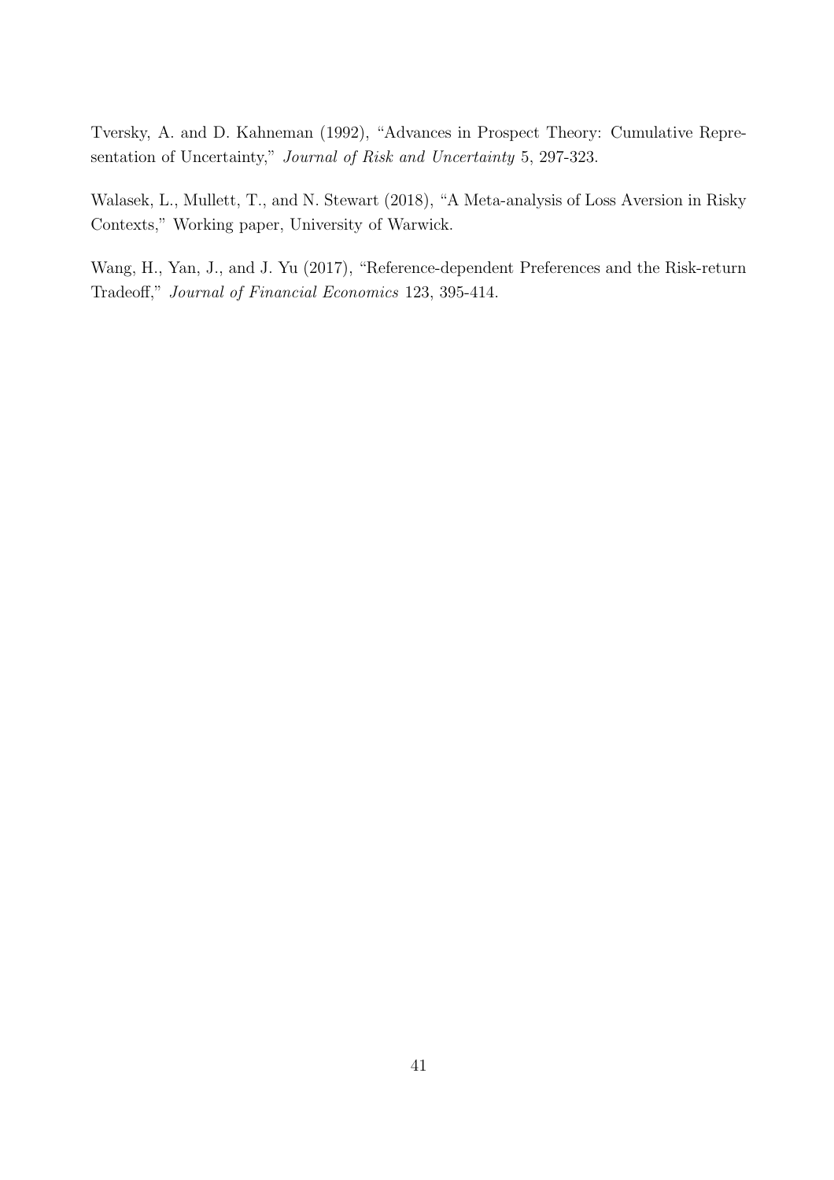Tversky, A. and D. Kahneman (1992), "Advances in Prospect Theory: Cumulative Representation of Uncertainty," *Journal of Risk and Uncertainty* 5, 297-323.

Walasek, L., Mullett, T., and N. Stewart (2018), "A Meta-analysis of Loss Aversion in Risky Contexts," Working paper, University of Warwick.

Wang, H., Yan, J., and J. Yu (2017), "Reference-dependent Preferences and the Risk-return Tradeoff," *Journal of Financial Economics* 123, 395-414.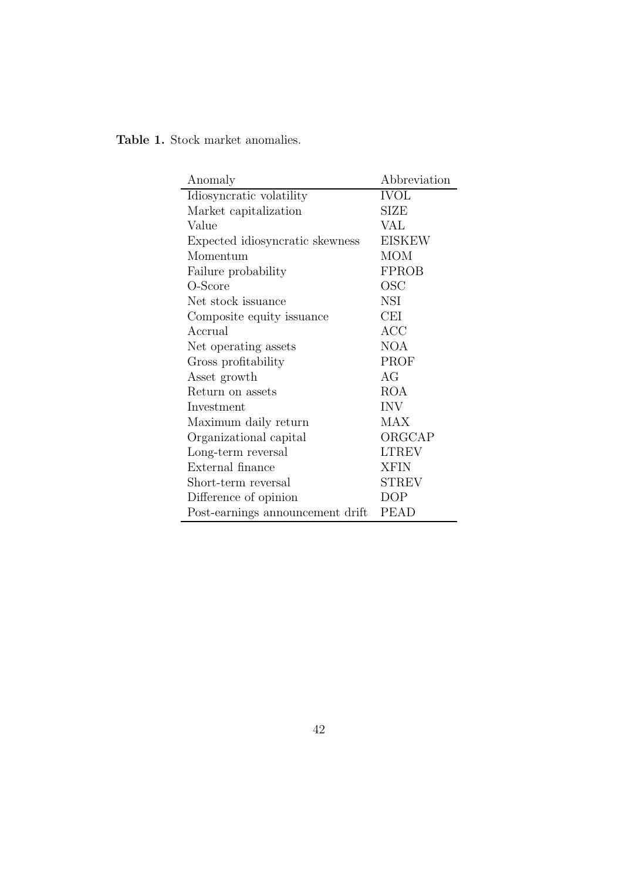**Table 1.** Stock market anomalies.

| Anomaly | Abbreviation |
|---|---|
| Idiosyncratic volatility | IVOL |
| Market capitalization | SIZE |
| Value | VAL |
| Expected idiosyncratic skewness | EISKEW |
| Momentum | MOM |
| Failure probability | FPROB |
| O-Score | OSC |
| Net stock issuance | NSI |
| Composite equity issuance | CEI |
| Accrual | ACC |
| Net operating assets | NOA |
| Gross profitability | PROF |
| Asset growth | AG |
| Return on assets | ROA |
| Investment | INV |
| Maximum daily return | MAX |
| Organizational capital | ORGCAP |
| Long-term reversal | LTREV |
| External finance | XFIN |
| Short-term reversal | STREV |
| Difference of opinion | DOP |
| Post-earnings announcement drift | PEAD |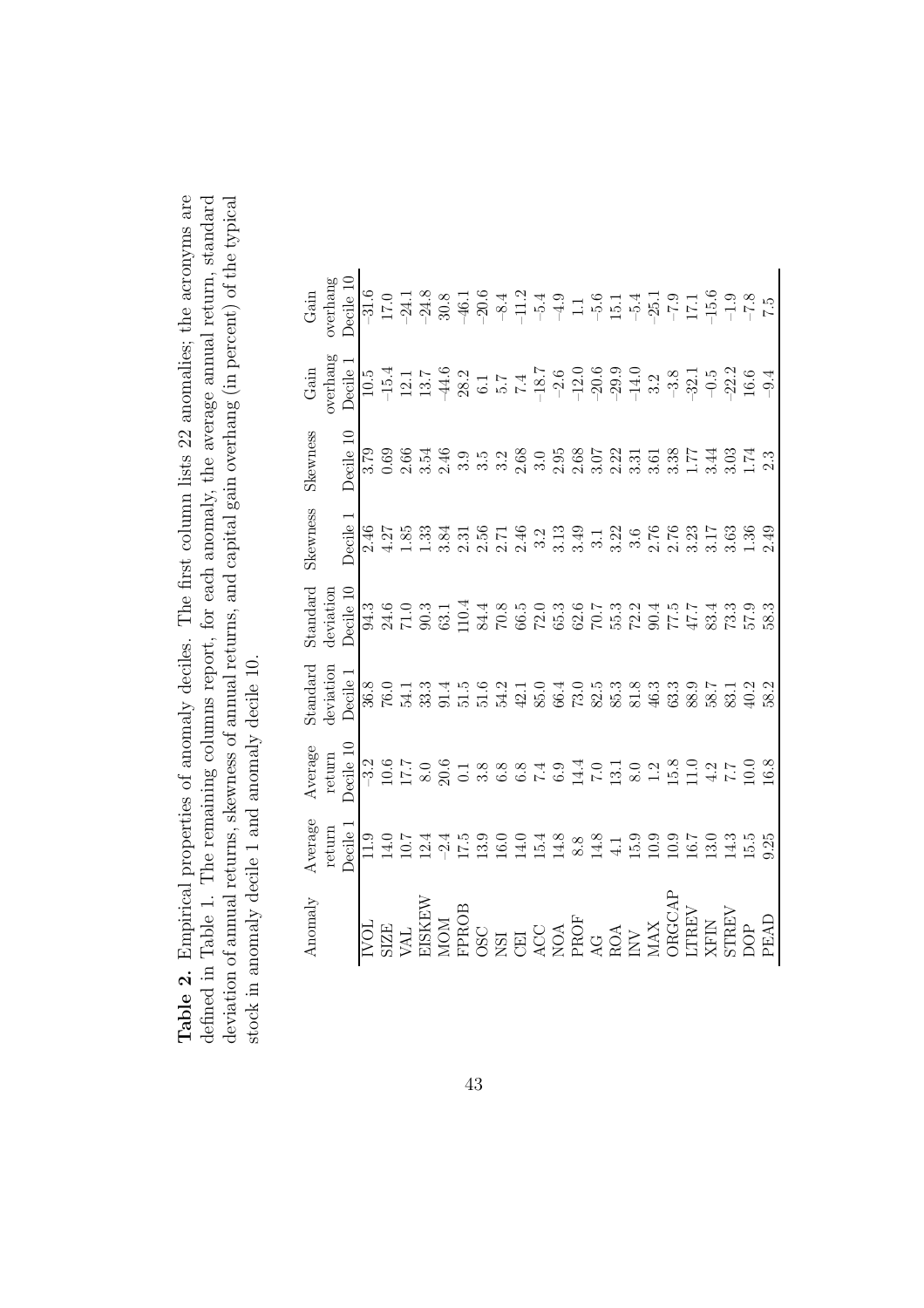**Table 2.** Empirical properties of anomaly deciles. The first column lists 22 anomalies; the acronyms are defined in Table 1. The remaining columns report, for each anomaly, the average annual return, standard deviation of annual returns, skewness of annual returns, and capital gain overhang (in percent) of the typical stock in anomaly decile 1 and anomaly decile 10.

| Anomaly | Average return Decile 1 | Average return Decile 10 | Standard deviation Decile 1 | Standard deviation Decile 10 | Skewness Decile 1 | Skewness Decile 10 | Gain overhang Decile 1 | Gain overhang Decile 10 |
|---|---|---|---|---|---|---|---|---|
| IVOL | 11.9 | −3.2 | 36.8 | 94.3 | 2.46 | 3.79 | 10.5 | −31.6 |
| SIZE | 14.0 | 10.6 | 76.0 | 24.6 | 4.27 | 0.69 | −15.4 | 17.0 |
| VAL | 10.7 | 17.7 | 54.1 | 71.0 | 1.85 | 2.66 | 12.1 | −24.1 |
| EISKEW | 12.4 | 8.0 | 33.3 | 90.3 | 1.33 | 3.54 | 13.7 | −24.8 |
| MOM | −2.4 | 20.6 | 91.4 | 63.1 | 3.84 | 2.46 | −44.6 | 30.8 |
| FPROB | 17.5 | 0.1 | 51.5 | 110.4 | 2.31 | 3.9 | 28.2 | −46.1 |
| OSC | 13.9 | 3.8 | 51.6 | 84.4 | 2.56 | 3.5 | 6.1 | −20.6 |
| NSI | 16.0 | 6.8 | 54.2 | 70.8 | 2.71 | 3.2 | 5.7 | −8.4 |
| CEI | 14.0 | 6.8 | 42.1 | 66.5 | 2.46 | 2.68 | 7.4 | −11.2 |
| ACC | 15.4 | 7.4 | 85.0 | 72.0 | 3.2 | 3.0 | −18.7 | −5.4 |
| NOA | 14.8 | 6.9 | 66.4 | 65.3 | 3.13 | 2.95 | −2.6 | −4.9 |
| PROF | 8.8 | 14.4 | 73.0 | 62.6 | 3.49 | 2.68 | −12.0 | 1.1 |
| AG | 14.8 | 7.0 | 82.5 | 70.7 | 3.1 | 3.07 | −20.6 | −5.6 |
| ROA | 4.1 | 13.1 | 85.3 | 55.3 | 3.22 | 2.22 | −29.9 | 15.1 |
| INV | 15.9 | 8.0 | 81.8 | 72.2 | 3.6 | 3.31 | −14.0 | −5.4 |
| MAX | 10.9 | 1.2 | 46.3 | 90.4 | 2.76 | 3.61 | 3.2 | −25.1 |
| ORGCAP | 10.9 | 15.8 | 63.3 | 77.5 | 2.76 | 3.38 | −3.8 | −7.9 |
| LTREV | 16.7 | 11.0 | 88.9 | 47.7 | 3.23 | 1.77 | −32.1 | 17.1 |
| XFIN | 13.0 | 4.2 | 58.7 | 83.4 | 3.17 | 3.44 | −0.5 | −15.6 |
| STREV | 14.3 | 7.7 | 83.1 | 73.3 | 3.63 | 3.03 | −22.2 | −1.9 |
| DOP | 15.5 | 10.0 | 40.2 | 57.9 | 1.36 | 1.74 | 16.6 | −7.8 |
| PEAD | 9.25 | 16.8 | 58.2 | 58.3 | 2.49 | 2.3 | −9.4 | 7.5 |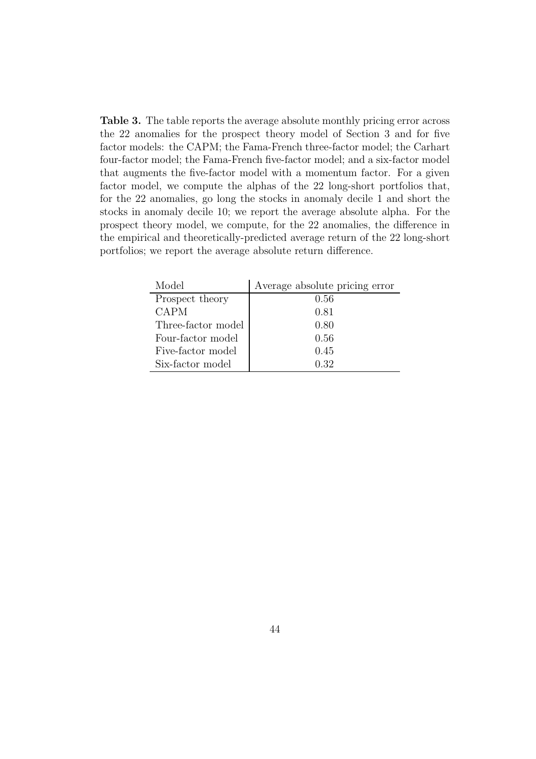**Table 3.** The table reports the average absolute monthly pricing error across the 22 anomalies for the prospect theory model of Section 3 and for five factor models: the CAPM; the Fama-French three-factor model; the Carhart four-factor model; the Fama-French five-factor model; and a six-factor model that augments the five-factor model with a momentum factor. For a given factor model, we compute the alphas of the 22 long-short portfolios that, for the 22 anomalies, go long the stocks in anomaly decile 1 and short the stocks in anomaly decile 10; we report the average absolute alpha. For the prospect theory model, we compute, for the 22 anomalies, the difference in the empirical and theoretically-predicted average return of the 22 long-short portfolios; we report the average absolute return difference.

| Model | Average absolute pricing error |
|---|---|
| Prospect theory | 0.56 |
| CAPM | 0.81 |
| Three-factor model | 0.80 |
| Four-factor model | 0.56 |
| Five-factor model | 0.45 |
| Six-factor model | 0.32 |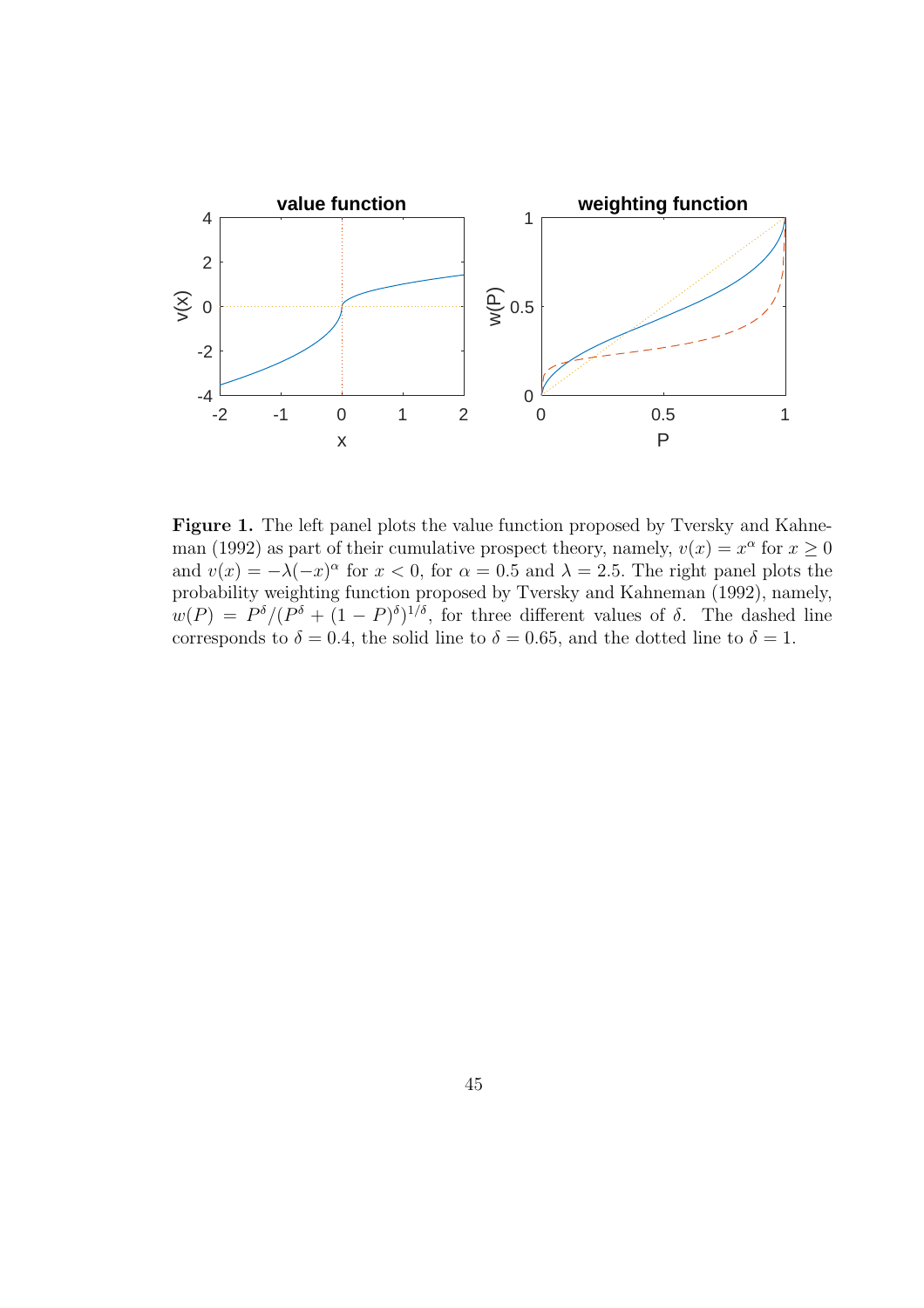**Figure 1.** The left panel plots the value function proposed by Tversky and Kahneman (1992) as part of their cumulative prospect theory, namely, $v(x) = x^{\alpha}$ for $x \geq 0$ and $v(x) = -\lambda(-x)^{\alpha}$ for $x < 0$, for $\alpha = 0.5$ and $\lambda = 2.5$. The right panel plots the probability weighting function proposed by Tversky and Kahneman (1992), namely, $w(P) = P^{\delta}/(P^{\delta} + (1-P)^{\delta})^{1/\delta}$, for three different values of $\delta$. The dashed line corresponds to $\delta = 0.4$, the solid line to $\delta = 0.65$, and the dotted line to $\delta = 1$.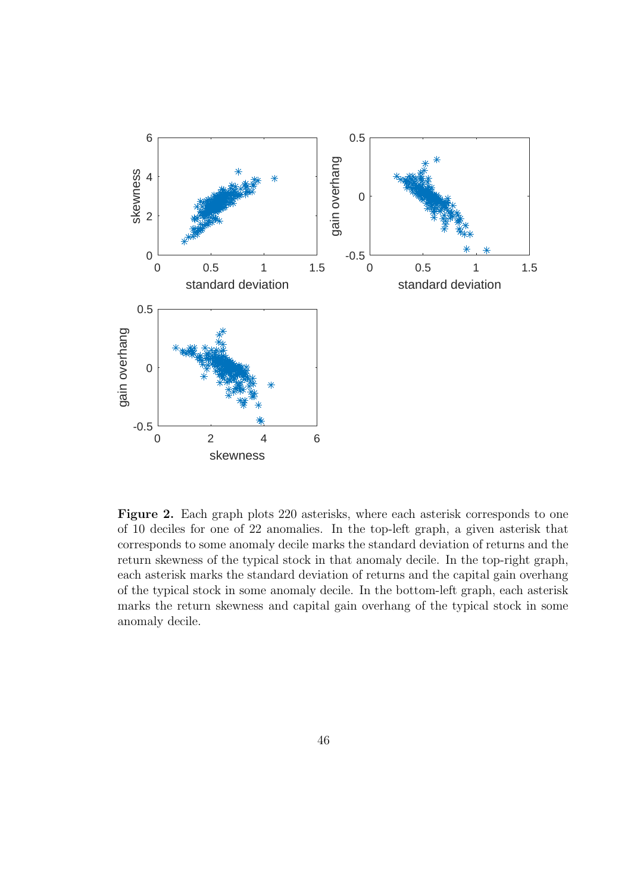**Figure 2.** Each graph plots 220 asterisks, where each asterisk corresponds to one of 10 deciles for one of 22 anomalies. In the top-left graph, a given asterisk that corresponds to some anomaly decile marks the standard deviation of returns and the return skewness of the typical stock in that anomaly decile. In the top-right graph, each asterisk marks the standard deviation of returns and the capital gain overhang of the typical stock in some anomaly decile. In the bottom-left graph, each asterisk marks the return skewness and capital gain overhang of the typical stock in some anomaly decile.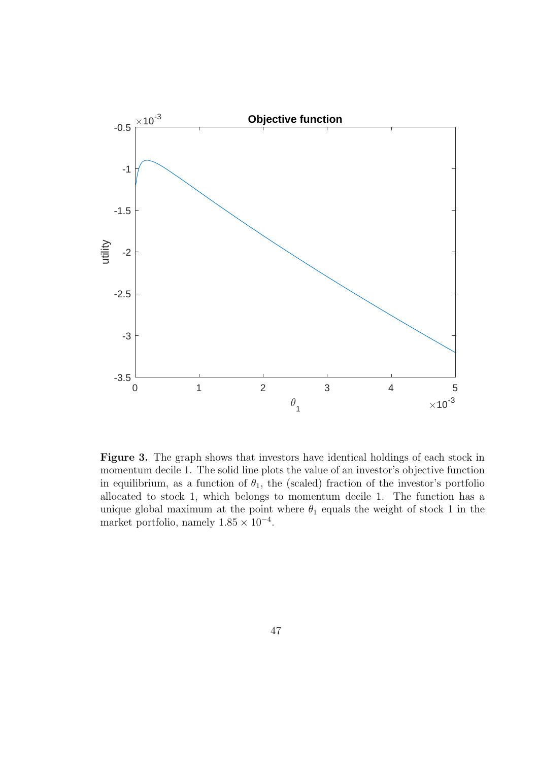**Figure 3.** The graph shows that investors have identical holdings of each stock in momentum decile 1. The solid line plots the value of an investor's objective function in equilibrium, as a function of $\theta_1$, the (scaled) fraction of the investor's portfolio allocated to stock 1, which belongs to momentum decile 1. The function has a unique global maximum at the point where $\theta_1$ equals the weight of stock 1 in the market portfolio, namely $1.85 \times 10^{-4}$.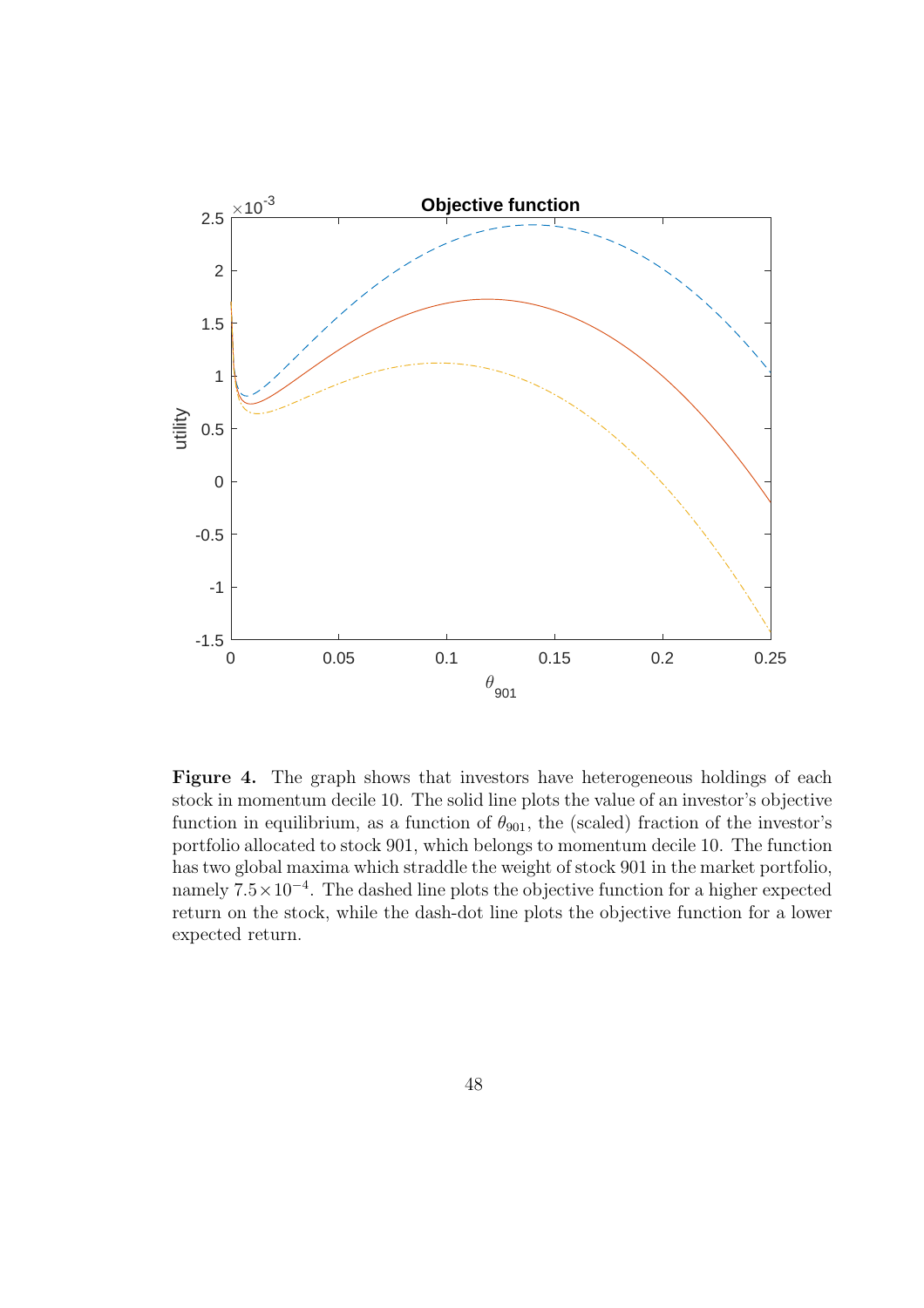**Figure 4.** The graph shows that investors have heterogeneous holdings of each stock in momentum decile 10. The solid line plots the value of an investor's objective function in equilibrium, as a function of $\theta_{901}$, the (scaled) fraction of the investor's portfolio allocated to stock 901, which belongs to momentum decile 10. The function has two global maxima which straddle the weight of stock 901 in the market portfolio, namely $7.5 \times 10^{-4}$. The dashed line plots the objective function for a higher expected return on the stock, while the dash-dot line plots the objective function for a lower expected return.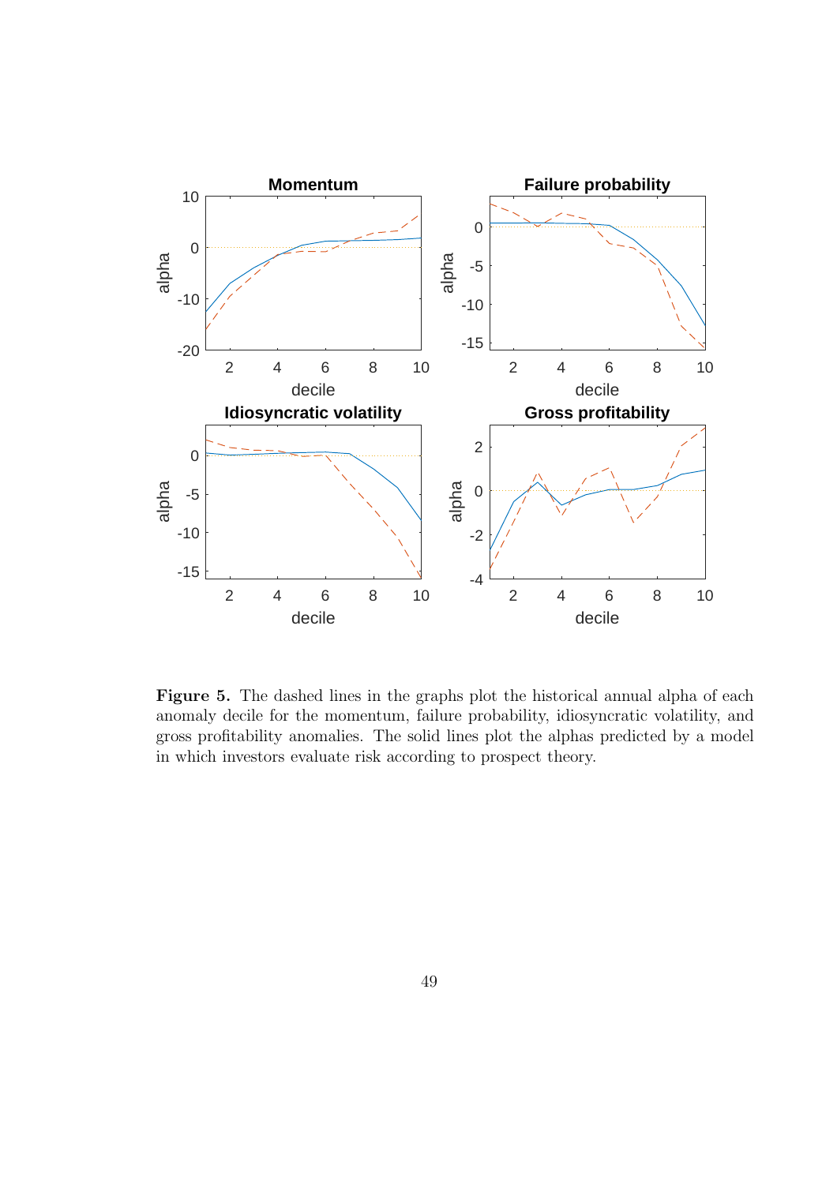**Figure 5.** The dashed lines in the graphs plot the historical annual alpha of each anomaly decile for the momentum, failure probability, idiosyncratic volatility, and gross profitability anomalies. The solid lines plot the alphas predicted by a model in which investors evaluate risk according to prospect theory.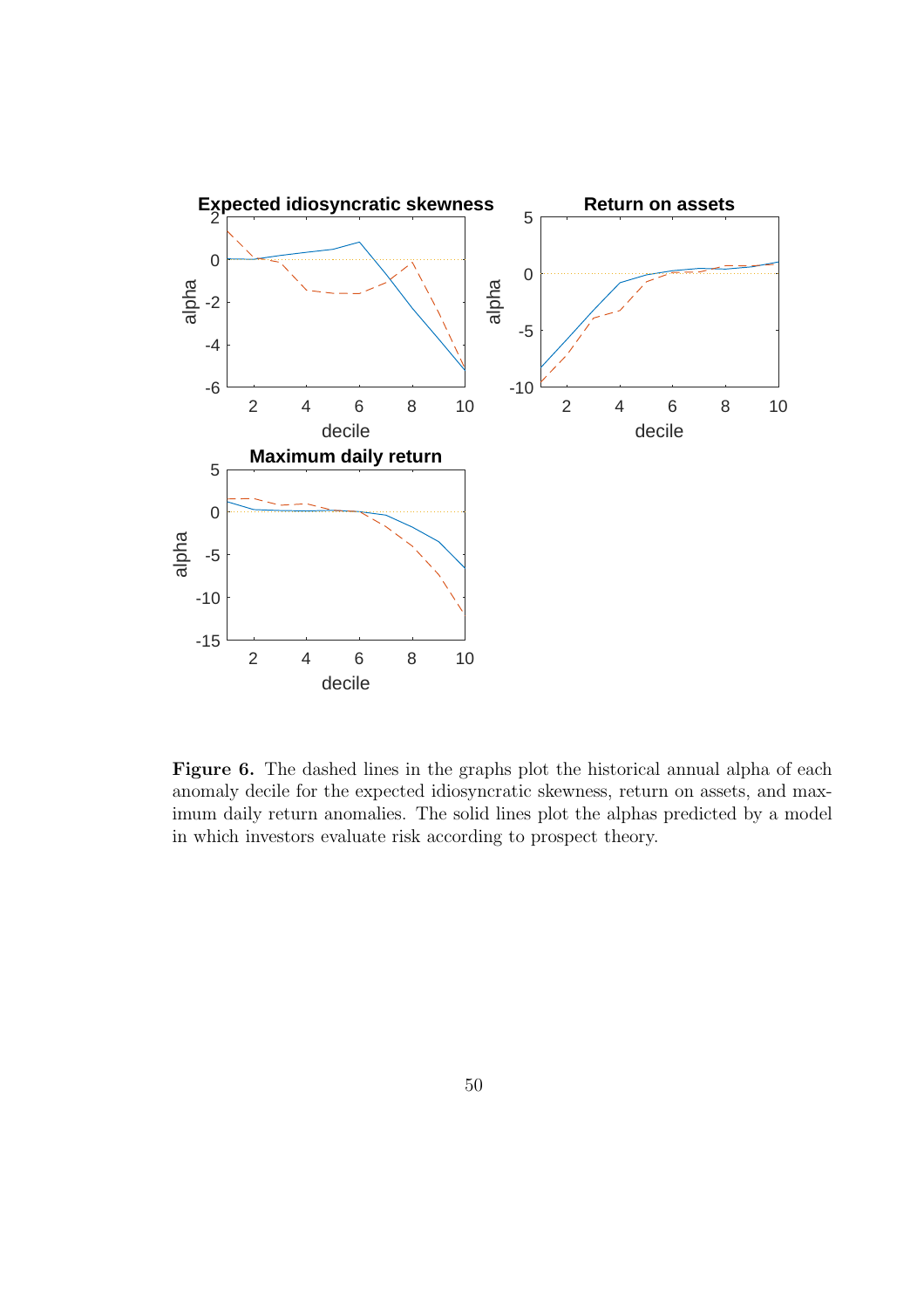**Figure 6.** The dashed lines in the graphs plot the historical annual alpha of each anomaly decile for the expected idiosyncratic skewness, return on assets, and maximum daily return anomalies. The solid lines plot the alphas predicted by a model in which investors evaluate risk according to prospect theory.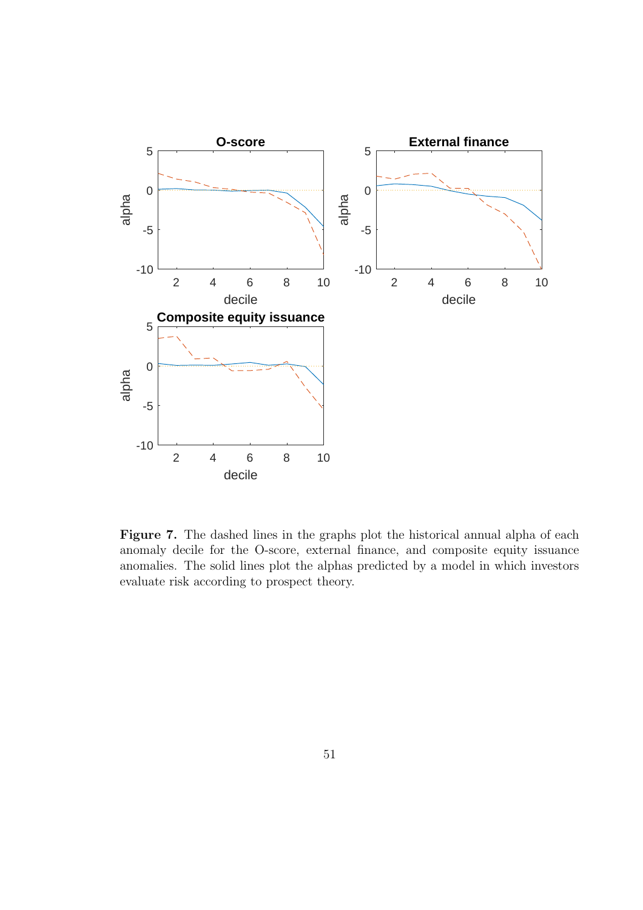**Figure 7.** The dashed lines in the graphs plot the historical annual alpha of each anomaly decile for the O-score, external finance, and composite equity issuance anomalies. The solid lines plot the alphas predicted by a model in which investors evaluate risk according to prospect theory.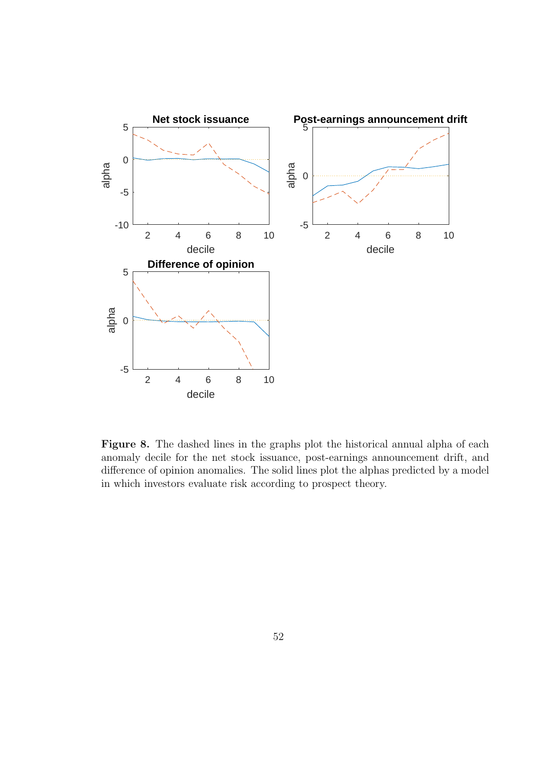**Figure 8.** The dashed lines in the graphs plot the historical annual alpha of each anomaly decile for the net stock issuance, post-earnings announcement drift, and difference of opinion anomalies. The solid lines plot the alphas predicted by a model in which investors evaluate risk according to prospect theory.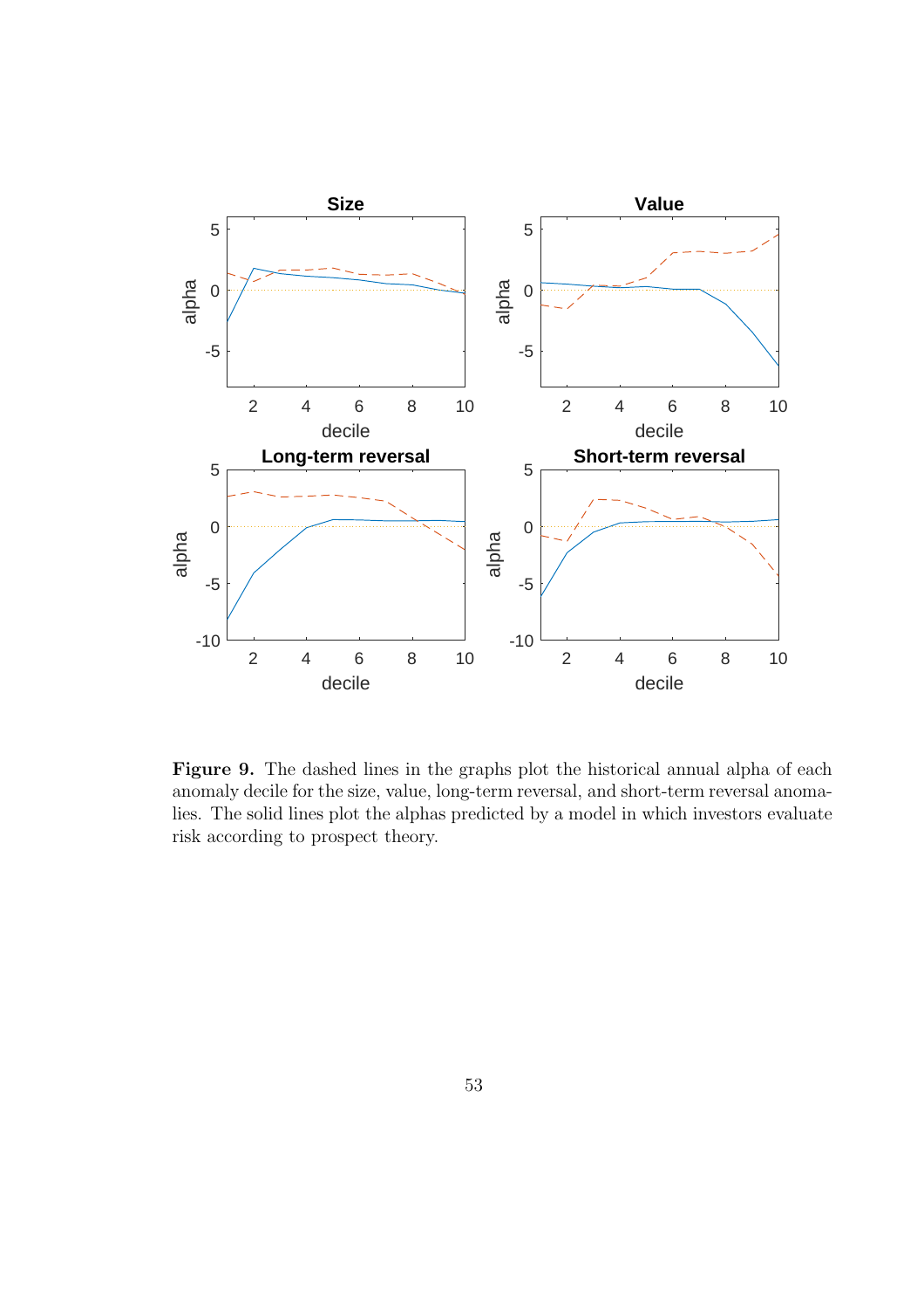**Figure 9.** The dashed lines in the graphs plot the historical annual alpha of each anomaly decile for the size, value, long-term reversal, and short-term reversal anomalies. The solid lines plot the alphas predicted by a model in which investors evaluate risk according to prospect theory.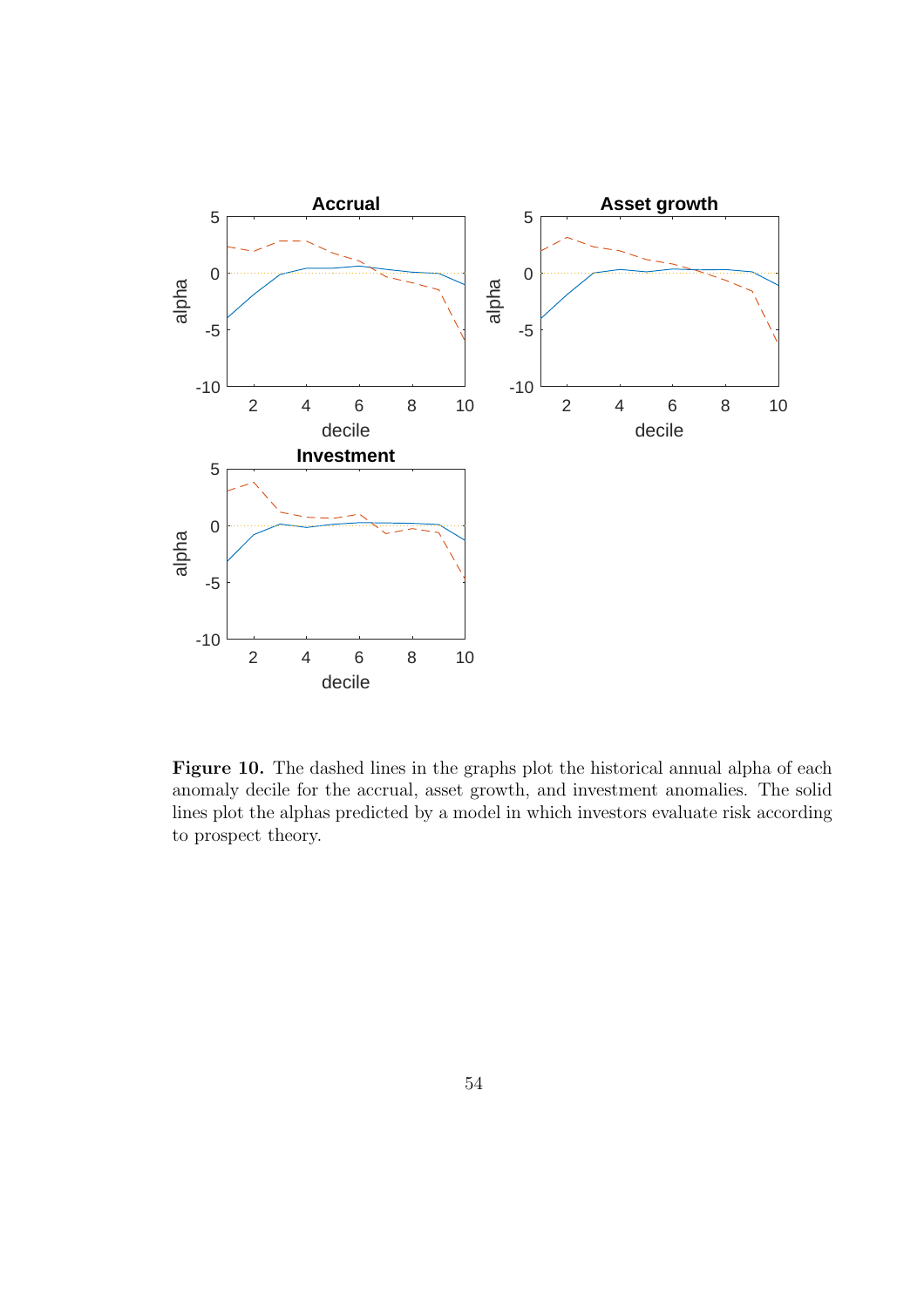**Figure 10.** The dashed lines in the graphs plot the historical annual alpha of each anomaly decile for the accrual, asset growth, and investment anomalies. The solid lines plot the alphas predicted by a model in which investors evaluate risk according to prospect theory.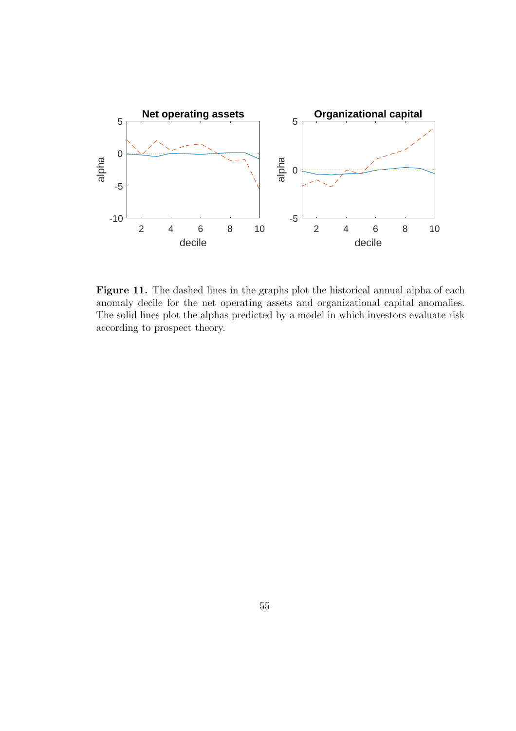**Figure 11.** The dashed lines in the graphs plot the historical annual alpha of each anomaly decile for the net operating assets and organizational capital anomalies. The solid lines plot the alphas predicted by a model in which investors evaluate risk according to prospect theory.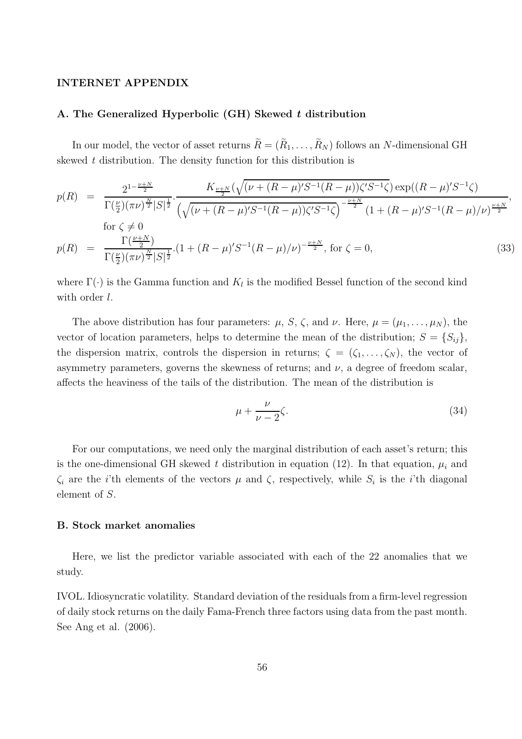## INTERNET APPENDIX

### A. The Generalized Hyperbolic (GH) Skewed $t$ distribution

In our model, the vector of asset returns $\widetilde{R} = (\widetilde{R}_1, \ldots, \widetilde{R}_N)$ follows an $N$-dimensional GH skewed $t$ distribution. The density function for this distribution is

$$
\begin{aligned}
p(R) &= \frac{2^{1-\frac{\nu+N}{2}}}{\Gamma(\frac{\nu}{2})(\pi\nu)^{\frac{N}{2}}|S|^{\frac{1}{2}}} \cdot \frac{K_{\frac{\nu+N}{2}}(\sqrt{(\nu + (R-\mu)'S^{-1}(R-\mu))\zeta'S^{-1}\zeta}) \exp((R-\mu)'S^{-1}\zeta)}{\left(\sqrt{(\nu + (R-\mu)'S^{-1}(R-\mu))\zeta'S^{-1}\zeta}\right)^{-\frac{\nu+N}{2}} (1 + (R-\mu)'S^{-1}(R-\mu)/\nu)^{\frac{\nu+N}{2}}}, \\
&\quad \text{for } \zeta \neq 0 \\
p(R) &= \frac{\Gamma(\frac{\nu+N}{2})}{\Gamma(\frac{\nu}{2})(\pi\nu)^{\frac{N}{2}}|S|^{\frac{1}{2}}} . (1 + (R-\mu)'S^{-1}(R-\mu)/\nu)^{-\frac{\nu+N}{2}}, \text{ for } \zeta = 0, \qquad (33)
\end{aligned}
$$

where $\Gamma(\cdot)$ is the Gamma function and $K_l$ is the modified Bessel function of the second kind with order $l$.

The above distribution has four parameters: $\mu$, $S$, $\zeta$, and $\nu$. Here, $\mu = (\mu_1, \ldots, \mu_N)$, the vector of location parameters, helps to determine the mean of the distribution; $S = \{S_{ij}\}$, the dispersion matrix, controls the dispersion in returns; $\zeta = (\zeta_1, \ldots, \zeta_N)$, the vector of asymmetry parameters, governs the skewness of returns; and $\nu$, a degree of freedom scalar, affects the heaviness of the tails of the distribution. The mean of the distribution is

$$
\mu + \frac{\nu}{\nu - 2}\zeta. \qquad (34)
$$

For our computations, we need only the marginal distribution of each asset's return; this is the one-dimensional GH skewed $t$ distribution in equation (12). In that equation, $\mu_i$ and $\zeta_i$ are the $i$'th elements of the vectors $\mu$ and $\zeta$, respectively, while $S_i$ is the $i$'th diagonal element of $S$.

### B. Stock market anomalies

Here, we list the predictor variable associated with each of the 22 anomalies that we study.

IVOL. Idiosyncratic volatility. Standard deviation of the residuals from a firm-level regression of daily stock returns on the daily Fama-French three factors using data from the past month. See Ang et al. (2006).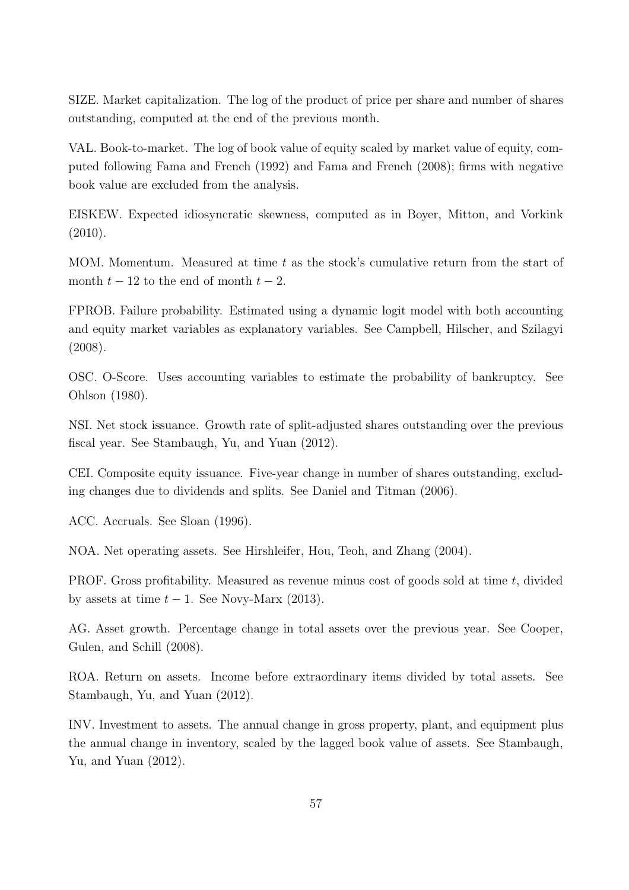SIZE. Market capitalization. The log of the product of price per share and number of shares outstanding, computed at the end of the previous month.

VAL. Book-to-market. The log of book value of equity scaled by market value of equity, computed following Fama and French (1992) and Fama and French (2008); firms with negative book value are excluded from the analysis.

EISKEW. Expected idiosyncratic skewness, computed as in Boyer, Mitton, and Vorkink (2010).

MOM. Momentum. Measured at time $t$ as the stock's cumulative return from the start of month $t-12$ to the end of month $t-2$.

FPROB. Failure probability. Estimated using a dynamic logit model with both accounting and equity market variables as explanatory variables. See Campbell, Hilscher, and Szilagyi (2008).

OSC. O-Score. Uses accounting variables to estimate the probability of bankruptcy. See Ohlson (1980).

NSI. Net stock issuance. Growth rate of split-adjusted shares outstanding over the previous fiscal year. See Stambaugh, Yu, and Yuan (2012).

CEI. Composite equity issuance. Five-year change in number of shares outstanding, excluding changes due to dividends and splits. See Daniel and Titman (2006).

ACC. Accruals. See Sloan (1996).

NOA. Net operating assets. See Hirshleifer, Hou, Teoh, and Zhang (2004).

PROF. Gross profitability. Measured as revenue minus cost of goods sold at time $t$, divided by assets at time $t-1$. See Novy-Marx (2013).

AG. Asset growth. Percentage change in total assets over the previous year. See Cooper, Gulen, and Schill (2008).

ROA. Return on assets. Income before extraordinary items divided by total assets. See Stambaugh, Yu, and Yuan (2012).

INV. Investment to assets. The annual change in gross property, plant, and equipment plus the annual change in inventory, scaled by the lagged book value of assets. See Stambaugh, Yu, and Yuan (2012).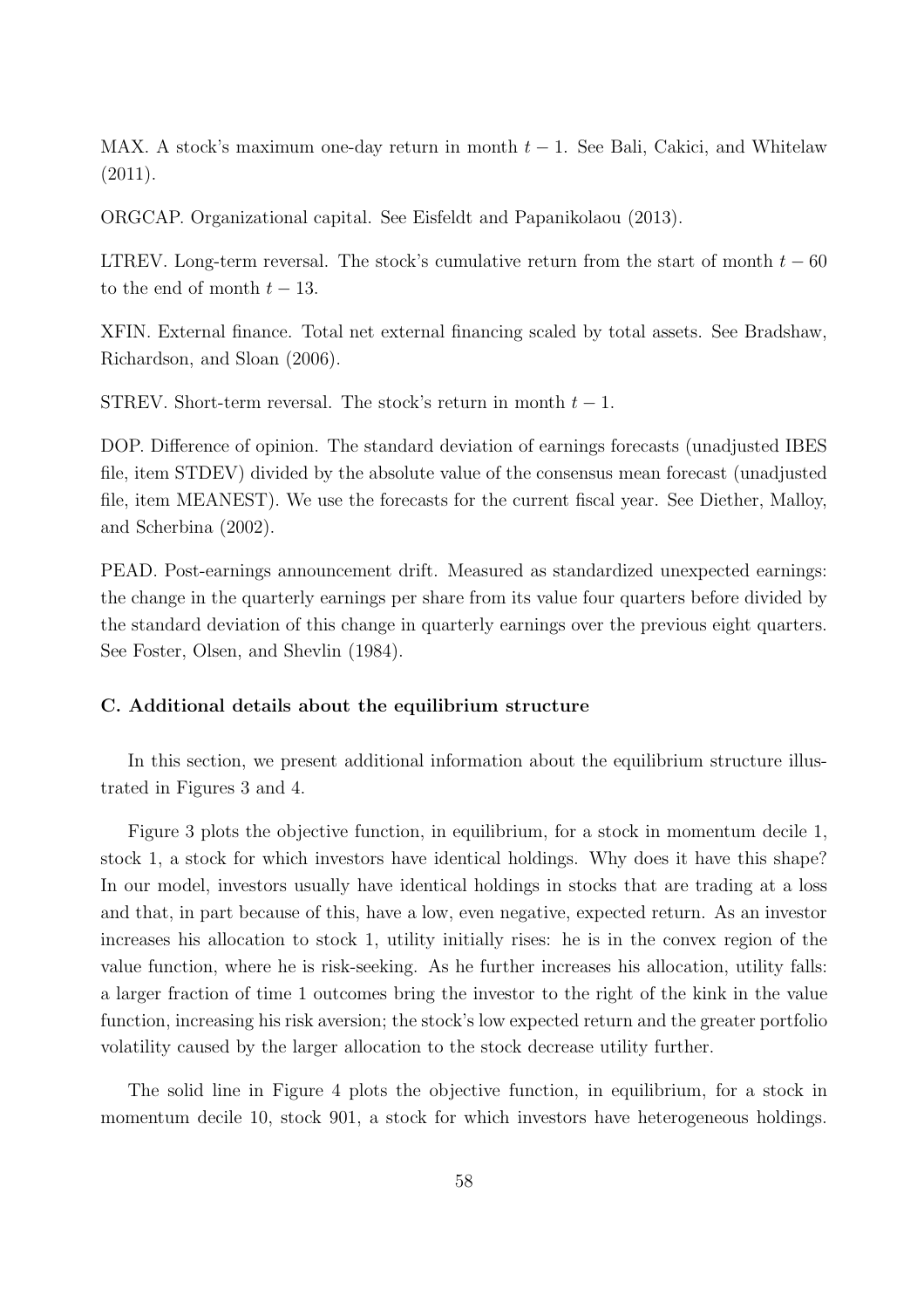MAX. A stock's maximum one-day return in month $t-1$. See Bali, Cakici, and Whitelaw (2011).

ORGCAP. Organizational capital. See Eisfeldt and Papanikolaou (2013).

LTREV. Long-term reversal. The stock's cumulative return from the start of month $t-60$ to the end of month $t-13$.

XFIN. External finance. Total net external financing scaled by total assets. See Bradshaw, Richardson, and Sloan (2006).

STREV. Short-term reversal. The stock's return in month $t-1$.

DOP. Difference of opinion. The standard deviation of earnings forecasts (unadjusted IBES file, item STDEV) divided by the absolute value of the consensus mean forecast (unadjusted file, item MEANEST). We use the forecasts for the current fiscal year. See Diether, Malloy, and Scherbina (2002).

PEAD. Post-earnings announcement drift. Measured as standardized unexpected earnings: the change in the quarterly earnings per share from its value four quarters before divided by the standard deviation of this change in quarterly earnings over the previous eight quarters. See Foster, Olsen, and Shevlin (1984).

### C. Additional details about the equilibrium structure

In this section, we present additional information about the equilibrium structure illustrated in Figures 3 and 4.

Figure 3 plots the objective function, in equilibrium, for a stock in momentum decile 1, stock 1, a stock for which investors have identical holdings. Why does it have this shape? In our model, investors usually have identical holdings in stocks that are trading at a loss and that, in part because of this, have a low, even negative, expected return. As an investor increases his allocation to stock 1, utility initially rises: he is in the convex region of the value function, where he is risk-seeking. As he further increases his allocation, utility falls: a larger fraction of time 1 outcomes bring the investor to the right of the kink in the value function, increasing his risk aversion; the stock's low expected return and the greater portfolio volatility caused by the larger allocation to the stock decrease utility further.

The solid line in Figure 4 plots the objective function, in equilibrium, for a stock in momentum decile 10, stock 901, a stock for which investors have heterogeneous holdings.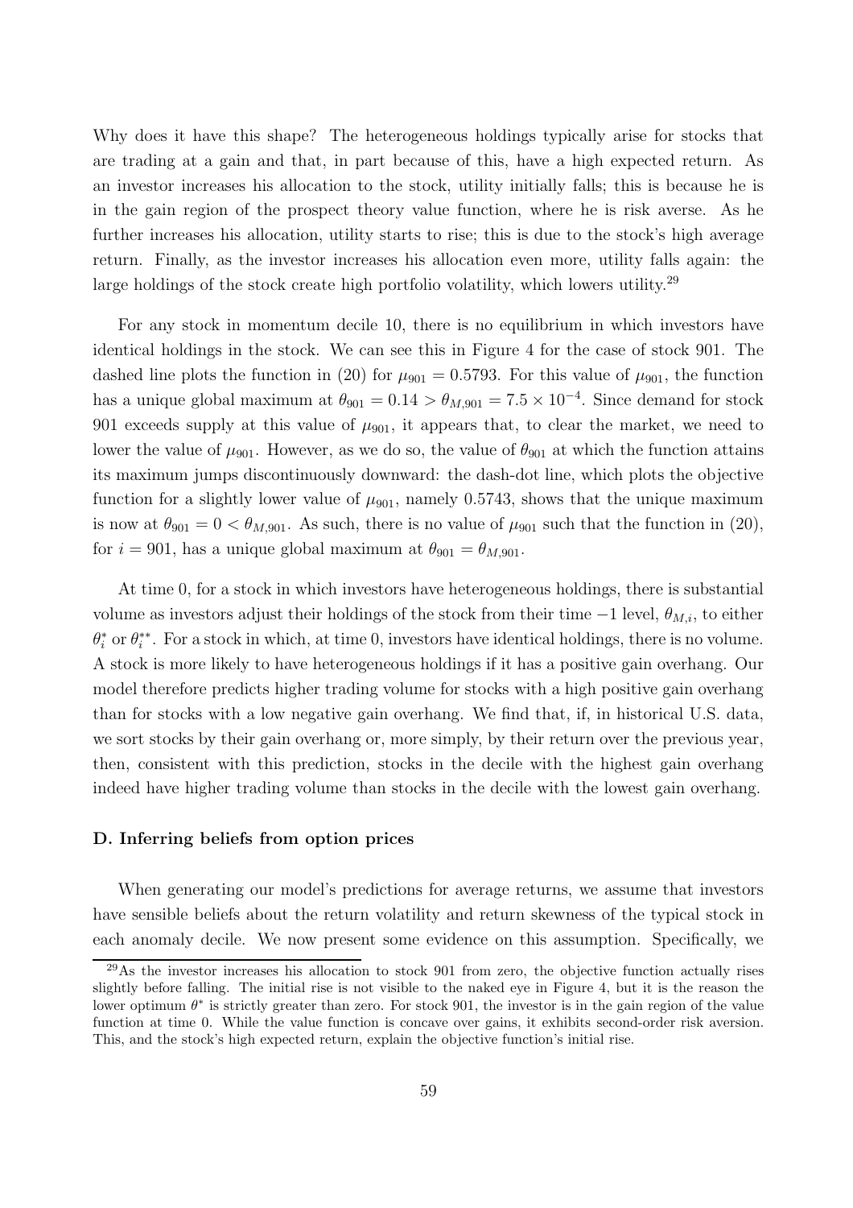Why does it have this shape? The heterogeneous holdings typically arise for stocks that are trading at a gain and that, in part because of this, have a high expected return. As an investor increases his allocation to the stock, utility initially falls; this is because he is in the gain region of the prospect theory value function, where he is risk averse. As he further increases his allocation, utility starts to rise; this is due to the stock's high average return. Finally, as the investor increases his allocation even more, utility falls again: the large holdings of the stock create high portfolio volatility, which lowers utility.[29]

For any stock in momentum decile 10, there is no equilibrium in which investors have identical holdings in the stock. We can see this in Figure 4 for the case of stock 901. The dashed line plots the function in (20) for $\mu_{901} = 0.5793$. For this value of $\mu_{901}$, the function has a unique global maximum at $\theta_{901} = 0.14 > \theta_{M,901} = 7.5 \times 10^{-4}$. Since demand for stock 901 exceeds supply at this value of $\mu_{901}$, it appears that, to clear the market, we need to lower the value of $\mu_{901}$. However, as we do so, the value of $\theta_{901}$ at which the function attains its maximum jumps discontinuously downward: the dash-dot line, which plots the objective function for a slightly lower value of $\mu_{901}$, namely 0.5743, shows that the unique maximum is now at $\theta_{901} = 0 < \theta_{M,901}$. As such, there is no value of $\mu_{901}$ such that the function in (20), for $i = 901$, has a unique global maximum at $\theta_{901} = \theta_{M,901}$.

At time 0, for a stock in which investors have heterogeneous holdings, there is substantial volume as investors adjust their holdings of the stock from their time $-1$ level, $\theta_{M,i}$, to either $\theta_i^*$ or $\theta_i^{**}$. For a stock in which, at time 0, investors have identical holdings, there is no volume. A stock is more likely to have heterogeneous holdings if it has a positive gain overhang. Our model therefore predicts higher trading volume for stocks with a high positive gain overhang than for stocks with a low negative gain overhang. We find that, if, in historical U.S. data, we sort stocks by their gain overhang or, more simply, by their return over the previous year, then, consistent with this prediction, stocks in the decile with the highest gain overhang indeed have higher trading volume than stocks in the decile with the lowest gain overhang.

### D. Inferring beliefs from option prices

When generating our model's predictions for average returns, we assume that investors have sensible beliefs about the return volatility and return skewness of the typical stock in each anomaly decile. We now present some evidence on this assumption. Specifically, we

[29] As the investor increases his allocation to stock 901 from zero, the objective function actually rises slightly before falling. The initial rise is not visible to the naked eye in Figure 4, but it is the reason the lower optimum $\theta^*$ is strictly greater than zero. For stock 901, the investor is in the gain region of the value function at time 0. While the value function is concave over gains, it exhibits second-order risk aversion. This, and the stock's high expected return, explain the objective function's initial rise.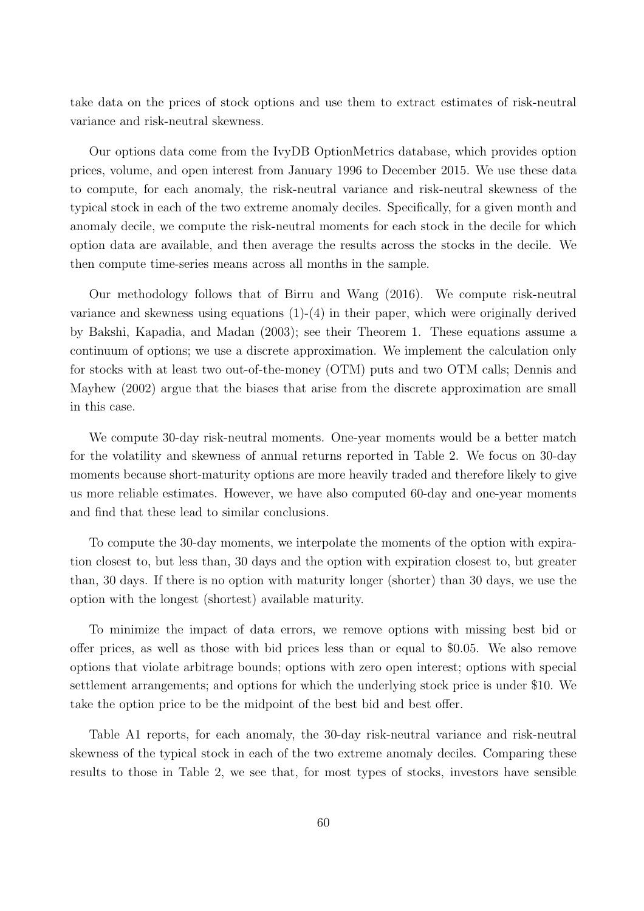take data on the prices of stock options and use them to extract estimates of risk-neutral variance and risk-neutral skewness.

Our options data come from the IvyDB OptionMetrics database, which provides option prices, volume, and open interest from January 1996 to December 2015. We use these data to compute, for each anomaly, the risk-neutral variance and risk-neutral skewness of the typical stock in each of the two extreme anomaly deciles. Specifically, for a given month and anomaly decile, we compute the risk-neutral moments for each stock in the decile for which option data are available, and then average the results across the stocks in the decile. We then compute time-series means across all months in the sample.

Our methodology follows that of Birru and Wang (2016). We compute risk-neutral variance and skewness using equations (1)-(4) in their paper, which were originally derived by Bakshi, Kapadia, and Madan (2003); see their Theorem 1. These equations assume a continuum of options; we use a discrete approximation. We implement the calculation only for stocks with at least two out-of-the-money (OTM) puts and two OTM calls; Dennis and Mayhew (2002) argue that the biases that arise from the discrete approximation are small in this case.

We compute 30-day risk-neutral moments. One-year moments would be a better match for the volatility and skewness of annual returns reported in Table 2. We focus on 30-day moments because short-maturity options are more heavily traded and therefore likely to give us more reliable estimates. However, we have also computed 60-day and one-year moments and find that these lead to similar conclusions.

To compute the 30-day moments, we interpolate the moments of the option with expiration closest to, but less than, 30 days and the option with expiration closest to, but greater than, 30 days. If there is no option with maturity longer (shorter) than 30 days, we use the option with the longest (shortest) available maturity.

To minimize the impact of data errors, we remove options with missing best bid or offer prices, as well as those with bid prices less than or equal to \$0.05. We also remove options that violate arbitrage bounds; options with zero open interest; options with special settlement arrangements; and options for which the underlying stock price is under \$10. We take the option price to be the midpoint of the best bid and best offer.

Table A1 reports, for each anomaly, the 30-day risk-neutral variance and risk-neutral skewness of the typical stock in each of the two extreme anomaly deciles. Comparing these results to those in Table 2, we see that, for most types of stocks, investors have sensible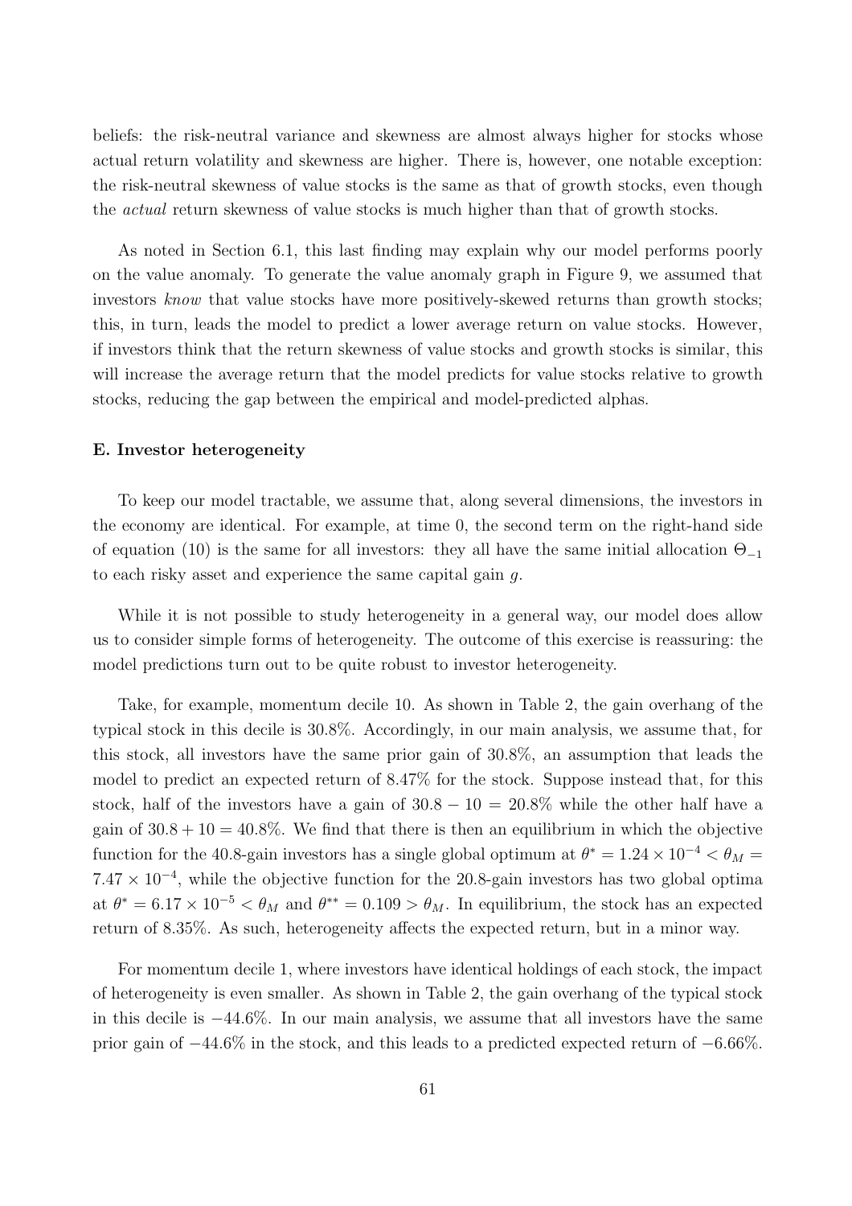beliefs: the risk-neutral variance and skewness are almost always higher for stocks whose actual return volatility and skewness are higher. There is, however, one notable exception: the risk-neutral skewness of value stocks is the same as that of growth stocks, even though the *actual* return skewness of value stocks is much higher than that of growth stocks.

As noted in Section 6.1, this last finding may explain why our model performs poorly on the value anomaly. To generate the value anomaly graph in Figure 9, we assumed that investors *know* that value stocks have more positively-skewed returns than growth stocks; this, in turn, leads the model to predict a lower average return on value stocks. However, if investors think that the return skewness of value stocks and growth stocks is similar, this will increase the average return that the model predicts for value stocks relative to growth stocks, reducing the gap between the empirical and model-predicted alphas.

### E. Investor heterogeneity

To keep our model tractable, we assume that, along several dimensions, the investors in the economy are identical. For example, at time 0, the second term on the right-hand side of equation (10) is the same for all investors: they all have the same initial allocation $\Theta_{-1}$ to each risky asset and experience the same capital gain $g$.

While it is not possible to study heterogeneity in a general way, our model does allow us to consider simple forms of heterogeneity. The outcome of this exercise is reassuring: the model predictions turn out to be quite robust to investor heterogeneity.

Take, for example, momentum decile 10. As shown in Table 2, the gain overhang of the typical stock in this decile is 30.8%. Accordingly, in our main analysis, we assume that, for this stock, all investors have the same prior gain of 30.8%, an assumption that leads the model to predict an expected return of 8.47% for the stock. Suppose instead that, for this stock, half of the investors have a gain of $30.8 - 10 = 20.8\%$ while the other half have a gain of $30.8 + 10 = 40.8\%$. We find that there is then an equilibrium in which the objective function for the 40.8-gain investors has a single global optimum at $\theta^* = 1.24 \times 10^{-4} < \theta_M = 7.47 \times 10^{-4}$, while the objective function for the 20.8-gain investors has two global optima at $\theta^* = 6.17 \times 10^{-5} < \theta_M$ and $\theta^{**} = 0.109 > \theta_M$. In equilibrium, the stock has an expected return of 8.35%. As such, heterogeneity affects the expected return, but in a minor way.

For momentum decile 1, where investors have identical holdings of each stock, the impact of heterogeneity is even smaller. As shown in Table 2, the gain overhang of the typical stock in this decile is $-44.6\%$. In our main analysis, we assume that all investors have the same prior gain of $-44.6\%$ in the stock, and this leads to a predicted expected return of $-6.66\%$.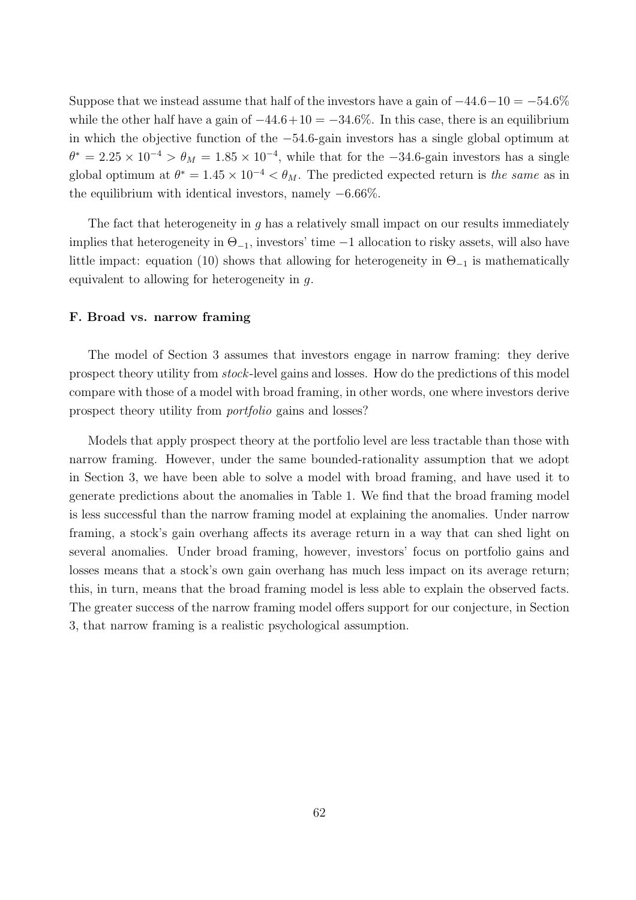Suppose that we instead assume that half of the investors have a gain of $-44.6-10 = -54.6\%$ while the other half have a gain of $-44.6+10 = -34.6\%$. In this case, there is an equilibrium in which the objective function of the $-54.6$-gain investors has a single global optimum at $\theta^* = 2.25 \times 10^{-4} > \theta_M = 1.85 \times 10^{-4}$, while that for the $-34.6$-gain investors has a single global optimum at $\theta^* = 1.45 \times 10^{-4} < \theta_M$. The predicted expected return is *the same* as in the equilibrium with identical investors, namely $-6.66\%$.

The fact that heterogeneity in $g$ has a relatively small impact on our results immediately implies that heterogeneity in $\Theta_{-1}$, investors' time $-1$ allocation to risky assets, will also have little impact: equation (10) shows that allowing for heterogeneity in $\Theta_{-1}$ is mathematically equivalent to allowing for heterogeneity in $g$.

### F. Broad vs. narrow framing

The model of Section 3 assumes that investors engage in narrow framing: they derive prospect theory utility from *stock*-level gains and losses. How do the predictions of this model compare with those of a model with broad framing, in other words, one where investors derive prospect theory utility from *portfolio* gains and losses?

Models that apply prospect theory at the portfolio level are less tractable than those with narrow framing. However, under the same bounded-rationality assumption that we adopt in Section 3, we have been able to solve a model with broad framing, and have used it to generate predictions about the anomalies in Table 1. We find that the broad framing model is less successful than the narrow framing model at explaining the anomalies. Under narrow framing, a stock's gain overhang affects its average return in a way that can shed light on several anomalies. Under broad framing, however, investors' focus on portfolio gains and losses means that a stock's own gain overhang has much less impact on its average return; this, in turn, means that the broad framing model is less able to explain the observed facts. The greater success of the narrow framing model offers support for our conjecture, in Section 3, that narrow framing is a realistic psychological assumption.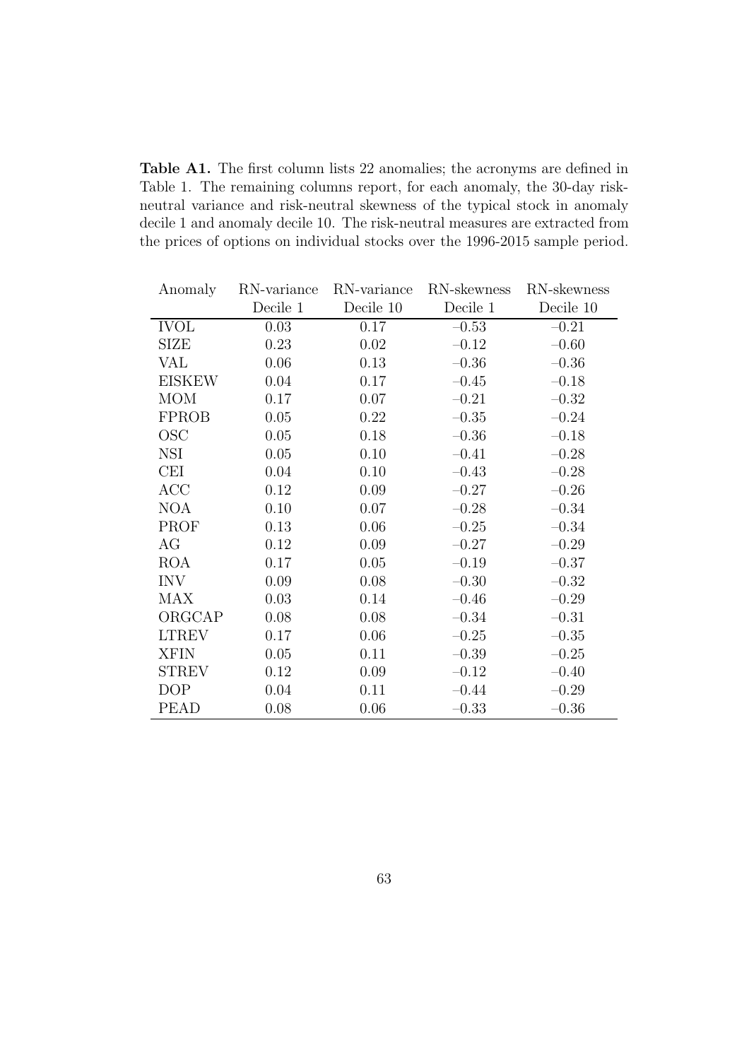**Table A1.** The first column lists 22 anomalies; the acronyms are defined in Table 1. The remaining columns report, for each anomaly, the 30-day risk-neutral variance and risk-neutral skewness of the typical stock in anomaly decile 1 and anomaly decile 10. The risk-neutral measures are extracted from the prices of options on individual stocks over the 1996-2015 sample period.

| Anomaly | RN-variance Decile 1 | RN-variance Decile 10 | RN-skewness Decile 1 | RN-skewness Decile 10 |
|---|---|---|---|---|
| IVOL | 0.03 | 0.17 | −0.53 | −0.21 |
| SIZE | 0.23 | 0.02 | −0.12 | −0.60 |
| VAL | 0.06 | 0.13 | −0.36 | −0.36 |
| EISKEW | 0.04 | 0.17 | −0.45 | −0.18 |
| MOM | 0.17 | 0.07 | −0.21 | −0.32 |
| FPROB | 0.05 | 0.22 | −0.35 | −0.24 |
| OSC | 0.05 | 0.18 | −0.36 | −0.18 |
| NSI | 0.05 | 0.10 | −0.41 | −0.28 |
| CEI | 0.04 | 0.10 | −0.43 | −0.28 |
| ACC | 0.12 | 0.09 | −0.27 | −0.26 |
| NOA | 0.10 | 0.07 | −0.28 | −0.34 |
| PROF | 0.13 | 0.06 | −0.25 | −0.34 |
| AG | 0.12 | 0.09 | −0.27 | −0.29 |
| ROA | 0.17 | 0.05 | −0.19 | −0.37 |
| INV | 0.09 | 0.08 | −0.30 | −0.32 |
| MAX | 0.03 | 0.14 | −0.46 | −0.29 |
| ORGCAP | 0.08 | 0.08 | −0.34 | −0.31 |
| LTREV | 0.17 | 0.06 | −0.25 | −0.35 |
| XFIN | 0.05 | 0.11 | −0.39 | −0.25 |
| STREV | 0.12 | 0.09 | −0.12 | −0.40 |
| DOP | 0.04 | 0.11 | −0.44 | −0.29 |
| PEAD | 0.08 | 0.06 | −0.33 | −0.36 |